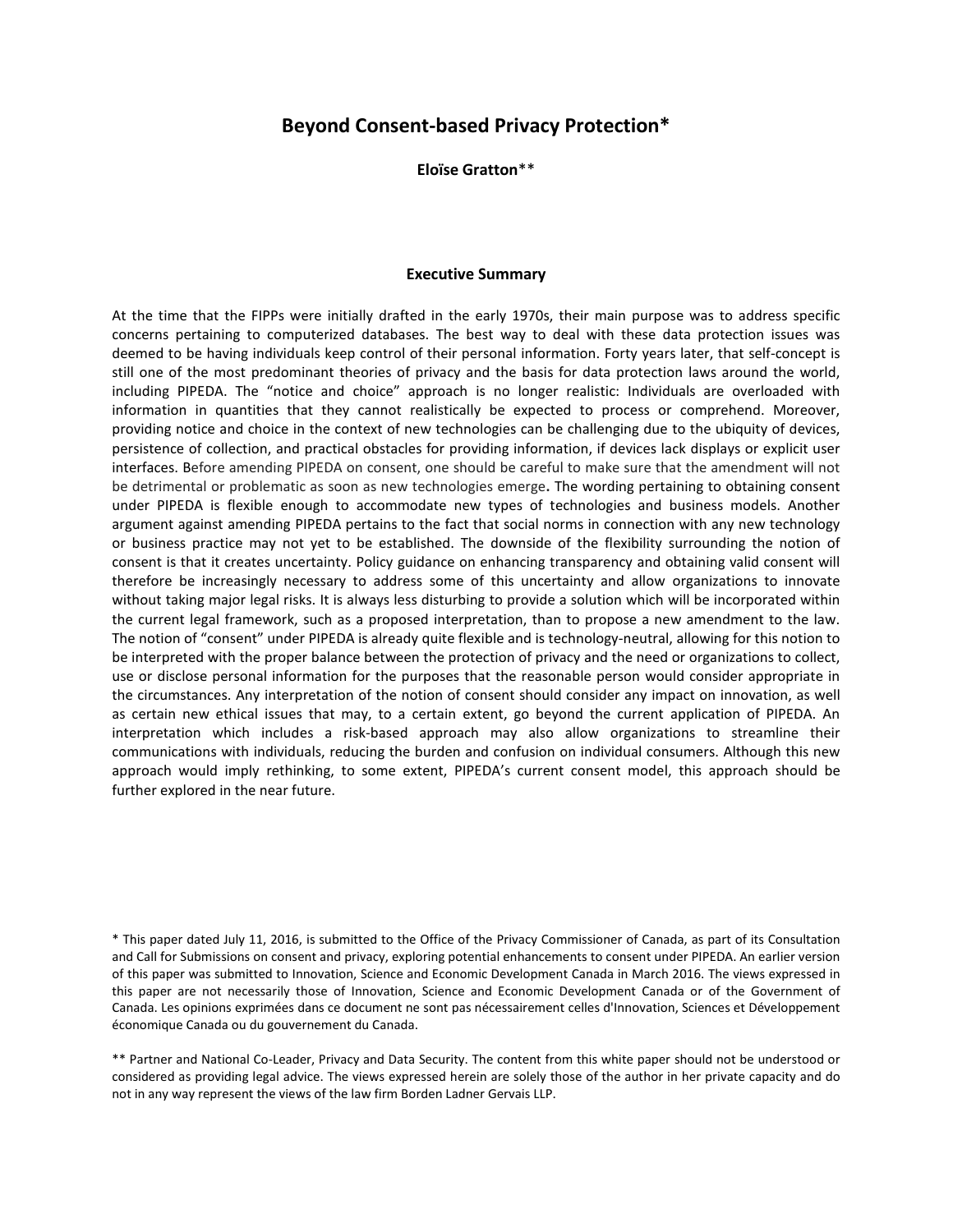# Beyond Consent-based Privacy Protection*

**Eloïse Gratton****

## Executive Summary

At the time that the FIPPs were initially drafted in the early 1970s, their main purpose was to address specific concerns pertaining to computerized databases. The best way to deal with these data protection issues was deemed to be having individuals keep control of their personal information. Forty years later, that self-concept is still one of the most predominant theories of privacy and the basis for data protection laws around the world, including PIPEDA. The "notice and choice" approach is no longer realistic: Individuals are overloaded with information in quantities that they cannot realistically be expected to process or comprehend. Moreover, providing notice and choice in the context of new technologies can be challenging due to the ubiquity of devices, persistence of collection, and practical obstacles for providing information, if devices lack displays or explicit user interfaces. Before amending PIPEDA on consent, one should be careful to make sure that the amendment will not be detrimental or problematic as soon as new technologies emerge. The wording pertaining to obtaining consent under PIPEDA is flexible enough to accommodate new types of technologies and business models. Another argument against amending PIPEDA pertains to the fact that social norms in connection with any new technology or business practice may not yet to be established. The downside of the flexibility surrounding the notion of consent is that it creates uncertainty. Policy guidance on enhancing transparency and obtaining valid consent will therefore be increasingly necessary to address some of this uncertainty and allow organizations to innovate without taking major legal risks. It is always less disturbing to provide a solution which will be incorporated within the current legal framework, such as a proposed interpretation, than to propose a new amendment to the law. The notion of "consent" under PIPEDA is already quite flexible and is technology-neutral, allowing for this notion to be interpreted with the proper balance between the protection of privacy and the need or organizations to collect, use or disclose personal information for the purposes that the reasonable person would consider appropriate in the circumstances. Any interpretation of the notion of consent should consider any impact on innovation, as well as certain new ethical issues that may, to a certain extent, go beyond the current application of PIPEDA. An interpretation which includes a risk-based approach may also allow organizations to streamline their communications with individuals, reducing the burden and confusion on individual consumers. Although this new approach would imply rethinking, to some extent, PIPEDA's current consent model, this approach should be further explored in the near future.

\* This paper dated July 11, 2016, is submitted to the Office of the Privacy Commissioner of Canada, as part of its Consultation and Call for Submissions on consent and privacy, exploring potential enhancements to consent under PIPEDA. An earlier version of this paper was submitted to Innovation, Science and Economic Development Canada in March 2016. The views expressed in this paper are not necessarily those of Innovation, Science and Economic Development Canada or of the Government of Canada. Les opinions exprimées dans ce document ne sont pas nécessairement celles d'Innovation, Sciences et Développement économique Canada ou du gouvernement du Canada.

\*\* Partner and National Co-Leader, Privacy and Data Security. The content from this white paper should not be understood or considered as providing legal advice. The views expressed herein are solely those of the author in her private capacity and do not in any way represent the views of the law firm Borden Ladner Gervais LLP.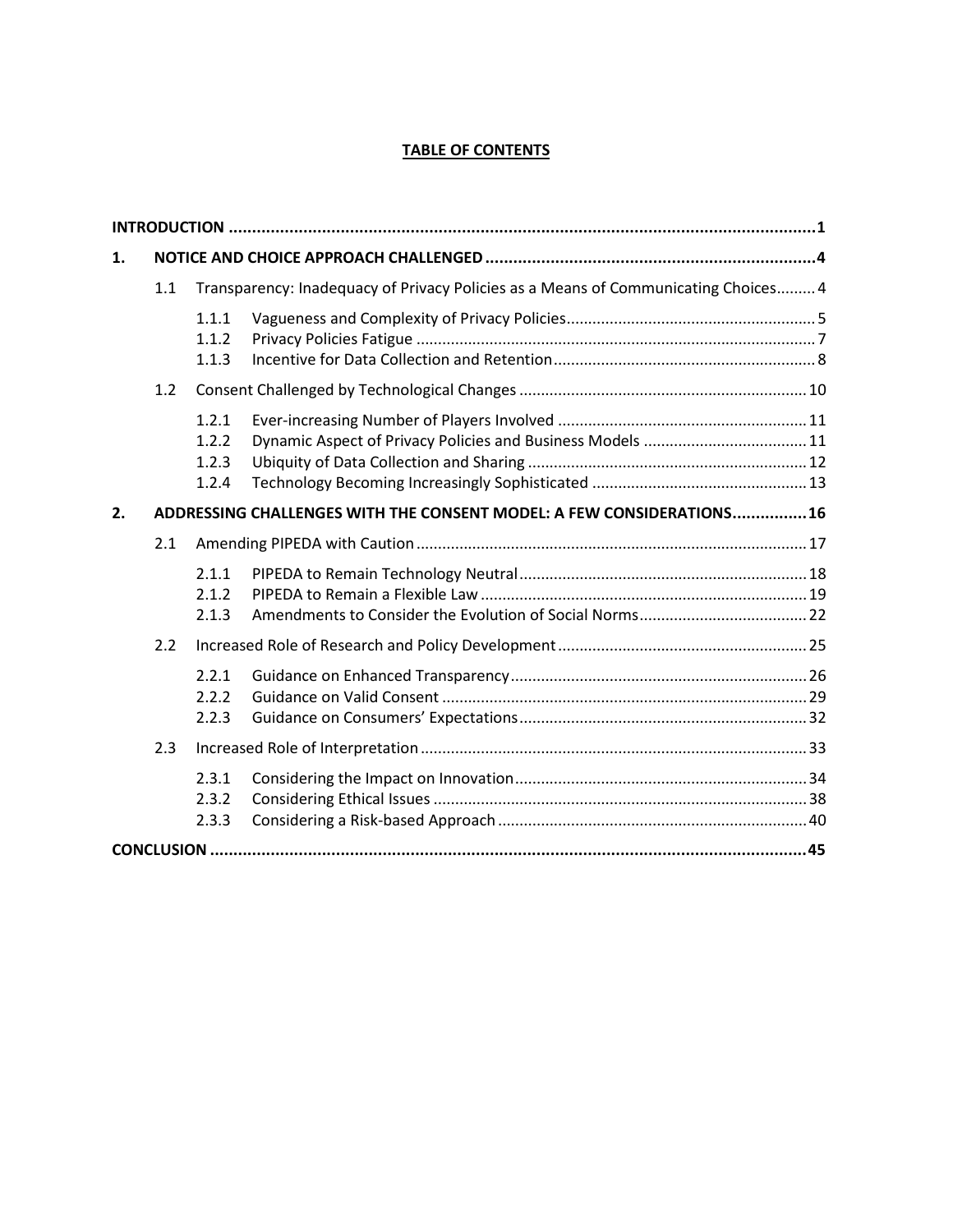## TABLE OF CONTENTS

**INTRODUCTION** ..... **1**

**1. NOTICE AND CHOICE APPROACH CHALLENGED** ..... **4**

- 1.1 Transparency: Inadequacy of Privacy Policies as a Means of Communicating Choices ..... 4
  - 1.1.1 Vagueness and Complexity of Privacy Policies ..... 5
  - 1.1.2 Privacy Policies Fatigue ..... 7
  - 1.1.3 Incentive for Data Collection and Retention ..... 8
- 1.2 Consent Challenged by Technological Changes ..... 10
  - 1.2.1 Ever-increasing Number of Players Involved ..... 11
  - 1.2.2 Dynamic Aspect of Privacy Policies and Business Models ..... 11
  - 1.2.3 Ubiquity of Data Collection and Sharing ..... 12
  - 1.2.4 Technology Becoming Increasingly Sophisticated ..... 13

**2. ADDRESSING CHALLENGES WITH THE CONSENT MODEL: A FEW CONSIDERATIONS** ..... **16**

- 2.1 Amending PIPEDA with Caution ..... 17
  - 2.1.1 PIPEDA to Remain Technology Neutral ..... 18
  - 2.1.2 PIPEDA to Remain a Flexible Law ..... 19
  - 2.1.3 Amendments to Consider the Evolution of Social Norms ..... 22
- 2.2 Increased Role of Research and Policy Development ..... 25
  - 2.2.1 Guidance on Enhanced Transparency ..... 26
  - 2.2.2 Guidance on Valid Consent ..... 29
  - 2.2.3 Guidance on Consumers' Expectations ..... 32
- 2.3 Increased Role of Interpretation ..... 33
  - 2.3.1 Considering the Impact on Innovation ..... 34
  - 2.3.2 Considering Ethical Issues ..... 38
  - 2.3.3 Considering a Risk-based Approach ..... 40

**CONCLUSION** ..... **45**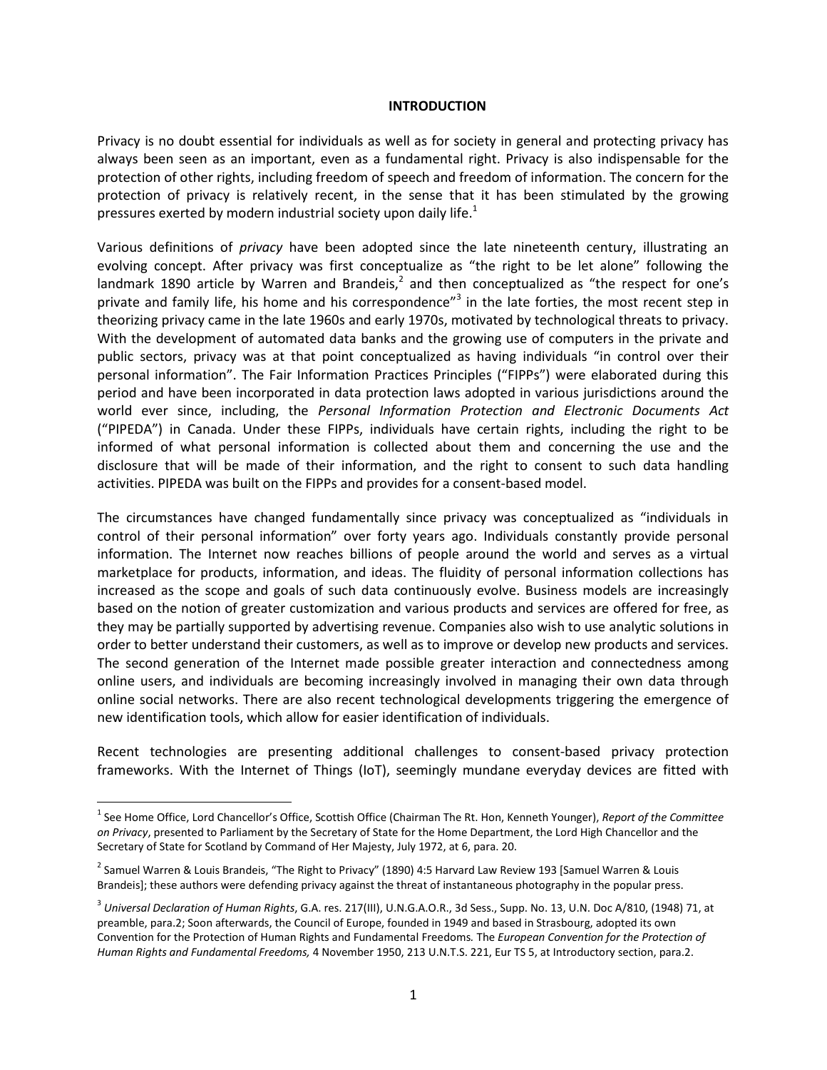**INTRODUCTION**

Privacy is no doubt essential for individuals as well as for society in general and protecting privacy has always been seen as an important, even as a fundamental right. Privacy is also indispensable for the protection of other rights, including freedom of speech and freedom of information. The concern for the protection of privacy is relatively recent, in the sense that it has been stimulated by the growing pressures exerted by modern industrial society upon daily life.[1]

Various definitions of *privacy* have been adopted since the late nineteenth century, illustrating an evolving concept. After privacy was first conceptualize as "the right to be let alone" following the landmark 1890 article by Warren and Brandeis,[2] and then conceptualized as "the respect for one's private and family life, his home and his correspondence"[3] in the late forties, the most recent step in theorizing privacy came in the late 1960s and early 1970s, motivated by technological threats to privacy. With the development of automated data banks and the growing use of computers in the private and public sectors, privacy was at that point conceptualized as having individuals "in control over their personal information". The Fair Information Practices Principles ("FIPPs") were elaborated during this period and have been incorporated in data protection laws adopted in various jurisdictions around the world ever since, including, the *Personal Information Protection and Electronic Documents Act* ("PIPEDA") in Canada. Under these FIPPs, individuals have certain rights, including the right to be informed of what personal information is collected about them and concerning the use and the disclosure that will be made of their information, and the right to consent to such data handling activities. PIPEDA was built on the FIPPs and provides for a consent-based model.

The circumstances have changed fundamentally since privacy was conceptualized as "individuals in control of their personal information" over forty years ago. Individuals constantly provide personal information. The Internet now reaches billions of people around the world and serves as a virtual marketplace for products, information, and ideas. The fluidity of personal information collections has increased as the scope and goals of such data continuously evolve. Business models are increasingly based on the notion of greater customization and various products and services are offered for free, as they may be partially supported by advertising revenue. Companies also wish to use analytic solutions in order to better understand their customers, as well as to improve or develop new products and services. The second generation of the Internet made possible greater interaction and connectedness among online users, and individuals are becoming increasingly involved in managing their own data through online social networks. There are also recent technological developments triggering the emergence of new identification tools, which allow for easier identification of individuals.

Recent technologies are presenting additional challenges to consent-based privacy protection frameworks. With the Internet of Things (IoT), seemingly mundane everyday devices are fitted with

---

[1] See Home Office, Lord Chancellor's Office, Scottish Office (Chairman The Rt. Hon, Kenneth Younger), *Report of the Committee on Privacy*, presented to Parliament by the Secretary of State for the Home Department, the Lord High Chancellor and the Secretary of State for Scotland by Command of Her Majesty, July 1972, at 6, para. 20.

[2] Samuel Warren & Louis Brandeis, "The Right to Privacy" (1890) 4:5 Harvard Law Review 193 [Samuel Warren & Louis Brandeis]; these authors were defending privacy against the threat of instantaneous photography in the popular press.

[3] *Universal Declaration of Human Rights*, G.A. res. 217(III), U.N.G.A.O.R., 3d Sess., Supp. No. 13, U.N. Doc A/810, (1948) 71, at preamble, para.2; Soon afterwards, the Council of Europe, founded in 1949 and based in Strasbourg, adopted its own Convention for the Protection of Human Rights and Fundamental Freedoms*.* The *European Convention for the Protection of Human Rights and Fundamental Freedoms,* 4 November 1950, 213 U.N.T.S. 221, Eur TS 5, at Introductory section, para.2.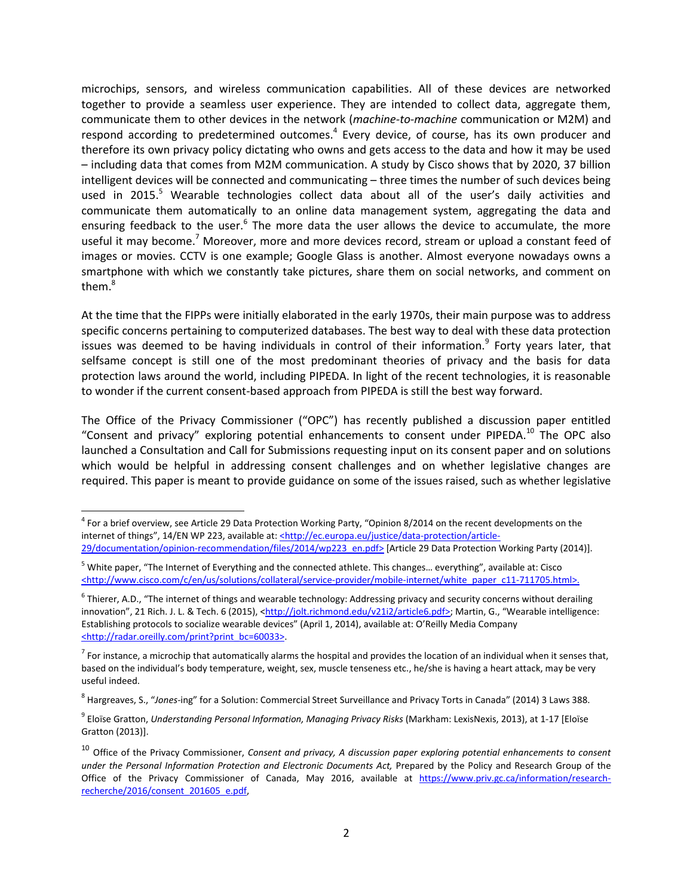microchips, sensors, and wireless communication capabilities. All of these devices are networked together to provide a seamless user experience. They are intended to collect data, aggregate them, communicate them to other devices in the network (*machine-to-machine* communication or M2M) and respond according to predetermined outcomes.[4] Every device, of course, has its own producer and therefore its own privacy policy dictating who owns and gets access to the data and how it may be used – including data that comes from M2M communication. A study by Cisco shows that by 2020, 37 billion intelligent devices will be connected and communicating – three times the number of such devices being used in 2015.[5] Wearable technologies collect data about all of the user's daily activities and communicate them automatically to an online data management system, aggregating the data and ensuring feedback to the user.[6] The more data the user allows the device to accumulate, the more useful it may become.[7] Moreover, more and more devices record, stream or upload a constant feed of images or movies. CCTV is one example; Google Glass is another. Almost everyone nowadays owns a smartphone with which we constantly take pictures, share them on social networks, and comment on them.[8]

At the time that the FIPPs were initially elaborated in the early 1970s, their main purpose was to address specific concerns pertaining to computerized databases. The best way to deal with these data protection issues was deemed to be having individuals in control of their information.[9] Forty years later, that selfsame concept is still one of the most predominant theories of privacy and the basis for data protection laws around the world, including PIPEDA. In light of the recent technologies, it is reasonable to wonder if the current consent-based approach from PIPEDA is still the best way forward.

The Office of the Privacy Commissioner ("OPC") has recently published a discussion paper entitled "Consent and privacy" exploring potential enhancements to consent under PIPEDA.[10] The OPC also launched a Consultation and Call for Submissions requesting input on its consent paper and on solutions which would be helpful in addressing consent challenges and on whether legislative changes are required. This paper is meant to provide guidance on some of the issues raised, such as whether legislative

---

[4] For a brief overview, see Article 29 Data Protection Working Party, "Opinion 8/2014 on the recent developments on the internet of things", 14/EN WP 223, available at: <http://ec.europa.eu/justice/data-protection/article-29/documentation/opinion-recommendation/files/2014/wp223_en.pdf> [Article 29 Data Protection Working Party (2014)].

[5] White paper, "The Internet of Everything and the connected athlete. This changes… everything", available at: Cisco <http://www.cisco.com/c/en/us/solutions/collateral/service-provider/mobile-internet/white_paper_c11-711705.html>.

[6] Thierer, A.D., "The internet of things and wearable technology: Addressing privacy and security concerns without derailing innovation", 21 Rich. J. L. & Tech. 6 (2015), <http://jolt.richmond.edu/v21i2/article6.pdf>; Martin, G., "Wearable intelligence: Establishing protocols to socialize wearable devices" (April 1, 2014), available at: O'Reilly Media Company <http://radar.oreilly.com/print?print_bc=60033>.

[7] For instance, a microchip that automatically alarms the hospital and provides the location of an individual when it senses that, based on the individual's body temperature, weight, sex, muscle tenseness etc., he/she is having a heart attack, may be very useful indeed.

[8] Hargreaves, S., "*Jones*-ing" for a Solution: Commercial Street Surveillance and Privacy Torts in Canada" (2014) 3 Laws 388.

[9] Eloïse Gratton, *Understanding Personal Information, Managing Privacy Risks* (Markham: LexisNexis, 2013), at 1-17 [Eloïse Gratton (2013)].

[10] Office of the Privacy Commissioner, *Consent and privacy, A discussion paper exploring potential enhancements to consent under the Personal Information Protection and Electronic Documents Act,* Prepared by the Policy and Research Group of the Office of the Privacy Commissioner of Canada, May 2016, available at https://www.priv.gc.ca/information/research-recherche/2016/consent_201605_e.pdf,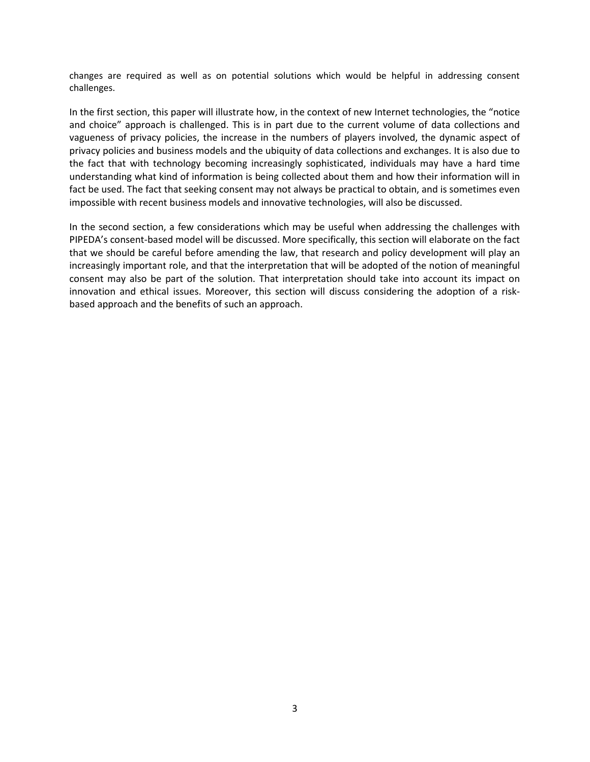changes are required as well as on potential solutions which would be helpful in addressing consent challenges.

In the first section, this paper will illustrate how, in the context of new Internet technologies, the "notice and choice" approach is challenged. This is in part due to the current volume of data collections and vagueness of privacy policies, the increase in the numbers of players involved, the dynamic aspect of privacy policies and business models and the ubiquity of data collections and exchanges. It is also due to the fact that with technology becoming increasingly sophisticated, individuals may have a hard time understanding what kind of information is being collected about them and how their information will in fact be used. The fact that seeking consent may not always be practical to obtain, and is sometimes even impossible with recent business models and innovative technologies, will also be discussed.

In the second section, a few considerations which may be useful when addressing the challenges with PIPEDA's consent-based model will be discussed. More specifically, this section will elaborate on the fact that we should be careful before amending the law, that research and policy development will play an increasingly important role, and that the interpretation that will be adopted of the notion of meaningful consent may also be part of the solution. That interpretation should take into account its impact on innovation and ethical issues. Moreover, this section will discuss considering the adoption of a risk-based approach and the benefits of such an approach.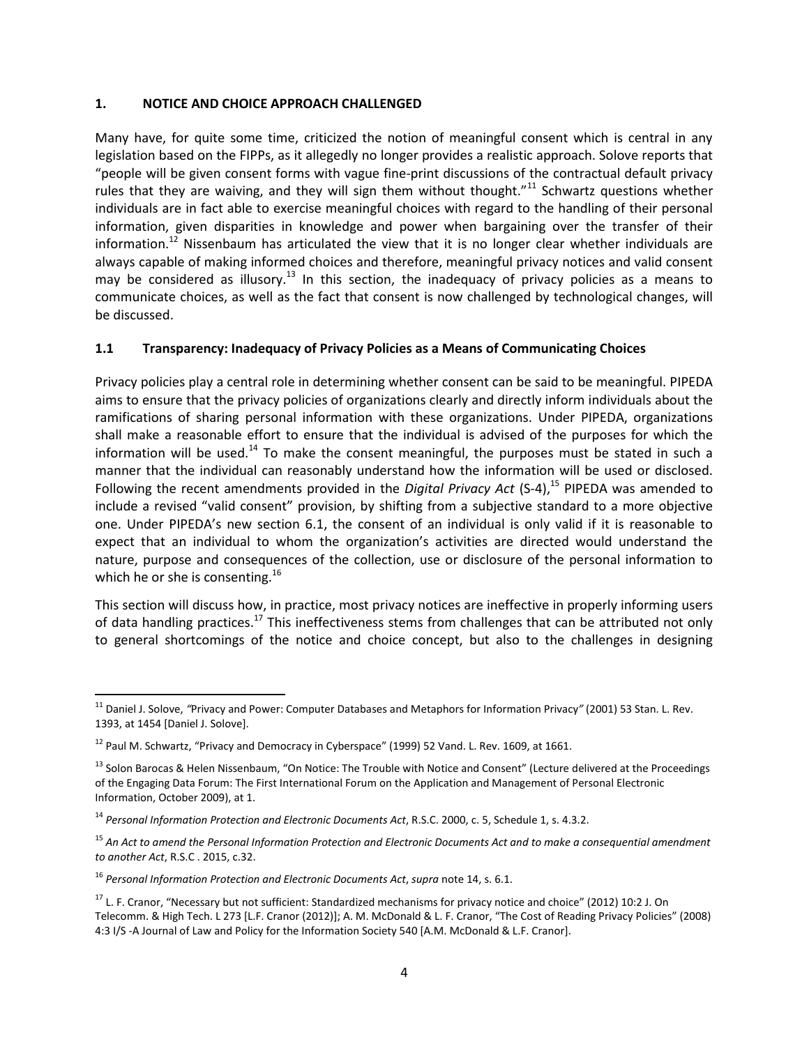## 1. NOTICE AND CHOICE APPROACH CHALLENGED

Many have, for quite some time, criticized the notion of meaningful consent which is central in any legislation based on the FIPPs, as it allegedly no longer provides a realistic approach. Solove reports that "people will be given consent forms with vague fine-print discussions of the contractual default privacy rules that they are waiving, and they will sign them without thought."[11] Schwartz questions whether individuals are in fact able to exercise meaningful choices with regard to the handling of their personal information, given disparities in knowledge and power when bargaining over the transfer of their information.[12] Nissenbaum has articulated the view that it is no longer clear whether individuals are always capable of making informed choices and therefore, meaningful privacy notices and valid consent may be considered as illusory.[13] In this section, the inadequacy of privacy policies as a means to communicate choices, as well as the fact that consent is now challenged by technological changes, will be discussed.

### 1.1 Transparency: Inadequacy of Privacy Policies as a Means of Communicating Choices

Privacy policies play a central role in determining whether consent can be said to be meaningful. PIPEDA aims to ensure that the privacy policies of organizations clearly and directly inform individuals about the ramifications of sharing personal information with these organizations. Under PIPEDA, organizations shall make a reasonable effort to ensure that the individual is advised of the purposes for which the information will be used.[14] To make the consent meaningful, the purposes must be stated in such a manner that the individual can reasonably understand how the information will be used or disclosed. Following the recent amendments provided in the *Digital Privacy Act* (S-4),[15] PIPEDA was amended to include a revised "valid consent" provision, by shifting from a subjective standard to a more objective one. Under PIPEDA's new section 6.1, the consent of an individual is only valid if it is reasonable to expect that an individual to whom the organization's activities are directed would understand the nature, purpose and consequences of the collection, use or disclosure of the personal information to which he or she is consenting.[16]

This section will discuss how, in practice, most privacy notices are ineffective in properly informing users of data handling practices.[17] This ineffectiveness stems from challenges that can be attributed not only to general shortcomings of the notice and choice concept, but also to the challenges in designing

---

[11] Daniel J. Solove, *"*Privacy and Power: Computer Databases and Metaphors for Information Privacy*"* (2001) 53 Stan. L. Rev. 1393, at 1454 [Daniel J. Solove].

[12] Paul M. Schwartz, "Privacy and Democracy in Cyberspace" (1999) 52 Vand. L. Rev. 1609, at 1661.

[13] Solon Barocas & Helen Nissenbaum, "On Notice: The Trouble with Notice and Consent" (Lecture delivered at the Proceedings of the Engaging Data Forum: The First International Forum on the Application and Management of Personal Electronic Information, October 2009), at 1.

[14] *Personal Information Protection and Electronic Documents Act*, R.S.C. 2000, c. 5, Schedule 1, s. 4.3.2.

[15] *An Act to amend the Personal Information Protection and Electronic Documents Act and to make a consequential amendment to another Act*, R.S.C . 2015, c.32.

[16] *Personal Information Protection and Electronic Documents Act*, *supra* note 14, s. 6.1.

[17] L. F. Cranor, "Necessary but not sufficient: Standardized mechanisms for privacy notice and choice" (2012) 10:2 J. On Telecomm. & High Tech. L 273 [L.F. Cranor (2012)]; A. M. McDonald & L. F. Cranor, "The Cost of Reading Privacy Policies" (2008) 4:3 I/S -A Journal of Law and Policy for the Information Society 540 [A.M. McDonald & L.F. Cranor].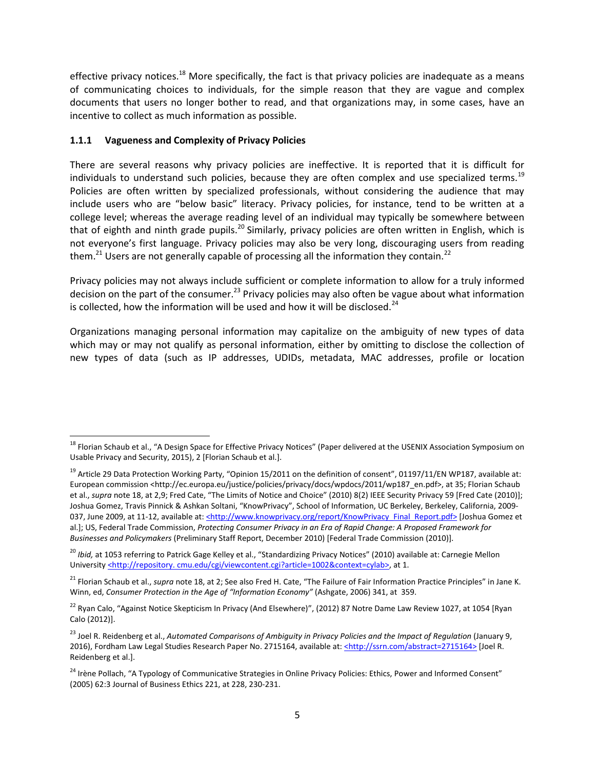effective privacy notices.[18] More specifically, the fact is that privacy policies are inadequate as a means of communicating choices to individuals, for the simple reason that they are vague and complex documents that users no longer bother to read, and that organizations may, in some cases, have an incentive to collect as much information as possible.

### 1.1.1 Vagueness and Complexity of Privacy Policies

There are several reasons why privacy policies are ineffective. It is reported that it is difficult for individuals to understand such policies, because they are often complex and use specialized terms.[19] Policies are often written by specialized professionals, without considering the audience that may include users who are "below basic" literacy. Privacy policies, for instance, tend to be written at a college level; whereas the average reading level of an individual may typically be somewhere between that of eighth and ninth grade pupils.[20] Similarly, privacy policies are often written in English, which is not everyone's first language. Privacy policies may also be very long, discouraging users from reading them.[21] Users are not generally capable of processing all the information they contain.[22]

Privacy policies may not always include sufficient or complete information to allow for a truly informed decision on the part of the consumer.[23] Privacy policies may also often be vague about what information is collected, how the information will be used and how it will be disclosed.[24]

Organizations managing personal information may capitalize on the ambiguity of new types of data which may or may not qualify as personal information, either by omitting to disclose the collection of new types of data (such as IP addresses, UDIDs, metadata, MAC addresses, profile or location

---

[18] Florian Schaub et al., "A Design Space for Effective Privacy Notices" (Paper delivered at the USENIX Association Symposium on Usable Privacy and Security, 2015), 2 [Florian Schaub et al.].

[19] Article 29 Data Protection Working Party, "Opinion 15/2011 on the definition of consent", 01197/11/EN WP187, available at: European commission <http://ec.europa.eu/justice/policies/privacy/docs/wpdocs/2011/wp187_en.pdf>, at 35; Florian Schaub et al., *supra* note 18, at 2,9; Fred Cate, "The Limits of Notice and Choice" (2010) 8(2) IEEE Security Privacy 59 [Fred Cate (2010)]; Joshua Gomez, Travis Pinnick & Ashkan Soltani, "KnowPrivacy", School of Information, UC Berkeley, Berkeley, California, 2009-037, June 2009, at 11-12, available at: <http://www.knowprivacy.org/report/KnowPrivacy_Final_Report.pdf> [Joshua Gomez et al.]; US, Federal Trade Commission, *Protecting Consumer Privacy in an Era of Rapid Change: A Proposed Framework for Businesses and Policymakers* (Preliminary Staff Report, December 2010) [Federal Trade Commission (2010)].

[20] *Ibid,* at 1053 referring to Patrick Gage Kelley et al., "Standardizing Privacy Notices" (2010) available at: Carnegie Mellon University <http://repository. cmu.edu/cgi/viewcontent.cgi?article=1002&context=cylab>, at 1.

[21] Florian Schaub et al., *supra* note 18, at 2; See also Fred H. Cate, "The Failure of Fair Information Practice Principles" in Jane K. Winn, ed, *Consumer Protection in the Age of "Information Economy"* (Ashgate, 2006) 341, at 359.

[22] Ryan Calo, "Against Notice Skepticism In Privacy (And Elsewhere)", (2012) 87 Notre Dame Law Review 1027, at 1054 [Ryan Calo (2012)].

[23] Joel R. Reidenberg et al., *Automated Comparisons of Ambiguity in Privacy Policies and the Impact of Regulation* (January 9, 2016), Fordham Law Legal Studies Research Paper No. 2715164, available at: <http://ssrn.com/abstract=2715164> [Joel R. Reidenberg et al.].

[24] Irène Pollach, "A Typology of Communicative Strategies in Online Privacy Policies: Ethics, Power and Informed Consent" (2005) 62:3 Journal of Business Ethics 221, at 228, 230-231.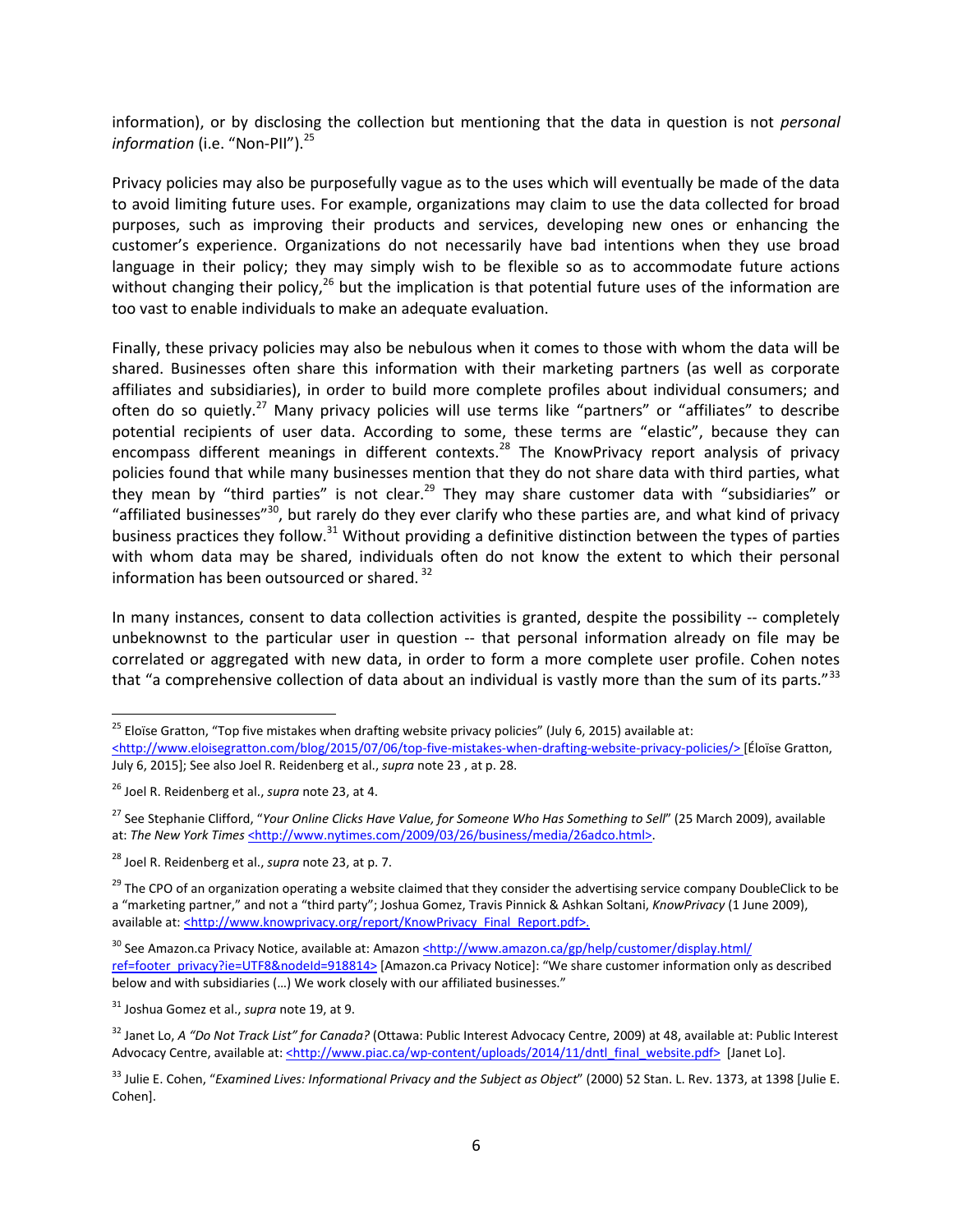information), or by disclosing the collection but mentioning that the data in question is not *personal information* (i.e. "Non-PII").[25]

Privacy policies may also be purposefully vague as to the uses which will eventually be made of the data to avoid limiting future uses. For example, organizations may claim to use the data collected for broad purposes, such as improving their products and services, developing new ones or enhancing the customer's experience. Organizations do not necessarily have bad intentions when they use broad language in their policy; they may simply wish to be flexible so as to accommodate future actions without changing their policy,[26] but the implication is that potential future uses of the information are too vast to enable individuals to make an adequate evaluation.

Finally, these privacy policies may also be nebulous when it comes to those with whom the data will be shared. Businesses often share this information with their marketing partners (as well as corporate affiliates and subsidiaries), in order to build more complete profiles about individual consumers; and often do so quietly.[27] Many privacy policies will use terms like "partners" or "affiliates" to describe potential recipients of user data. According to some, these terms are "elastic", because they can encompass different meanings in different contexts.[28] The KnowPrivacy report analysis of privacy policies found that while many businesses mention that they do not share data with third parties, what they mean by "third parties" is not clear.[29] They may share customer data with "subsidiaries" or "affiliated businesses"[30], but rarely do they ever clarify who these parties are, and what kind of privacy business practices they follow.[31] Without providing a definitive distinction between the types of parties with whom data may be shared, individuals often do not know the extent to which their personal information has been outsourced or shared.[32]

In many instances, consent to data collection activities is granted, despite the possibility -- completely unbeknownst to the particular user in question -- that personal information already on file may be correlated or aggregated with new data, in order to form a more complete user profile. Cohen notes that "a comprehensive collection of data about an individual is vastly more than the sum of its parts."[33]

---

[25] Eloïse Gratton, "Top five mistakes when drafting website privacy policies" (July 6, 2015) available at: <http://www.eloisegratton.com/blog/2015/07/06/top-five-mistakes-when-drafting-website-privacy-policies/> [Éloïse Gratton, July 6, 2015]; See also Joel R. Reidenberg et al., *supra* note 23 , at p. 28.

[26] Joel R. Reidenberg et al., *supra* note 23, at 4.

[27] See Stephanie Clifford, "*Your Online Clicks Have Value, for Someone Who Has Something to Sell*" (25 March 2009), available at: *The New York Times* <http://www.nytimes.com/2009/03/26/business/media/26adco.html>.

[28] Joel R. Reidenberg et al., *supra* note 23, at p. 7.

[29] The CPO of an organization operating a website claimed that they consider the advertising service company DoubleClick to be a "marketing partner," and not a "third party"; Joshua Gomez, Travis Pinnick & Ashkan Soltani, *KnowPrivacy* (1 June 2009), available at: <http://www.knowprivacy.org/report/KnowPrivacy_Final_Report.pdf>.

[30] See Amazon.ca Privacy Notice, available at: Amazon <http://www.amazon.ca/gp/help/customer/display.html/ref=footer_privacy?ie=UTF8&nodeId=918814> [Amazon.ca Privacy Notice]: "We share customer information only as described below and with subsidiaries (…) We work closely with our affiliated businesses."

[31] Joshua Gomez et al., *supra* note 19, at 9.

[32] Janet Lo, *A "Do Not Track List" for Canada?* (Ottawa: Public Interest Advocacy Centre, 2009) at 48, available at: Public Interest Advocacy Centre, available at: <http://www.piac.ca/wp-content/uploads/2014/11/dntl_final_website.pdf> [Janet Lo].

[33] Julie E. Cohen, "*Examined Lives: Informational Privacy and the Subject as Object*" (2000) 52 Stan. L. Rev. 1373, at 1398 [Julie E. Cohen].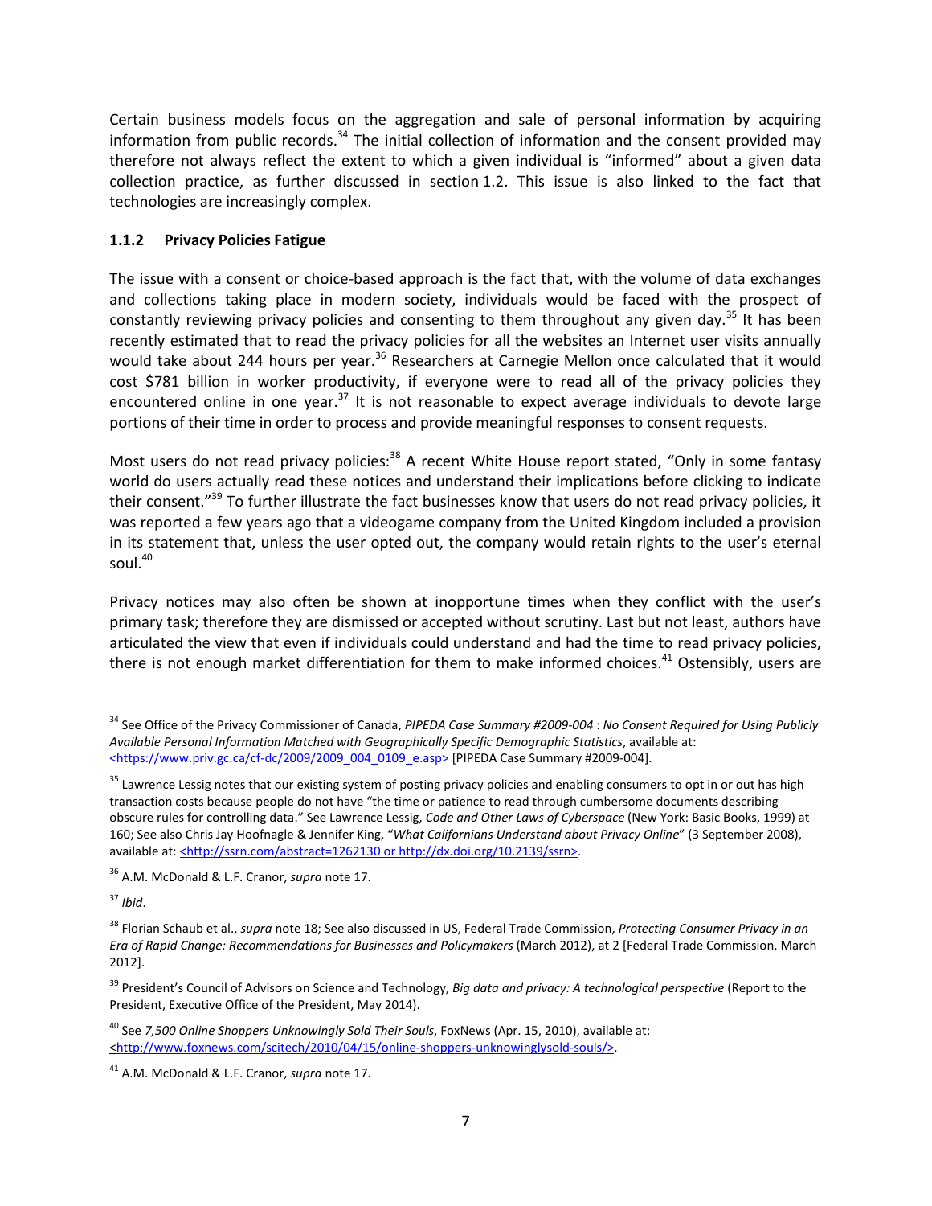Certain business models focus on the aggregation and sale of personal information by acquiring information from public records.[34] The initial collection of information and the consent provided may therefore not always reflect the extent to which a given individual is "informed" about a given data collection practice, as further discussed in section 1.2. This issue is also linked to the fact that technologies are increasingly complex.

### 1.1.2 Privacy Policies Fatigue

The issue with a consent or choice-based approach is the fact that, with the volume of data exchanges and collections taking place in modern society, individuals would be faced with the prospect of constantly reviewing privacy policies and consenting to them throughout any given day.[35] It has been recently estimated that to read the privacy policies for all the websites an Internet user visits annually would take about 244 hours per year.[36] Researchers at Carnegie Mellon once calculated that it would cost $781 billion in worker productivity, if everyone were to read all of the privacy policies they encountered online in one year.[37] It is not reasonable to expect average individuals to devote large portions of their time in order to process and provide meaningful responses to consent requests.

Most users do not read privacy policies:[38] A recent White House report stated, "Only in some fantasy world do users actually read these notices and understand their implications before clicking to indicate their consent."[39] To further illustrate the fact businesses know that users do not read privacy policies, it was reported a few years ago that a videogame company from the United Kingdom included a provision in its statement that, unless the user opted out, the company would retain rights to the user's eternal soul.[40]

Privacy notices may also often be shown at inopportune times when they conflict with the user's primary task; therefore they are dismissed or accepted without scrutiny. Last but not least, authors have articulated the view that even if individuals could understand and had the time to read privacy policies, there is not enough market differentiation for them to make informed choices.[41] Ostensibly, users are

---

[34] See Office of the Privacy Commissioner of Canada, *PIPEDA Case Summary #2009-004* : *No Consent Required for Using Publicly Available Personal Information Matched with Geographically Specific Demographic Statistics*, available at: <https://www.priv.gc.ca/cf-dc/2009/2009_004_0109_e.asp> [PIPEDA Case Summary #2009-004].

[35] Lawrence Lessig notes that our existing system of posting privacy policies and enabling consumers to opt in or out has high transaction costs because people do not have "the time or patience to read through cumbersome documents describing obscure rules for controlling data." See Lawrence Lessig, *Code and Other Laws of Cyberspace* (New York: Basic Books, 1999) at 160; See also Chris Jay Hoofnagle & Jennifer King, "*What Californians Understand about Privacy Online*" (3 September 2008), available at: <http://ssrn.com/abstract=1262130 or http://dx.doi.org/10.2139/ssrn>.

[36] A.M. McDonald & L.F. Cranor, *supra* note 17.

[37] *Ibid*.

[38] Florian Schaub et al., *supra* note 18; See also discussed in US, Federal Trade Commission, *Protecting Consumer Privacy in an Era of Rapid Change: Recommendations for Businesses and Policymakers* (March 2012), at 2 [Federal Trade Commission, March 2012].

[39] President's Council of Advisors on Science and Technology, *Big data and privacy: A technological perspective* (Report to the President, Executive Office of the President, May 2014).

[40] See *7,500 Online Shoppers Unknowingly Sold Their Souls*, FoxNews (Apr. 15, 2010), available at: <http://www.foxnews.com/scitech/2010/04/15/online-shoppers-unknowinglysold-souls/>.

[41] A.M. McDonald & L.F. Cranor, *supra* note 17.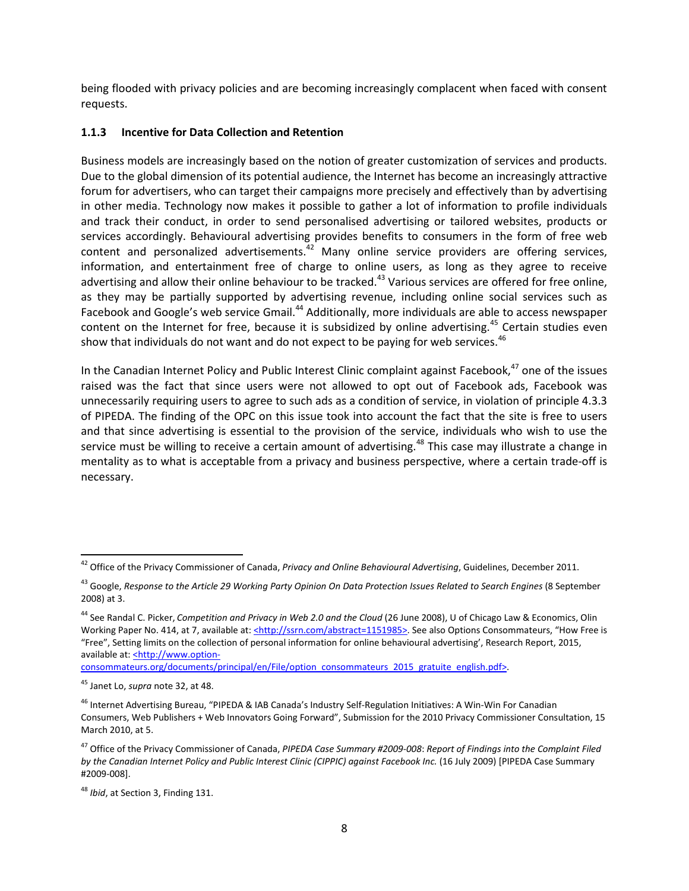being flooded with privacy policies and are becoming increasingly complacent when faced with consent requests.

### 1.1.3 Incentive for Data Collection and Retention

Business models are increasingly based on the notion of greater customization of services and products. Due to the global dimension of its potential audience, the Internet has become an increasingly attractive forum for advertisers, who can target their campaigns more precisely and effectively than by advertising in other media. Technology now makes it possible to gather a lot of information to profile individuals and track their conduct, in order to send personalised advertising or tailored websites, products or services accordingly. Behavioural advertising provides benefits to consumers in the form of free web content and personalized advertisements.[42] Many online service providers are offering services, information, and entertainment free of charge to online users, as long as they agree to receive advertising and allow their online behaviour to be tracked.[43] Various services are offered for free online, as they may be partially supported by advertising revenue, including online social services such as Facebook and Google's web service Gmail.[44] Additionally, more individuals are able to access newspaper content on the Internet for free, because it is subsidized by online advertising.[45] Certain studies even show that individuals do not want and do not expect to be paying for web services.[46]

In the Canadian Internet Policy and Public Interest Clinic complaint against Facebook,[47] one of the issues raised was the fact that since users were not allowed to opt out of Facebook ads, Facebook was unnecessarily requiring users to agree to such ads as a condition of service, in violation of principle 4.3.3 of PIPEDA. The finding of the OPC on this issue took into account the fact that the site is free to users and that since advertising is essential to the provision of the service, individuals who wish to use the service must be willing to receive a certain amount of advertising.[48] This case may illustrate a change in mentality as to what is acceptable from a privacy and business perspective, where a certain trade-off is necessary.

---

[42] Office of the Privacy Commissioner of Canada, *Privacy and Online Behavioural Advertising*, Guidelines, December 2011.

[43] Google, *Response to the Article 29 Working Party Opinion On Data Protection Issues Related to Search Engines* (8 September 2008) at 3.

[44] See Randal C. Picker, *Competition and Privacy in Web 2.0 and the Cloud* (26 June 2008), U of Chicago Law & Economics, Olin Working Paper No. 414, at 7, available at: <http://ssrn.com/abstract=1151985>. See also Options Consommateurs, "How Free is "Free", Setting limits on the collection of personal information for online behavioural advertising', Research Report, 2015, available at: <http://www.option-consommateurs.org/documents/principal/en/File/option_consommateurs_2015_gratuite_english.pdf>.

[45] Janet Lo, *supra* note 32, at 48.

[46] Internet Advertising Bureau, "PIPEDA & IAB Canada's Industry Self-Regulation Initiatives: A Win-Win For Canadian Consumers, Web Publishers + Web Innovators Going Forward", Submission for the 2010 Privacy Commissioner Consultation, 15 March 2010, at 5.

[47] Office of the Privacy Commissioner of Canada, *PIPEDA Case Summary #2009-008*: *Report of Findings into the Complaint Filed by the Canadian Internet Policy and Public Interest Clinic (CIPPIC) against Facebook Inc.* (16 July 2009) [PIPEDA Case Summary #2009-008].

[48] *Ibid*, at Section 3, Finding 131.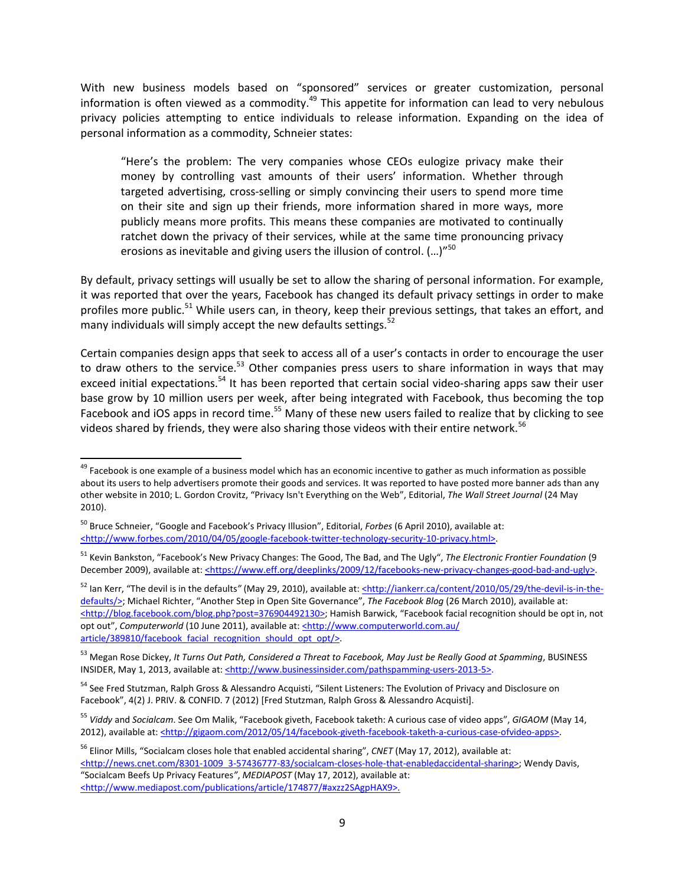With new business models based on "sponsored" services or greater customization, personal information is often viewed as a commodity.[49] This appetite for information can lead to very nebulous privacy policies attempting to entice individuals to release information. Expanding on the idea of personal information as a commodity, Schneier states:

> "Here's the problem: The very companies whose CEOs eulogize privacy make their money by controlling vast amounts of their users' information. Whether through targeted advertising, cross-selling or simply convincing their users to spend more time on their site and sign up their friends, more information shared in more ways, more publicly means more profits. This means these companies are motivated to continually ratchet down the privacy of their services, while at the same time pronouncing privacy erosions as inevitable and giving users the illusion of control. (…)"[50]

By default, privacy settings will usually be set to allow the sharing of personal information. For example, it was reported that over the years, Facebook has changed its default privacy settings in order to make profiles more public.[51] While users can, in theory, keep their previous settings, that takes an effort, and many individuals will simply accept the new defaults settings.[52]

Certain companies design apps that seek to access all of a user's contacts in order to encourage the user to draw others to the service.[53] Other companies press users to share information in ways that may exceed initial expectations.[54] It has been reported that certain social video-sharing apps saw their user base grow by 10 million users per week, after being integrated with Facebook, thus becoming the top Facebook and iOS apps in record time.[55] Many of these new users failed to realize that by clicking to see videos shared by friends, they were also sharing those videos with their entire network.[56]

---

[49] Facebook is one example of a business model which has an economic incentive to gather as much information as possible about its users to help advertisers promote their goods and services. It was reported to have posted more banner ads than any other website in 2010; L. Gordon Crovitz, "Privacy Isn't Everything on the Web", Editorial, *The Wall Street Journal* (24 May 2010).

[50] Bruce Schneier, "Google and Facebook's Privacy Illusion", Editorial, *Forbes* (6 April 2010), available at: <http://www.forbes.com/2010/04/05/google-facebook-twitter-technology-security-10-privacy.html>.

[51] Kevin Bankston, "Facebook's New Privacy Changes: The Good, The Bad, and The Ugly", *The Electronic Frontier Foundation* (9 December 2009), available at: <https://www.eff.org/deeplinks/2009/12/facebooks-new-privacy-changes-good-bad-and-ugly>.

[52] Ian Kerr, "The devil is in the defaults" (May 29, 2010), available at: <http://iankerr.ca/content/2010/05/29/the-devil-is-in-the-defaults/>; Michael Richter, "Another Step in Open Site Governance", *The Facebook Blog* (26 March 2010), available at: <http://blog.facebook.com/blog.php?post=376904492130>; Hamish Barwick, "Facebook facial recognition should be opt in, not opt out", *Computerworld* (10 June 2011), available at: <http://www.computerworld.com.au/article/389810/facebook_facial_recognition_should_opt_opt/>.

[53] Megan Rose Dickey, *It Turns Out Path, Considered a Threat to Facebook, May Just be Really Good at Spamming*, BUSINESS INSIDER, May 1, 2013, available at: <http://www.businessinsider.com/pathspamming-users-2013-5>.

[54] See Fred Stutzman, Ralph Gross & Alessandro Acquisti, "Silent Listeners: The Evolution of Privacy and Disclosure on Facebook", 4(2) J. PRIV. & CONFID. 7 (2012) [Fred Stutzman, Ralph Gross & Alessandro Acquisti].

[55] *Viddy* and *Socialcam*. See Om Malik, "Facebook giveth, Facebook taketh: A curious case of video apps", *GIGAOM* (May 14, 2012), available at: <http://gigaom.com/2012/05/14/facebook-giveth-facebook-taketh-a-curious-case-ofvideo-apps>.

[56] Elinor Mills, "Socialcam closes hole that enabled accidental sharing", *CNET* (May 17, 2012), available at: <http://news.cnet.com/8301-1009_3-57436777-83/socialcam-closes-hole-that-enabledaccidental-sharing>; Wendy Davis, "Socialcam Beefs Up Privacy Features", *MEDIAPOST* (May 17, 2012), available at: <http://www.mediapost.com/publications/article/174877/#axzz2SAgpHAX9>.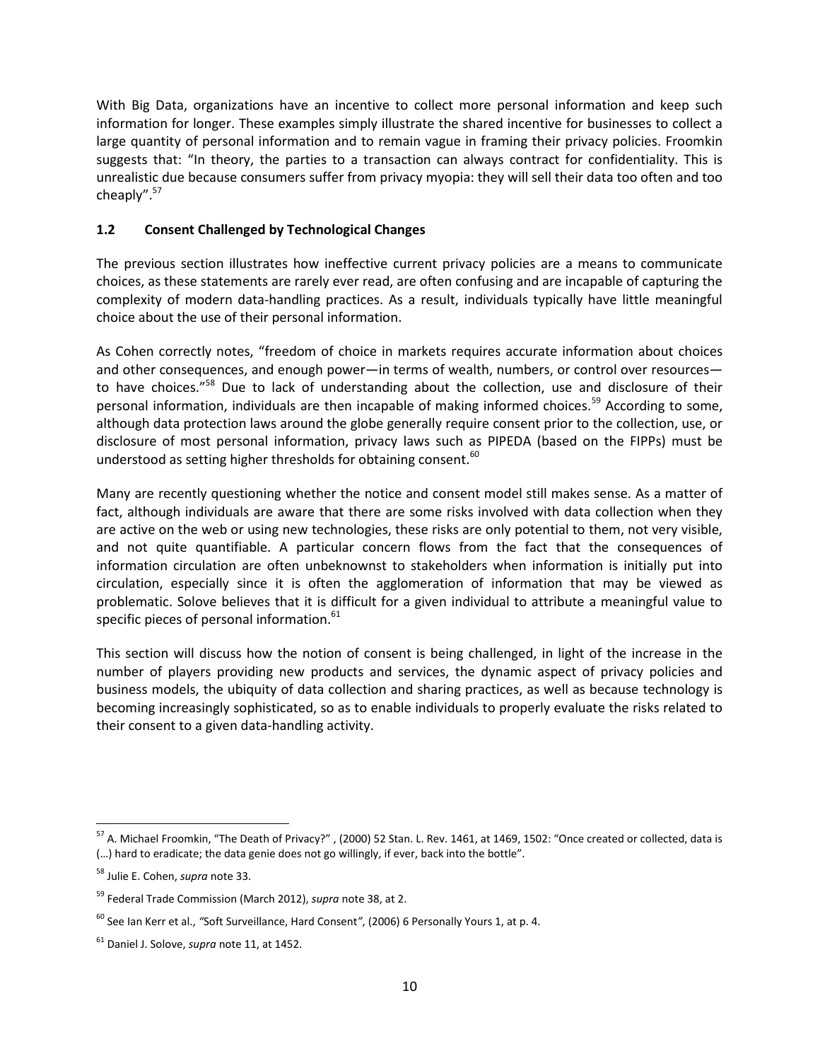With Big Data, organizations have an incentive to collect more personal information and keep such information for longer. These examples simply illustrate the shared incentive for businesses to collect a large quantity of personal information and to remain vague in framing their privacy policies. Froomkin suggests that: "In theory, the parties to a transaction can always contract for confidentiality. This is unrealistic due because consumers suffer from privacy myopia: they will sell their data too often and too cheaply".[57]

### 1.2 Consent Challenged by Technological Changes

The previous section illustrates how ineffective current privacy policies are a means to communicate choices, as these statements are rarely ever read, are often confusing and are incapable of capturing the complexity of modern data-handling practices. As a result, individuals typically have little meaningful choice about the use of their personal information.

As Cohen correctly notes, "freedom of choice in markets requires accurate information about choices and other consequences, and enough power—in terms of wealth, numbers, or control over resources—to have choices."[58] Due to lack of understanding about the collection, use and disclosure of their personal information, individuals are then incapable of making informed choices.[59] According to some, although data protection laws around the globe generally require consent prior to the collection, use, or disclosure of most personal information, privacy laws such as PIPEDA (based on the FIPPs) must be understood as setting higher thresholds for obtaining consent.[60]

Many are recently questioning whether the notice and consent model still makes sense. As a matter of fact, although individuals are aware that there are some risks involved with data collection when they are active on the web or using new technologies, these risks are only potential to them, not very visible, and not quite quantifiable. A particular concern flows from the fact that the consequences of information circulation are often unbeknownst to stakeholders when information is initially put into circulation, especially since it is often the agglomeration of information that may be viewed as problematic. Solove believes that it is difficult for a given individual to attribute a meaningful value to specific pieces of personal information.[61]

This section will discuss how the notion of consent is being challenged, in light of the increase in the number of players providing new products and services, the dynamic aspect of privacy policies and business models, the ubiquity of data collection and sharing practices, as well as because technology is becoming increasingly sophisticated, so as to enable individuals to properly evaluate the risks related to their consent to a given data-handling activity.

---

[57] A. Michael Froomkin, "The Death of Privacy?" , (2000) 52 Stan. L. Rev. 1461, at 1469, 1502: "Once created or collected, data is (…) hard to eradicate; the data genie does not go willingly, if ever, back into the bottle".

[58] Julie E. Cohen, *supra* note 33.

[59] Federal Trade Commission (March 2012), *supra* note 38, at 2.

[60] See Ian Kerr et al., *"*Soft Surveillance, Hard Consent*"*, (2006) 6 Personally Yours 1, at p. 4.

[61] Daniel J. Solove, *supra* note 11, at 1452.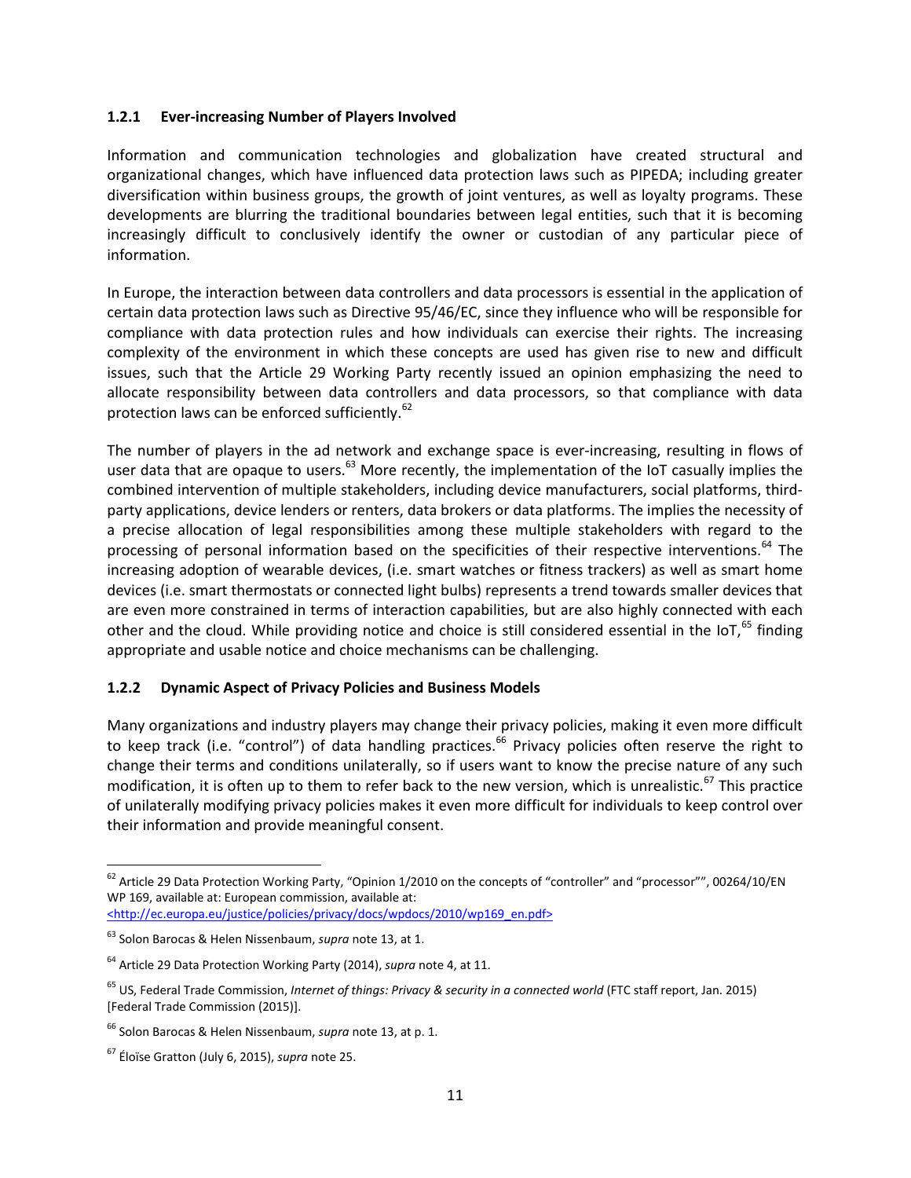### 1.2.1 Ever-increasing Number of Players Involved

Information and communication technologies and globalization have created structural and organizational changes, which have influenced data protection laws such as PIPEDA; including greater diversification within business groups, the growth of joint ventures, as well as loyalty programs. These developments are blurring the traditional boundaries between legal entities, such that it is becoming increasingly difficult to conclusively identify the owner or custodian of any particular piece of information.

In Europe, the interaction between data controllers and data processors is essential in the application of certain data protection laws such as Directive 95/46/EC, since they influence who will be responsible for compliance with data protection rules and how individuals can exercise their rights. The increasing complexity of the environment in which these concepts are used has given rise to new and difficult issues, such that the Article 29 Working Party recently issued an opinion emphasizing the need to allocate responsibility between data controllers and data processors, so that compliance with data protection laws can be enforced sufficiently.[62]

The number of players in the ad network and exchange space is ever-increasing, resulting in flows of user data that are opaque to users.[63] More recently, the implementation of the IoT casually implies the combined intervention of multiple stakeholders, including device manufacturers, social platforms, third-party applications, device lenders or renters, data brokers or data platforms. The implies the necessity of a precise allocation of legal responsibilities among these multiple stakeholders with regard to the processing of personal information based on the specificities of their respective interventions.[64] The increasing adoption of wearable devices, (i.e. smart watches or fitness trackers) as well as smart home devices (i.e. smart thermostats or connected light bulbs) represents a trend towards smaller devices that are even more constrained in terms of interaction capabilities, but are also highly connected with each other and the cloud. While providing notice and choice is still considered essential in the IoT,[65] finding appropriate and usable notice and choice mechanisms can be challenging.

### 1.2.2 Dynamic Aspect of Privacy Policies and Business Models

Many organizations and industry players may change their privacy policies, making it even more difficult to keep track (i.e. "control") of data handling practices.[66] Privacy policies often reserve the right to change their terms and conditions unilaterally, so if users want to know the precise nature of any such modification, it is often up to them to refer back to the new version, which is unrealistic.[67] This practice of unilaterally modifying privacy policies makes it even more difficult for individuals to keep control over their information and provide meaningful consent.

---

[62] Article 29 Data Protection Working Party, "Opinion 1/2010 on the concepts of "controller" and "processor"", 00264/10/EN WP 169, available at: European commission, available at: <http://ec.europa.eu/justice/policies/privacy/docs/wpdocs/2010/wp169_en.pdf>

[63] Solon Barocas & Helen Nissenbaum, *supra* note 13, at 1.

[64] Article 29 Data Protection Working Party (2014), *supra* note 4, at 11.

[65] US, Federal Trade Commission, *Internet of things: Privacy & security in a connected world* (FTC staff report, Jan. 2015) [Federal Trade Commission (2015)].

[66] Solon Barocas & Helen Nissenbaum, *supra* note 13, at p. 1.

[67] Éloïse Gratton (July 6, 2015), *supra* note 25.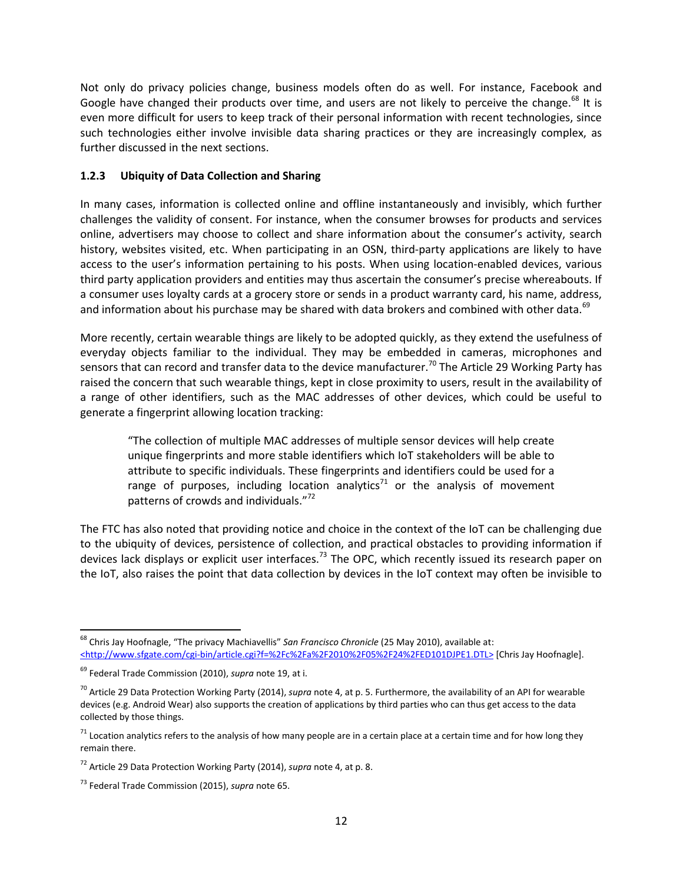Not only do privacy policies change, business models often do as well. For instance, Facebook and Google have changed their products over time, and users are not likely to perceive the change.[68] It is even more difficult for users to keep track of their personal information with recent technologies, since such technologies either involve invisible data sharing practices or they are increasingly complex, as further discussed in the next sections.

### 1.2.3 Ubiquity of Data Collection and Sharing

In many cases, information is collected online and offline instantaneously and invisibly, which further challenges the validity of consent. For instance, when the consumer browses for products and services online, advertisers may choose to collect and share information about the consumer's activity, search history, websites visited, etc. When participating in an OSN, third-party applications are likely to have access to the user's information pertaining to his posts. When using location-enabled devices, various third party application providers and entities may thus ascertain the consumer's precise whereabouts. If a consumer uses loyalty cards at a grocery store or sends in a product warranty card, his name, address, and information about his purchase may be shared with data brokers and combined with other data.[69]

More recently, certain wearable things are likely to be adopted quickly, as they extend the usefulness of everyday objects familiar to the individual. They may be embedded in cameras, microphones and sensors that can record and transfer data to the device manufacturer.[70] The Article 29 Working Party has raised the concern that such wearable things, kept in close proximity to users, result in the availability of a range of other identifiers, such as the MAC addresses of other devices, which could be useful to generate a fingerprint allowing location tracking:

> "The collection of multiple MAC addresses of multiple sensor devices will help create unique fingerprints and more stable identifiers which IoT stakeholders will be able to attribute to specific individuals. These fingerprints and identifiers could be used for a range of purposes, including location analytics[71] or the analysis of movement patterns of crowds and individuals."[72]

The FTC has also noted that providing notice and choice in the context of the IoT can be challenging due to the ubiquity of devices, persistence of collection, and practical obstacles to providing information if devices lack displays or explicit user interfaces.[73] The OPC, which recently issued its research paper on the IoT, also raises the point that data collection by devices in the IoT context may often be invisible to

---

[68] Chris Jay Hoofnagle, "The privacy Machiavellis" *San Francisco Chronicle* (25 May 2010), available at: <http://www.sfgate.com/cgi-bin/article.cgi?f=%2Fc%2Fa%2F2010%2F05%2F24%2FED101DJPE1.DTL> [Chris Jay Hoofnagle].

[69] Federal Trade Commission (2010), *supra* note 19, at i.

[70] Article 29 Data Protection Working Party (2014), *supra* note 4, at p. 5. Furthermore, the availability of an API for wearable devices (e.g. Android Wear) also supports the creation of applications by third parties who can thus get access to the data collected by those things.

[71] Location analytics refers to the analysis of how many people are in a certain place at a certain time and for how long they remain there.

[72] Article 29 Data Protection Working Party (2014), *supra* note 4, at p. 8.

[73] Federal Trade Commission (2015), *supra* note 65.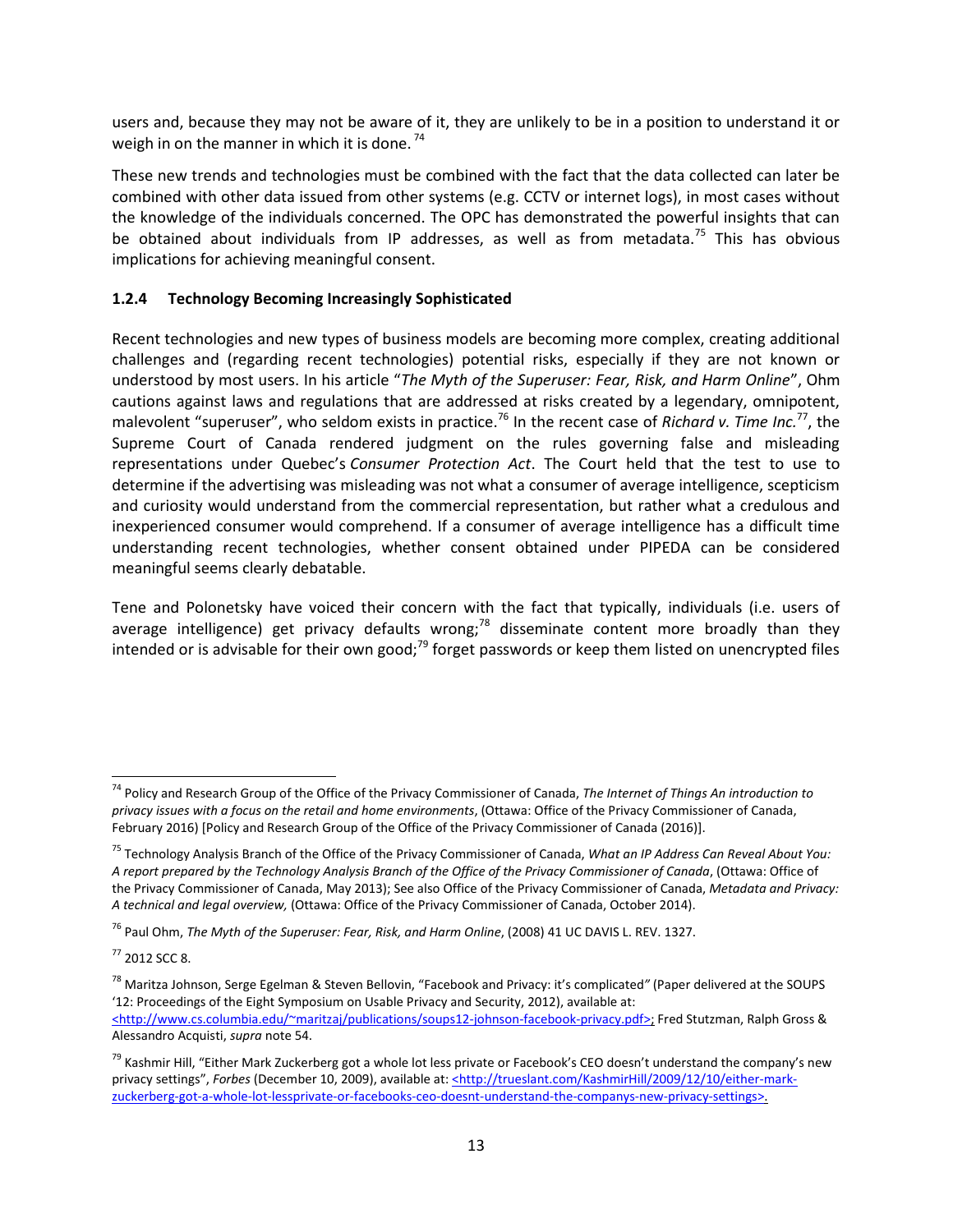users and, because they may not be aware of it, they are unlikely to be in a position to understand it or weigh in on the manner in which it is done.[74]

These new trends and technologies must be combined with the fact that the data collected can later be combined with other data issued from other systems (e.g. CCTV or internet logs), in most cases without the knowledge of the individuals concerned. The OPC has demonstrated the powerful insights that can be obtained about individuals from IP addresses, as well as from metadata.[75] This has obvious implications for achieving meaningful consent.

### 1.2.4 Technology Becoming Increasingly Sophisticated

Recent technologies and new types of business models are becoming more complex, creating additional challenges and (regarding recent technologies) potential risks, especially if they are not known or understood by most users. In his article "*The Myth of the Superuser: Fear, Risk, and Harm Online*", Ohm cautions against laws and regulations that are addressed at risks created by a legendary, omnipotent, malevolent "superuser", who seldom exists in practice.[76] In the recent case of *Richard v. Time Inc.*[77], the Supreme Court of Canada rendered judgment on the rules governing false and misleading representations under Quebec's *Consumer Protection Act*. The Court held that the test to use to determine if the advertising was misleading was not what a consumer of average intelligence, scepticism and curiosity would understand from the commercial representation, but rather what a credulous and inexperienced consumer would comprehend. If a consumer of average intelligence has a difficult time understanding recent technologies, whether consent obtained under PIPEDA can be considered meaningful seems clearly debatable.

Tene and Polonetsky have voiced their concern with the fact that typically, individuals (i.e. users of average intelligence) get privacy defaults wrong;[78] disseminate content more broadly than they intended or is advisable for their own good;[79] forget passwords or keep them listed on unencrypted files

---

[74] Policy and Research Group of the Office of the Privacy Commissioner of Canada, *The Internet of Things An introduction to privacy issues with a focus on the retail and home environments*, (Ottawa: Office of the Privacy Commissioner of Canada, February 2016) [Policy and Research Group of the Office of the Privacy Commissioner of Canada (2016)].

[75] Technology Analysis Branch of the Office of the Privacy Commissioner of Canada, *What an IP Address Can Reveal About You: A report prepared by the Technology Analysis Branch of the Office of the Privacy Commissioner of Canada*, (Ottawa: Office of the Privacy Commissioner of Canada, May 2013); See also Office of the Privacy Commissioner of Canada, *Metadata and Privacy: A technical and legal overview,* (Ottawa: Office of the Privacy Commissioner of Canada, October 2014).

[76] Paul Ohm, *The Myth of the Superuser: Fear, Risk, and Harm Online*, (2008) 41 UC DAVIS L. REV. 1327.

[77] 2012 SCC 8.

[78] Maritza Johnson, Serge Egelman & Steven Bellovin, "Facebook and Privacy: it's complicated" (Paper delivered at the SOUPS '12: Proceedings of the Eight Symposium on Usable Privacy and Security, 2012), available at: <http://www.cs.columbia.edu/~maritzaj/publications/soups12-johnson-facebook-privacy.pdf>; Fred Stutzman, Ralph Gross & Alessandro Acquisti, *supra* note 54.

[79] Kashmir Hill, "Either Mark Zuckerberg got a whole lot less private or Facebook's CEO doesn't understand the company's new privacy settings", *Forbes* (December 10, 2009), available at: <http://trueslant.com/KashmirHill/2009/12/10/either-mark-zuckerberg-got-a-whole-lot-lessprivate-or-facebooks-ceo-doesnt-understand-the-companys-new-privacy-settings>.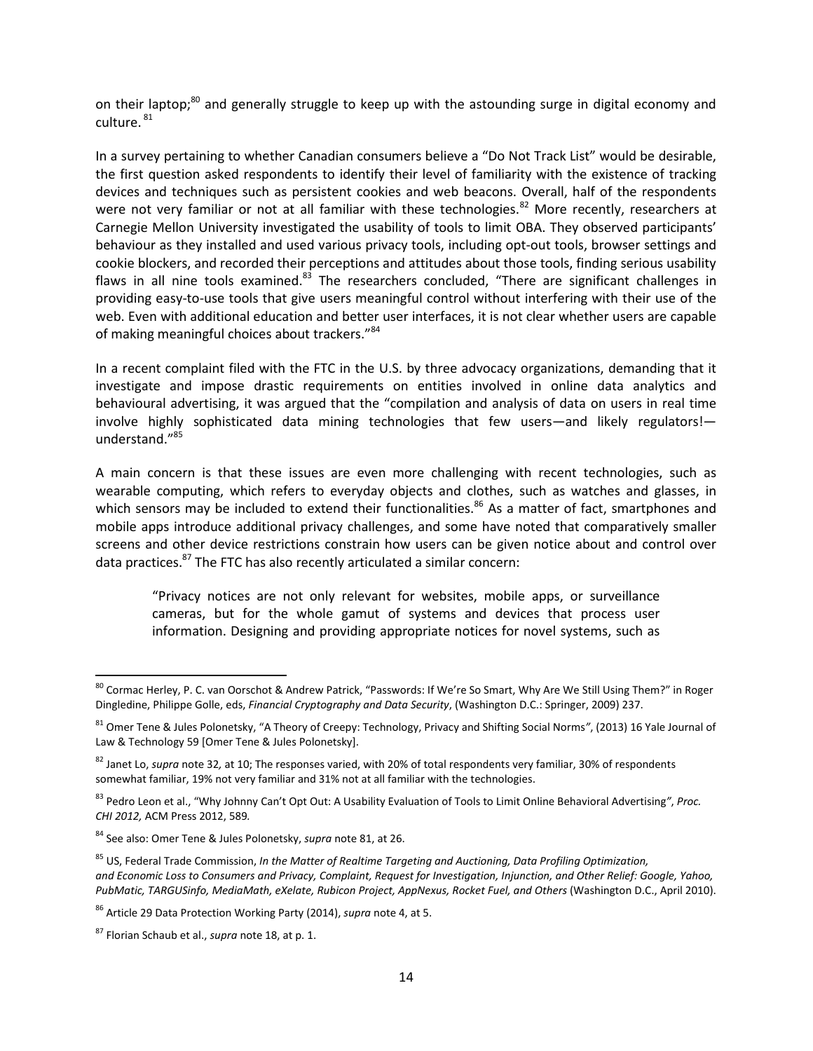on their laptop;[80] and generally struggle to keep up with the astounding surge in digital economy and culture.[81]

In a survey pertaining to whether Canadian consumers believe a "Do Not Track List" would be desirable, the first question asked respondents to identify their level of familiarity with the existence of tracking devices and techniques such as persistent cookies and web beacons. Overall, half of the respondents were not very familiar or not at all familiar with these technologies.[82] More recently, researchers at Carnegie Mellon University investigated the usability of tools to limit OBA. They observed participants' behaviour as they installed and used various privacy tools, including opt-out tools, browser settings and cookie blockers, and recorded their perceptions and attitudes about those tools, finding serious usability flaws in all nine tools examined.[83] The researchers concluded, "There are significant challenges in providing easy-to-use tools that give users meaningful control without interfering with their use of the web. Even with additional education and better user interfaces, it is not clear whether users are capable of making meaningful choices about trackers."[84]

In a recent complaint filed with the FTC in the U.S. by three advocacy organizations, demanding that it investigate and impose drastic requirements on entities involved in online data analytics and behavioural advertising, it was argued that the "compilation and analysis of data on users in real time involve highly sophisticated data mining technologies that few users—and likely regulators!—understand."[85]

A main concern is that these issues are even more challenging with recent technologies, such as wearable computing, which refers to everyday objects and clothes, such as watches and glasses, in which sensors may be included to extend their functionalities.[86] As a matter of fact, smartphones and mobile apps introduce additional privacy challenges, and some have noted that comparatively smaller screens and other device restrictions constrain how users can be given notice about and control over data practices.[87] The FTC has also recently articulated a similar concern:

> "Privacy notices are not only relevant for websites, mobile apps, or surveillance cameras, but for the whole gamut of systems and devices that process user information. Designing and providing appropriate notices for novel systems, such as

---

[80] Cormac Herley, P. C. van Oorschot & Andrew Patrick, "Passwords: If We're So Smart, Why Are We Still Using Them?" in Roger Dingledine, Philippe Golle, eds, *Financial Cryptography and Data Security*, (Washington D.C.: Springer, 2009) 237.

[81] Omer Tene & Jules Polonetsky, "A Theory of Creepy: Technology, Privacy and Shifting Social Norms", (2013) 16 Yale Journal of Law & Technology 59 [Omer Tene & Jules Polonetsky].

[82] Janet Lo, *supra* note 32, at 10; The responses varied, with 20% of total respondents very familiar, 30% of respondents somewhat familiar, 19% not very familiar and 31% not at all familiar with the technologies.

[83] Pedro Leon et al., "Why Johnny Can't Opt Out: A Usability Evaluation of Tools to Limit Online Behavioral Advertising", *Proc. CHI 2012,* ACM Press 2012, 589.

[84] See also: Omer Tene & Jules Polonetsky, *supra* note 81, at 26.

[85] US, Federal Trade Commission, *In the Matter of Realtime Targeting and Auctioning, Data Profiling Optimization, and Economic Loss to Consumers and Privacy, Complaint, Request for Investigation, Injunction, and Other Relief: Google, Yahoo, PubMatic, TARGUSinfo, MediaMath, eXelate, Rubicon Project, AppNexus, Rocket Fuel, and Others* (Washington D.C., April 2010).

[86] Article 29 Data Protection Working Party (2014), *supra* note 4, at 5.

[87] Florian Schaub et al., *supra* note 18, at p. 1.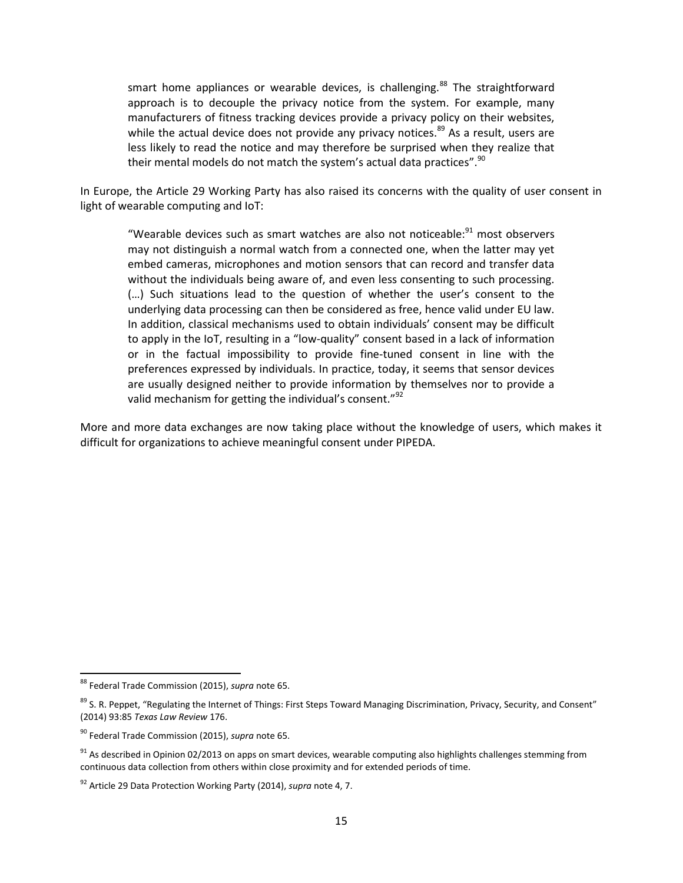> smart home appliances or wearable devices, is challenging.[88] The straightforward approach is to decouple the privacy notice from the system. For example, many manufacturers of fitness tracking devices provide a privacy policy on their websites, while the actual device does not provide any privacy notices.[89] As a result, users are less likely to read the notice and may therefore be surprised when they realize that their mental models do not match the system's actual data practices".[90]

In Europe, the Article 29 Working Party has also raised its concerns with the quality of user consent in light of wearable computing and IoT:

> "Wearable devices such as smart watches are also not noticeable:[91] most observers may not distinguish a normal watch from a connected one, when the latter may yet embed cameras, microphones and motion sensors that can record and transfer data without the individuals being aware of, and even less consenting to such processing. (…) Such situations lead to the question of whether the user's consent to the underlying data processing can then be considered as free, hence valid under EU law. In addition, classical mechanisms used to obtain individuals' consent may be difficult to apply in the IoT, resulting in a "low-quality" consent based in a lack of information or in the factual impossibility to provide fine-tuned consent in line with the preferences expressed by individuals. In practice, today, it seems that sensor devices are usually designed neither to provide information by themselves nor to provide a valid mechanism for getting the individual's consent."[92]

More and more data exchanges are now taking place without the knowledge of users, which makes it difficult for organizations to achieve meaningful consent under PIPEDA.

---

[88] Federal Trade Commission (2015), *supra* note 65.

[89] S. R. Peppet, "Regulating the Internet of Things: First Steps Toward Managing Discrimination, Privacy, Security, and Consent" (2014) 93:85 *Texas Law Review* 176.

[90] Federal Trade Commission (2015), *supra* note 65.

[91] As described in Opinion 02/2013 on apps on smart devices, wearable computing also highlights challenges stemming from continuous data collection from others within close proximity and for extended periods of time.

[92] Article 29 Data Protection Working Party (2014), *supra* note 4, 7.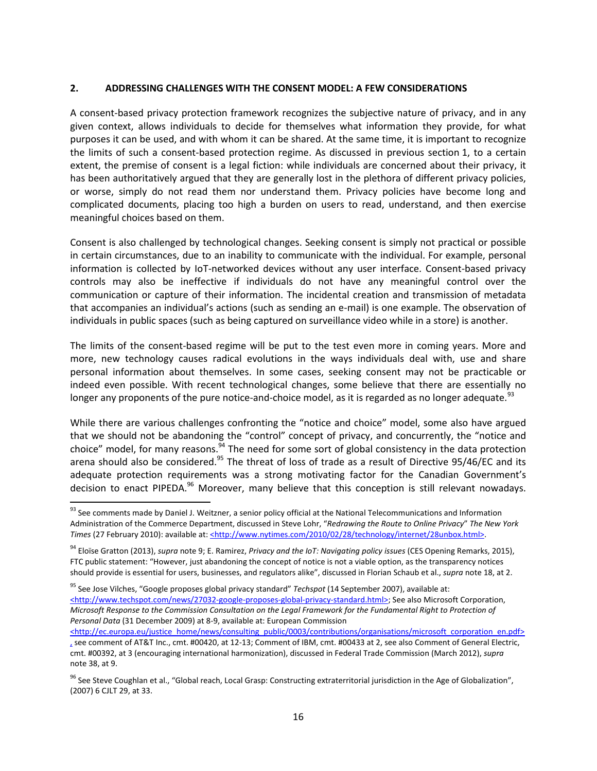## 2. ADDRESSING CHALLENGES WITH THE CONSENT MODEL: A FEW CONSIDERATIONS

A consent-based privacy protection framework recognizes the subjective nature of privacy, and in any given context, allows individuals to decide for themselves what information they provide, for what purposes it can be used, and with whom it can be shared. At the same time, it is important to recognize the limits of such a consent-based protection regime. As discussed in previous section 1, to a certain extent, the premise of consent is a legal fiction: while individuals are concerned about their privacy, it has been authoritatively argued that they are generally lost in the plethora of different privacy policies, or worse, simply do not read them nor understand them. Privacy policies have become long and complicated documents, placing too high a burden on users to read, understand, and then exercise meaningful choices based on them.

Consent is also challenged by technological changes. Seeking consent is simply not practical or possible in certain circumstances, due to an inability to communicate with the individual. For example, personal information is collected by IoT-networked devices without any user interface. Consent-based privacy controls may also be ineffective if individuals do not have any meaningful control over the communication or capture of their information. The incidental creation and transmission of metadata that accompanies an individual's actions (such as sending an e-mail) is one example. The observation of individuals in public spaces (such as being captured on surveillance video while in a store) is another.

The limits of the consent-based regime will be put to the test even more in coming years. More and more, new technology causes radical evolutions in the ways individuals deal with, use and share personal information about themselves. In some cases, seeking consent may not be practicable or indeed even possible. With recent technological changes, some believe that there are essentially no longer any proponents of the pure notice-and-choice model, as it is regarded as no longer adequate.[93]

While there are various challenges confronting the "notice and choice" model, some also have argued that we should not be abandoning the "control" concept of privacy, and concurrently, the "notice and choice" model, for many reasons.[94] The need for some sort of global consistency in the data protection arena should also be considered.[95] The threat of loss of trade as a result of Directive 95/46/EC and its adequate protection requirements was a strong motivating factor for the Canadian Government's decision to enact PIPEDA.[96] Moreover, many believe that this conception is still relevant nowadays.

---

[93] See comments made by Daniel J. Weitzner, a senior policy official at the National Telecommunications and Information Administration of the Commerce Department, discussed in Steve Lohr, "*Redrawing the Route to Online Privacy*" *The New York Times* (27 February 2010): available at: <http://www.nytimes.com/2010/02/28/technology/internet/28unbox.html>.

[94] Eloïse Gratton (2013), *supra* note 9; E. Ramirez, *Privacy and the IoT: Navigating policy issues* (CES Opening Remarks, 2015), FTC public statement: "However, just abandoning the concept of notice is not a viable option, as the transparency notices should provide is essential for users, businesses, and regulators alike", discussed in Florian Schaub et al., *supra* note 18, at 2.

[95] See Jose Vilches, "Google proposes global privacy standard" *Techspot* (14 September 2007), available at: <http://www.techspot.com/news/27032-google-proposes-global-privacy-standard.html>; See also Microsoft Corporation, *Microsoft Response to the Commission Consultation on the Legal Framework for the Fundamental Right to Protection of Personal Data* (31 December 2009) at 8-9, available at: European Commission <http://ec.europa.eu/justice_home/news/consulting_public/0003/contributions/organisations/microsoft_corporation_en.pdf>, see comment of AT&T Inc., cmt. #00420, at 12-13; Comment of IBM, cmt. #00433 at 2, see also Comment of General Electric, cmt. #00392, at 3 (encouraging international harmonization), discussed in Federal Trade Commission (March 2012), *supra* note 38, at 9.

[96] See Steve Coughlan et al., "Global reach, Local Grasp: Constructing extraterritorial jurisdiction in the Age of Globalization", (2007) 6 CJLT 29, at 33.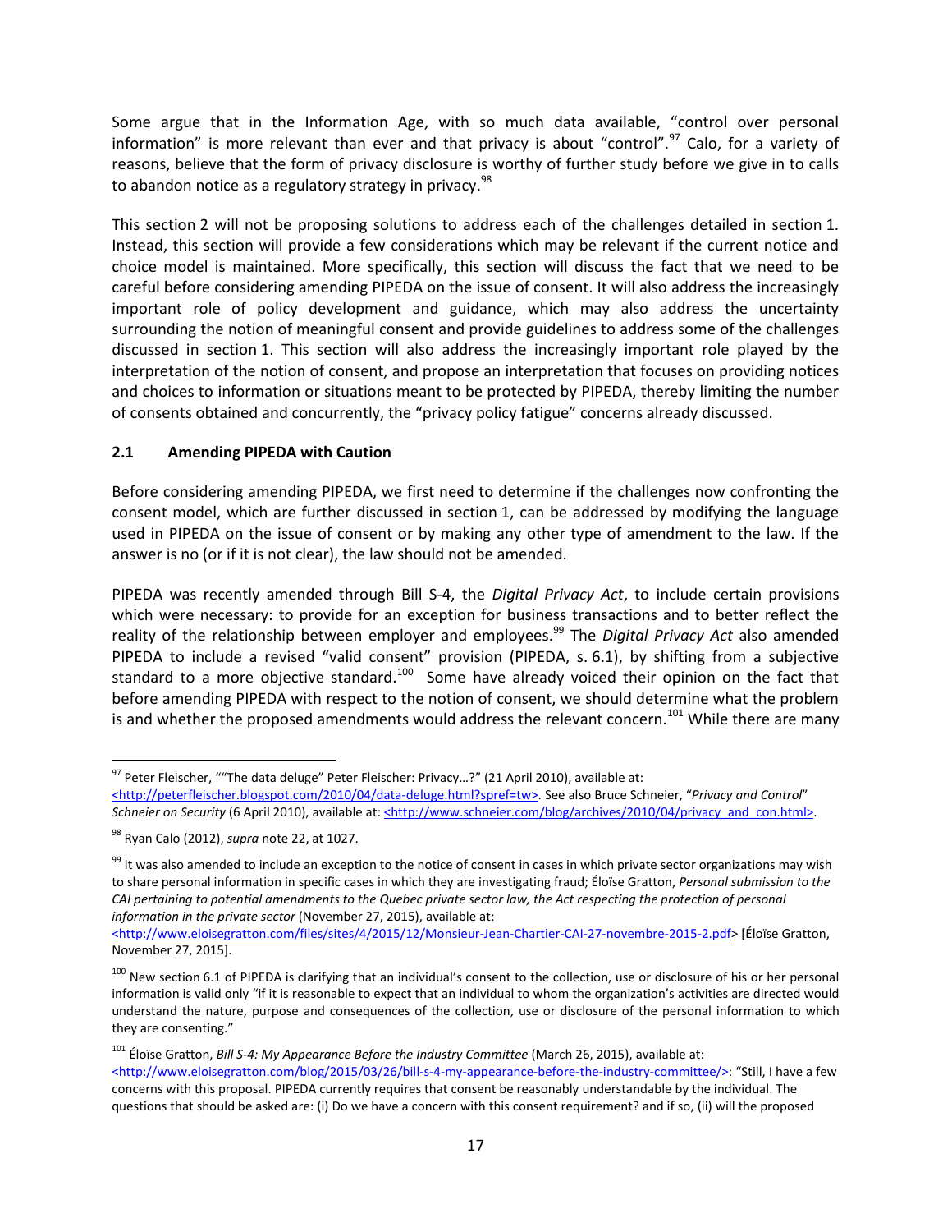Some argue that in the Information Age, with so much data available, "control over personal information" is more relevant than ever and that privacy is about "control".[97] Calo, for a variety of reasons, believe that the form of privacy disclosure is worthy of further study before we give in to calls to abandon notice as a regulatory strategy in privacy.[98]

This section 2 will not be proposing solutions to address each of the challenges detailed in section 1. Instead, this section will provide a few considerations which may be relevant if the current notice and choice model is maintained. More specifically, this section will discuss the fact that we need to be careful before considering amending PIPEDA on the issue of consent. It will also address the increasingly important role of policy development and guidance, which may also address the uncertainty surrounding the notion of meaningful consent and provide guidelines to address some of the challenges discussed in section 1. This section will also address the increasingly important role played by the interpretation of the notion of consent, and propose an interpretation that focuses on providing notices and choices to information or situations meant to be protected by PIPEDA, thereby limiting the number of consents obtained and concurrently, the "privacy policy fatigue" concerns already discussed.

### 2.1 Amending PIPEDA with Caution

Before considering amending PIPEDA, we first need to determine if the challenges now confronting the consent model, which are further discussed in section 1, can be addressed by modifying the language used in PIPEDA on the issue of consent or by making any other type of amendment to the law. If the answer is no (or if it is not clear), the law should not be amended.

PIPEDA was recently amended through Bill S-4, the *Digital Privacy Act*, to include certain provisions which were necessary: to provide for an exception for business transactions and to better reflect the reality of the relationship between employer and employees.[99] The *Digital Privacy Act* also amended PIPEDA to include a revised "valid consent" provision (PIPEDA, s. 6.1), by shifting from a subjective standard to a more objective standard.[100] Some have already voiced their opinion on the fact that before amending PIPEDA with respect to the notion of consent, we should determine what the problem is and whether the proposed amendments would address the relevant concern.[101] While there are many

---

[97] Peter Fleischer, ""The data deluge" Peter Fleischer: Privacy…?" (21 April 2010), available at: <http://peterfleischer.blogspot.com/2010/04/data-deluge.html?spref=tw>. See also Bruce Schneier, "*Privacy and Control*" *Schneier on Security* (6 April 2010), available at: <http://www.schneier.com/blog/archives/2010/04/privacy_and_con.html>.

[98] Ryan Calo (2012), *supra* note 22, at 1027.

[99] It was also amended to include an exception to the notice of consent in cases in which private sector organizations may wish to share personal information in specific cases in which they are investigating fraud; Éloïse Gratton, *Personal submission to the CAI pertaining to potential amendments to the Quebec private sector law, the Act respecting the protection of personal information in the private sector* (November 27, 2015), available at: <http://www.eloisegratton.com/files/sites/4/2015/12/Monsieur-Jean-Chartier-CAI-27-novembre-2015-2.pdf> [Éloïse Gratton, November 27, 2015].

[100] New section 6.1 of PIPEDA is clarifying that an individual's consent to the collection, use or disclosure of his or her personal information is valid only "if it is reasonable to expect that an individual to whom the organization's activities are directed would understand the nature, purpose and consequences of the collection, use or disclosure of the personal information to which they are consenting."

[101] Éloïse Gratton, *Bill S-4: My Appearance Before the Industry Committee* (March 26, 2015), available at: <http://www.eloisegratton.com/blog/2015/03/26/bill-s-4-my-appearance-before-the-industry-committee/>: "Still, I have a few concerns with this proposal. PIPEDA currently requires that consent be reasonably understandable by the individual. The questions that should be asked are: (i) Do we have a concern with this consent requirement? and if so, (ii) will the proposed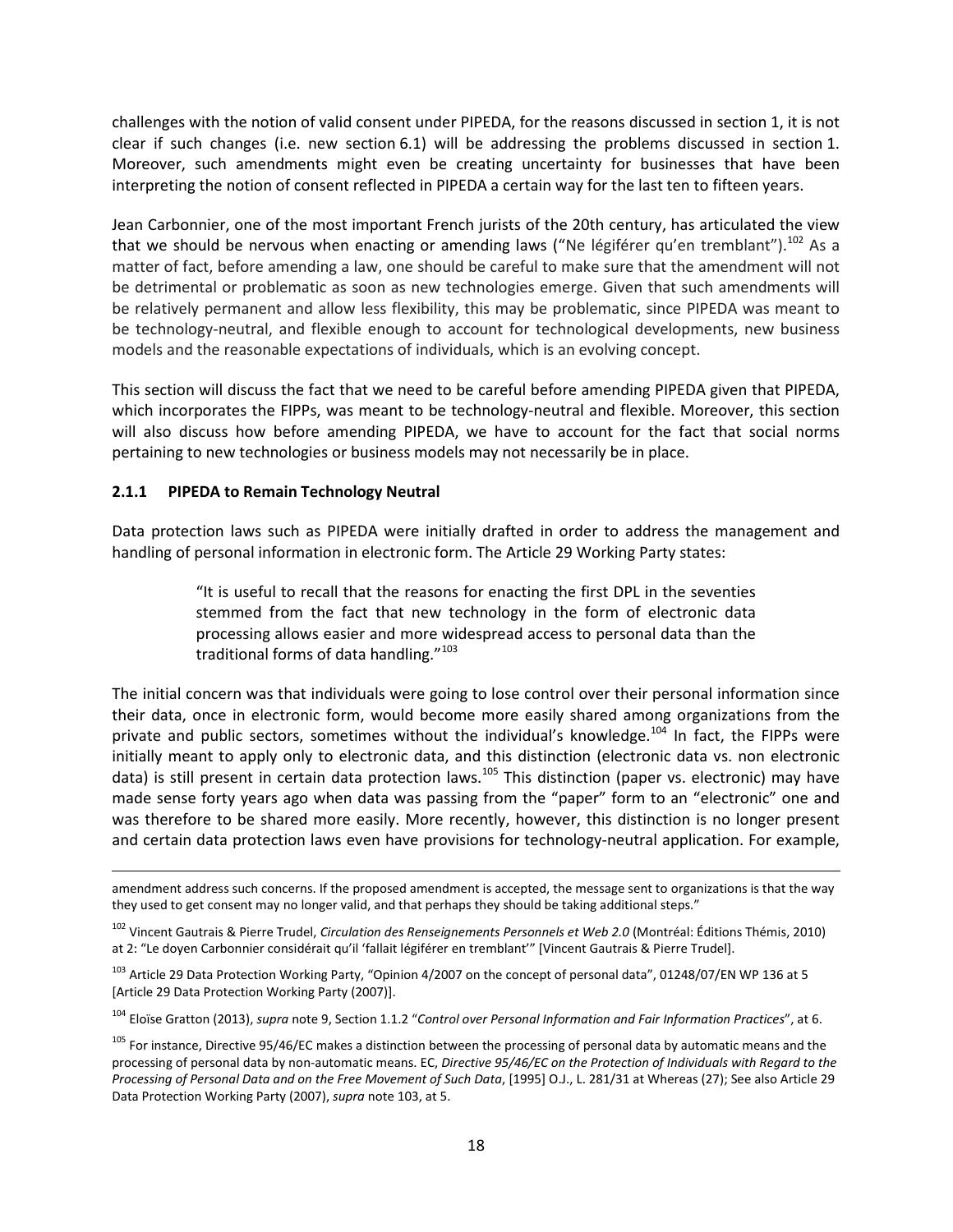challenges with the notion of valid consent under PIPEDA, for the reasons discussed in section 1, it is not clear if such changes (i.e. new section 6.1) will be addressing the problems discussed in section 1. Moreover, such amendments might even be creating uncertainty for businesses that have been interpreting the notion of consent reflected in PIPEDA a certain way for the last ten to fifteen years.

Jean Carbonnier, one of the most important French jurists of the 20th century, has articulated the view that we should be nervous when enacting or amending laws ("Ne légiférer qu'en tremblant").[102] As a matter of fact, before amending a law, one should be careful to make sure that the amendment will not be detrimental or problematic as soon as new technologies emerge. Given that such amendments will be relatively permanent and allow less flexibility, this may be problematic, since PIPEDA was meant to be technology-neutral, and flexible enough to account for technological developments, new business models and the reasonable expectations of individuals, which is an evolving concept.

This section will discuss the fact that we need to be careful before amending PIPEDA given that PIPEDA, which incorporates the FIPPs, was meant to be technology-neutral and flexible. Moreover, this section will also discuss how before amending PIPEDA, we have to account for the fact that social norms pertaining to new technologies or business models may not necessarily be in place.

### 2.1.1 PIPEDA to Remain Technology Neutral

Data protection laws such as PIPEDA were initially drafted in order to address the management and handling of personal information in electronic form. The Article 29 Working Party states:

> "It is useful to recall that the reasons for enacting the first DPL in the seventies stemmed from the fact that new technology in the form of electronic data processing allows easier and more widespread access to personal data than the traditional forms of data handling."[103]

The initial concern was that individuals were going to lose control over their personal information since their data, once in electronic form, would become more easily shared among organizations from the private and public sectors, sometimes without the individual's knowledge.[104] In fact, the FIPPs were initially meant to apply only to electronic data, and this distinction (electronic data vs. non electronic data) is still present in certain data protection laws.[105] This distinction (paper vs. electronic) may have made sense forty years ago when data was passing from the "paper" form to an "electronic" one and was therefore to be shared more easily. More recently, however, this distinction is no longer present and certain data protection laws even have provisions for technology-neutral application. For example,

---

amendment address such concerns. If the proposed amendment is accepted, the message sent to organizations is that the way they used to get consent may no longer valid, and that perhaps they should be taking additional steps."

[102] Vincent Gautrais & Pierre Trudel, *Circulation des Renseignements Personnels et Web 2.0* (Montréal: Éditions Thémis, 2010) at 2: "Le doyen Carbonnier considérait qu'il 'fallait légiférer en tremblant'" [Vincent Gautrais & Pierre Trudel].

[103] Article 29 Data Protection Working Party, "Opinion 4/2007 on the concept of personal data", 01248/07/EN WP 136 at 5 [Article 29 Data Protection Working Party (2007)].

[104] Eloïse Gratton (2013), *supra* note 9, Section 1.1.2 "*Control over Personal Information and Fair Information Practices*", at 6.

[105] For instance, Directive 95/46/EC makes a distinction between the processing of personal data by automatic means and the processing of personal data by non-automatic means. EC, *Directive 95/46/EC on the Protection of Individuals with Regard to the Processing of Personal Data and on the Free Movement of Such Data*, [1995] O.J., L. 281/31 at Whereas (27); See also Article 29 Data Protection Working Party (2007), *supra* note 103, at 5.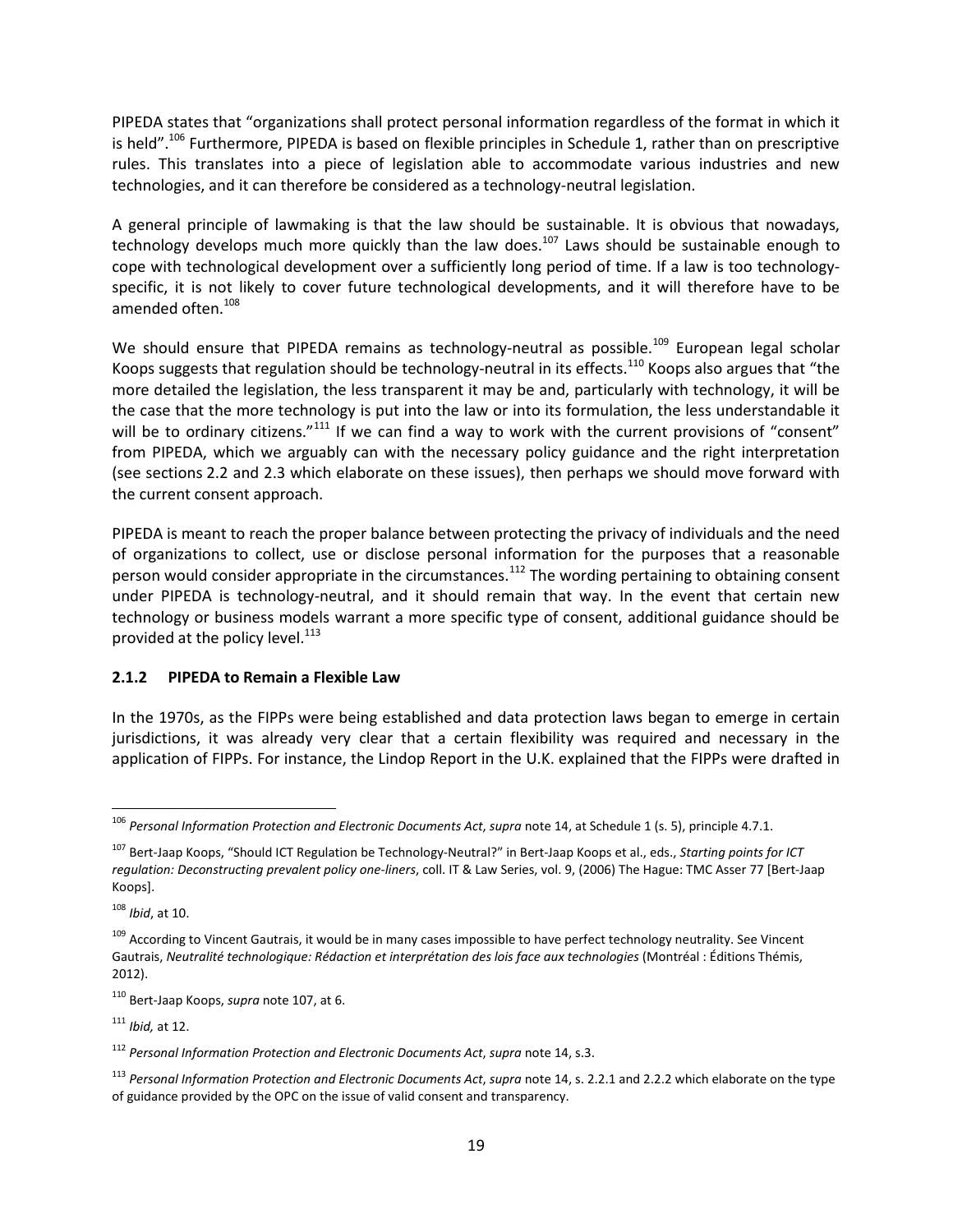PIPEDA states that "organizations shall protect personal information regardless of the format in which it is held".[106] Furthermore, PIPEDA is based on flexible principles in Schedule 1, rather than on prescriptive rules. This translates into a piece of legislation able to accommodate various industries and new technologies, and it can therefore be considered as a technology-neutral legislation.

A general principle of lawmaking is that the law should be sustainable. It is obvious that nowadays, technology develops much more quickly than the law does.[107] Laws should be sustainable enough to cope with technological development over a sufficiently long period of time. If a law is too technology-specific, it is not likely to cover future technological developments, and it will therefore have to be amended often.[108]

We should ensure that PIPEDA remains as technology-neutral as possible.[109] European legal scholar Koops suggests that regulation should be technology-neutral in its effects.[110] Koops also argues that "the more detailed the legislation, the less transparent it may be and, particularly with technology, it will be the case that the more technology is put into the law or into its formulation, the less understandable it will be to ordinary citizens."[111] If we can find a way to work with the current provisions of "consent" from PIPEDA, which we arguably can with the necessary policy guidance and the right interpretation (see sections 2.2 and 2.3 which elaborate on these issues), then perhaps we should move forward with the current consent approach.

PIPEDA is meant to reach the proper balance between protecting the privacy of individuals and the need of organizations to collect, use or disclose personal information for the purposes that a reasonable person would consider appropriate in the circumstances.[112] The wording pertaining to obtaining consent under PIPEDA is technology-neutral, and it should remain that way. In the event that certain new technology or business models warrant a more specific type of consent, additional guidance should be provided at the policy level.[113]

### 2.1.2 PIPEDA to Remain a Flexible Law

In the 1970s, as the FIPPs were being established and data protection laws began to emerge in certain jurisdictions, it was already very clear that a certain flexibility was required and necessary in the application of FIPPs. For instance, the Lindop Report in the U.K. explained that the FIPPs were drafted in

---

[106] *Personal Information Protection and Electronic Documents Act*, *supra* note 14, at Schedule 1 (s. 5), principle 4.7.1.

[107] Bert-Jaap Koops, "Should ICT Regulation be Technology-Neutral?" in Bert-Jaap Koops et al., eds., *Starting points for ICT regulation: Deconstructing prevalent policy one-liners*, coll. IT & Law Series, vol. 9, (2006) The Hague: TMC Asser 77 [Bert-Jaap Koops].

[108] *Ibid*, at 10.

[109] According to Vincent Gautrais, it would be in many cases impossible to have perfect technology neutrality. See Vincent Gautrais, *Neutralité technologique: Rédaction et interprétation des lois face aux technologies* (Montréal : Éditions Thémis, 2012).

[110] Bert-Jaap Koops, *supra* note 107, at 6.

[111] *Ibid,* at 12.

[112] *Personal Information Protection and Electronic Documents Act*, *supra* note 14, s.3.

[113] *Personal Information Protection and Electronic Documents Act*, *supra* note 14, s. 2.2.1 and 2.2.2 which elaborate on the type of guidance provided by the OPC on the issue of valid consent and transparency.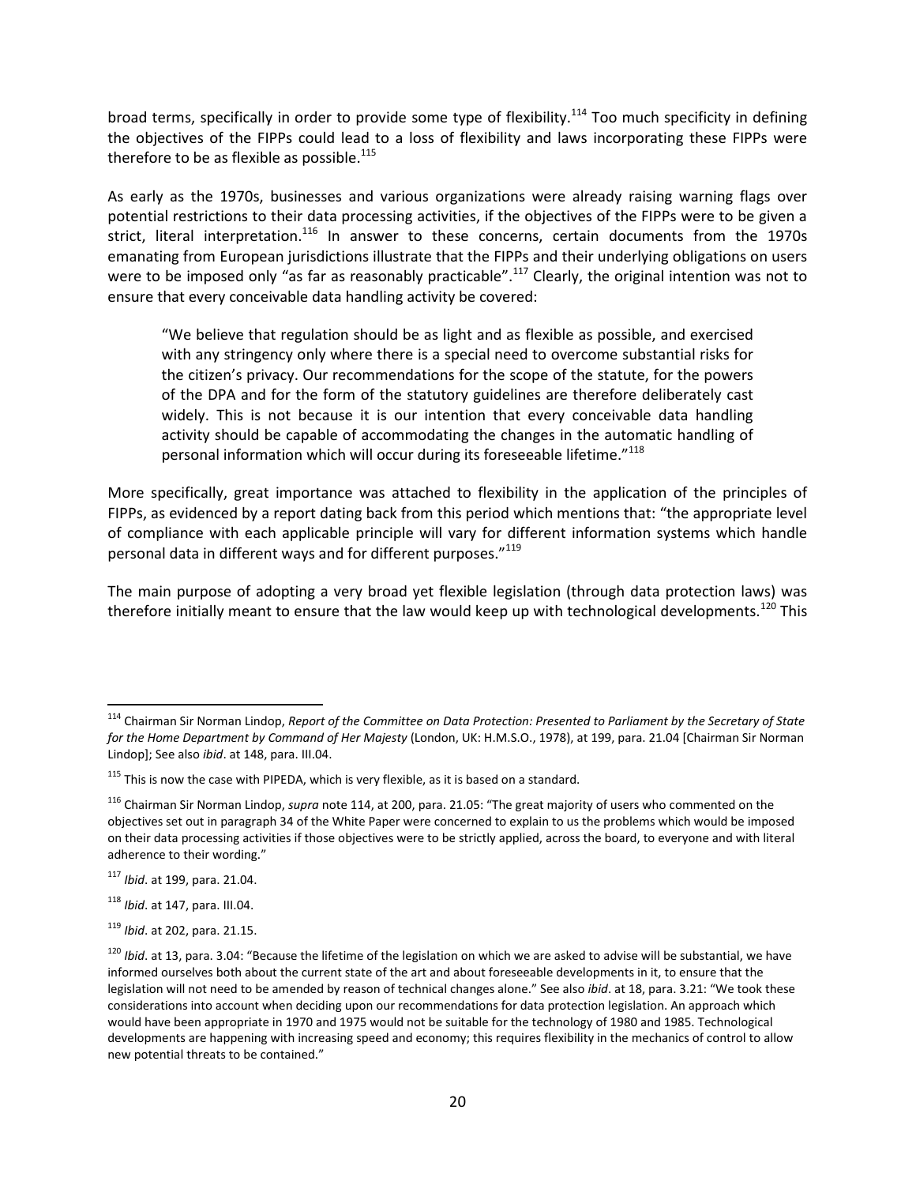broad terms, specifically in order to provide some type of flexibility.[114] Too much specificity in defining the objectives of the FIPPs could lead to a loss of flexibility and laws incorporating these FIPPs were therefore to be as flexible as possible.[115]

As early as the 1970s, businesses and various organizations were already raising warning flags over potential restrictions to their data processing activities, if the objectives of the FIPPs were to be given a strict, literal interpretation.[116] In answer to these concerns, certain documents from the 1970s emanating from European jurisdictions illustrate that the FIPPs and their underlying obligations on users were to be imposed only "as far as reasonably practicable".[117] Clearly, the original intention was not to ensure that every conceivable data handling activity be covered:

> "We believe that regulation should be as light and as flexible as possible, and exercised with any stringency only where there is a special need to overcome substantial risks for the citizen's privacy. Our recommendations for the scope of the statute, for the powers of the DPA and for the form of the statutory guidelines are therefore deliberately cast widely. This is not because it is our intention that every conceivable data handling activity should be capable of accommodating the changes in the automatic handling of personal information which will occur during its foreseeable lifetime."[118]

More specifically, great importance was attached to flexibility in the application of the principles of FIPPs, as evidenced by a report dating back from this period which mentions that: "the appropriate level of compliance with each applicable principle will vary for different information systems which handle personal data in different ways and for different purposes."[119]

The main purpose of adopting a very broad yet flexible legislation (through data protection laws) was therefore initially meant to ensure that the law would keep up with technological developments.[120] This

---

[114] Chairman Sir Norman Lindop, *Report of the Committee on Data Protection: Presented to Parliament by the Secretary of State for the Home Department by Command of Her Majesty* (London, UK: H.M.S.O., 1978), at 199, para. 21.04 [Chairman Sir Norman Lindop]; See also *ibid*. at 148, para. III.04.

[115] This is now the case with PIPEDA, which is very flexible, as it is based on a standard.

[116] Chairman Sir Norman Lindop, *supra* note 114, at 200, para. 21.05: "The great majority of users who commented on the objectives set out in paragraph 34 of the White Paper were concerned to explain to us the problems which would be imposed on their data processing activities if those objectives were to be strictly applied, across the board, to everyone and with literal adherence to their wording."

[117] *Ibid*. at 199, para. 21.04.

[118] *Ibid*. at 147, para. III.04.

[119] *Ibid*. at 202, para. 21.15.

[120] *Ibid*. at 13, para. 3.04: "Because the lifetime of the legislation on which we are asked to advise will be substantial, we have informed ourselves both about the current state of the art and about foreseeable developments in it, to ensure that the legislation will not need to be amended by reason of technical changes alone." See also *ibid*. at 18, para. 3.21: "We took these considerations into account when deciding upon our recommendations for data protection legislation. An approach which would have been appropriate in 1970 and 1975 would not be suitable for the technology of 1980 and 1985. Technological developments are happening with increasing speed and economy; this requires flexibility in the mechanics of control to allow new potential threats to be contained."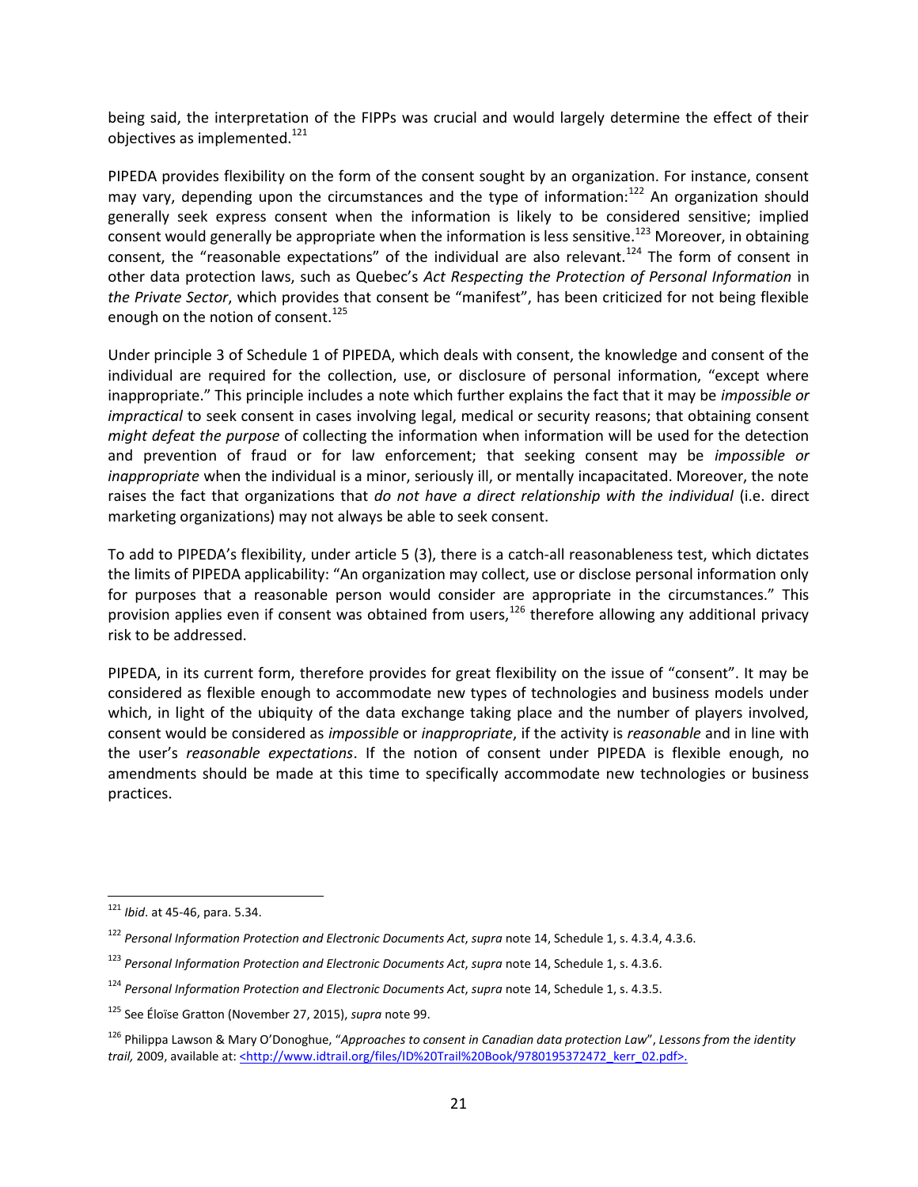being said, the interpretation of the FIPPs was crucial and would largely determine the effect of their objectives as implemented.[121]

PIPEDA provides flexibility on the form of the consent sought by an organization. For instance, consent may vary, depending upon the circumstances and the type of information:[122] An organization should generally seek express consent when the information is likely to be considered sensitive; implied consent would generally be appropriate when the information is less sensitive.[123] Moreover, in obtaining consent, the "reasonable expectations" of the individual are also relevant.[124] The form of consent in other data protection laws, such as Quebec's *Act Respecting the Protection of Personal Information* in *the Private Sector*, which provides that consent be "manifest", has been criticized for not being flexible enough on the notion of consent.[125]

Under principle 3 of Schedule 1 of PIPEDA, which deals with consent, the knowledge and consent of the individual are required for the collection, use, or disclosure of personal information, "except where inappropriate." This principle includes a note which further explains the fact that it may be *impossible or impractical* to seek consent in cases involving legal, medical or security reasons; that obtaining consent *might defeat the purpose* of collecting the information when information will be used for the detection and prevention of fraud or for law enforcement; that seeking consent may be *impossible or inappropriate* when the individual is a minor, seriously ill, or mentally incapacitated. Moreover, the note raises the fact that organizations that *do not have a direct relationship with the individual* (i.e. direct marketing organizations) may not always be able to seek consent.

To add to PIPEDA's flexibility, under article 5 (3), there is a catch-all reasonableness test, which dictates the limits of PIPEDA applicability: "An organization may collect, use or disclose personal information only for purposes that a reasonable person would consider are appropriate in the circumstances." This provision applies even if consent was obtained from users,[126] therefore allowing any additional privacy risk to be addressed.

PIPEDA, in its current form, therefore provides for great flexibility on the issue of "consent". It may be considered as flexible enough to accommodate new types of technologies and business models under which, in light of the ubiquity of the data exchange taking place and the number of players involved, consent would be considered as *impossible* or *inappropriate*, if the activity is *reasonable* and in line with the user's *reasonable expectations*. If the notion of consent under PIPEDA is flexible enough, no amendments should be made at this time to specifically accommodate new technologies or business practices.

---

[121] *Ibid*. at 45-46, para. 5.34.

[122] *Personal Information Protection and Electronic Documents Act*, *supra* note 14, Schedule 1, s. 4.3.4, 4.3.6.

[123] *Personal Information Protection and Electronic Documents Act*, *supra* note 14, Schedule 1, s. 4.3.6.

[124] *Personal Information Protection and Electronic Documents Act*, *supra* note 14, Schedule 1, s. 4.3.5.

[125] See Éloïse Gratton (November 27, 2015), *supra* note 99.

[126] Philippa Lawson & Mary O'Donoghue, "*Approaches to consent in Canadian data protection Law*", *Lessons from the identity trail,* 2009, available at: <http://www.idtrail.org/files/ID%20Trail%20Book/9780195372472_kerr_02.pdf>.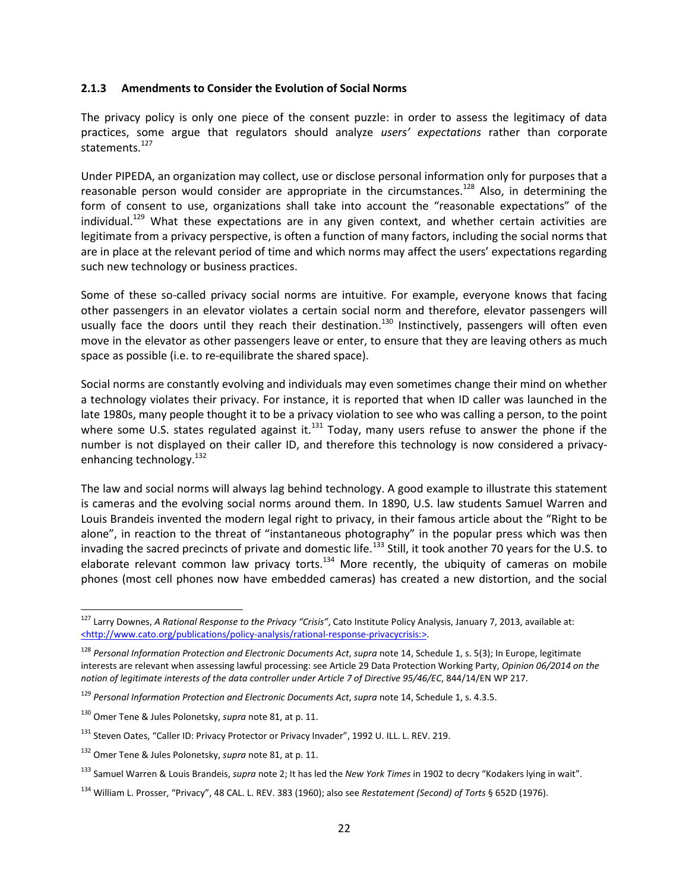### 2.1.3 Amendments to Consider the Evolution of Social Norms

The privacy policy is only one piece of the consent puzzle: in order to assess the legitimacy of data practices, some argue that regulators should analyze *users' expectations* rather than corporate statements.[127]

Under PIPEDA, an organization may collect, use or disclose personal information only for purposes that a reasonable person would consider are appropriate in the circumstances.[128] Also, in determining the form of consent to use, organizations shall take into account the "reasonable expectations" of the individual.[129] What these expectations are in any given context, and whether certain activities are legitimate from a privacy perspective, is often a function of many factors, including the social norms that are in place at the relevant period of time and which norms may affect the users' expectations regarding such new technology or business practices.

Some of these so-called privacy social norms are intuitive. For example, everyone knows that facing other passengers in an elevator violates a certain social norm and therefore, elevator passengers will usually face the doors until they reach their destination.[130] Instinctively, passengers will often even move in the elevator as other passengers leave or enter, to ensure that they are leaving others as much space as possible (i.e. to re-equilibrate the shared space).

Social norms are constantly evolving and individuals may even sometimes change their mind on whether a technology violates their privacy. For instance, it is reported that when ID caller was launched in the late 1980s, many people thought it to be a privacy violation to see who was calling a person, to the point where some U.S. states regulated against it.[131] Today, many users refuse to answer the phone if the number is not displayed on their caller ID, and therefore this technology is now considered a privacy-enhancing technology.[132]

The law and social norms will always lag behind technology. A good example to illustrate this statement is cameras and the evolving social norms around them. In 1890, U.S. law students Samuel Warren and Louis Brandeis invented the modern legal right to privacy, in their famous article about the "Right to be alone", in reaction to the threat of "instantaneous photography" in the popular press which was then invading the sacred precincts of private and domestic life.[133] Still, it took another 70 years for the U.S. to elaborate relevant common law privacy torts.[134] More recently, the ubiquity of cameras on mobile phones (most cell phones now have embedded cameras) has created a new distortion, and the social

---

[127] Larry Downes, *A Rational Response to the Privacy "Crisis"*, Cato Institute Policy Analysis, January 7, 2013, available at: <http://www.cato.org/publications/policy-analysis/rational-response-privacycrisis:>.

[128] *Personal Information Protection and Electronic Documents Act*, *supra* note 14, Schedule 1, s. 5(3); In Europe, legitimate interests are relevant when assessing lawful processing: see Article 29 Data Protection Working Party, *Opinion 06/2014 on the notion of legitimate interests of the data controller under Article 7 of Directive 95/46/EC*, 844/14/EN WP 217.

[129] *Personal Information Protection and Electronic Documents Act*, *supra* note 14, Schedule 1, s. 4.3.5.

[130] Omer Tene & Jules Polonetsky, *supra* note 81, at p. 11.

[131] Steven Oates, "Caller ID: Privacy Protector or Privacy Invader", 1992 U. ILL. L. REV. 219.

[132] Omer Tene & Jules Polonetsky, *supra* note 81, at p. 11.

[133] Samuel Warren & Louis Brandeis, *supra* note 2; It has led the *New York Times* in 1902 to decry "Kodakers lying in wait".

[134] William L. Prosser, "Privacy", 48 CAL. L. REV. 383 (1960); also see *Restatement (Second) of Torts* § 652D (1976).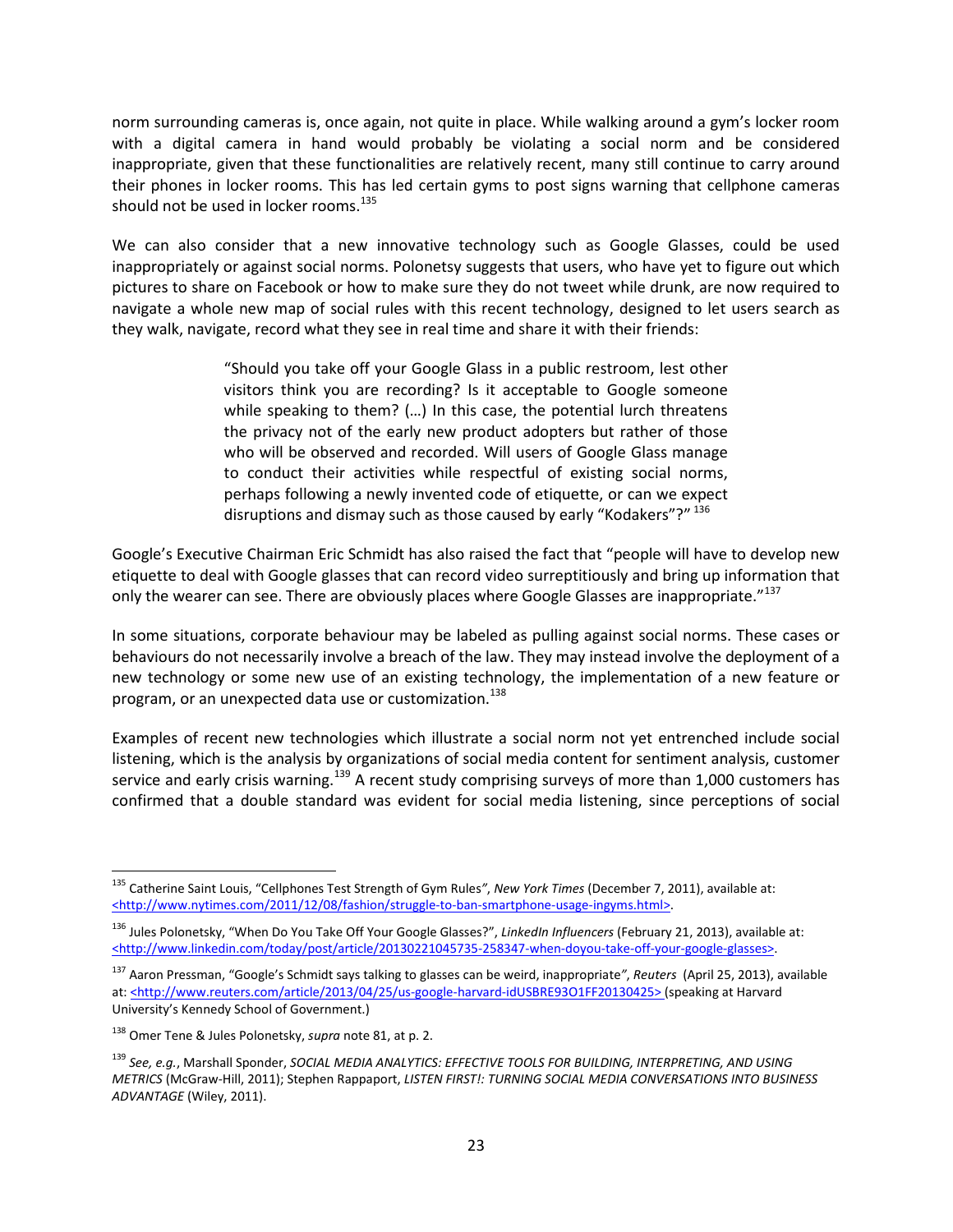norm surrounding cameras is, once again, not quite in place. While walking around a gym's locker room with a digital camera in hand would probably be violating a social norm and be considered inappropriate, given that these functionalities are relatively recent, many still continue to carry around their phones in locker rooms. This has led certain gyms to post signs warning that cellphone cameras should not be used in locker rooms.[135]

We can also consider that a new innovative technology such as Google Glasses, could be used inappropriately or against social norms. Polonetsy suggests that users, who have yet to figure out which pictures to share on Facebook or how to make sure they do not tweet while drunk, are now required to navigate a whole new map of social rules with this recent technology, designed to let users search as they walk, navigate, record what they see in real time and share it with their friends:

> "Should you take off your Google Glass in a public restroom, lest other visitors think you are recording? Is it acceptable to Google someone while speaking to them? (…) In this case, the potential lurch threatens the privacy not of the early new product adopters but rather of those who will be observed and recorded. Will users of Google Glass manage to conduct their activities while respectful of existing social norms, perhaps following a newly invented code of etiquette, or can we expect disruptions and dismay such as those caused by early "Kodakers"?" [136]

Google's Executive Chairman Eric Schmidt has also raised the fact that "people will have to develop new etiquette to deal with Google glasses that can record video surreptitiously and bring up information that only the wearer can see. There are obviously places where Google Glasses are inappropriate."[137]

In some situations, corporate behaviour may be labeled as pulling against social norms. These cases or behaviours do not necessarily involve a breach of the law. They may instead involve the deployment of a new technology or some new use of an existing technology, the implementation of a new feature or program, or an unexpected data use or customization.[138]

Examples of recent new technologies which illustrate a social norm not yet entrenched include social listening, which is the analysis by organizations of social media content for sentiment analysis, customer service and early crisis warning.[139] A recent study comprising surveys of more than 1,000 customers has confirmed that a double standard was evident for social media listening, since perceptions of social

---

[135] Catherine Saint Louis, "Cellphones Test Strength of Gym Rules", *New York Times* (December 7, 2011), available at: <http://www.nytimes.com/2011/12/08/fashion/struggle-to-ban-smartphone-usage-ingyms.html>.

[136] Jules Polonetsky, "When Do You Take Off Your Google Glasses?", *LinkedIn Influencers* (February 21, 2013), available at: <http://www.linkedin.com/today/post/article/20130221045735-258347-when-doyou-take-off-your-google-glasses>.

[137] Aaron Pressman, "Google's Schmidt says talking to glasses can be weird, inappropriate", *Reuters* (April 25, 2013), available at: <http://www.reuters.com/article/2013/04/25/us-google-harvard-idUSBRE93O1FF20130425> (speaking at Harvard University's Kennedy School of Government.)

[138] Omer Tene & Jules Polonetsky, *supra* note 81, at p. 2.

[139] *See, e.g.*, Marshall Sponder, *SOCIAL MEDIA ANALYTICS: EFFECTIVE TOOLS FOR BUILDING, INTERPRETING, AND USING METRICS* (McGraw-Hill, 2011); Stephen Rappaport, *LISTEN FIRST!: TURNING SOCIAL MEDIA CONVERSATIONS INTO BUSINESS ADVANTAGE* (Wiley, 2011).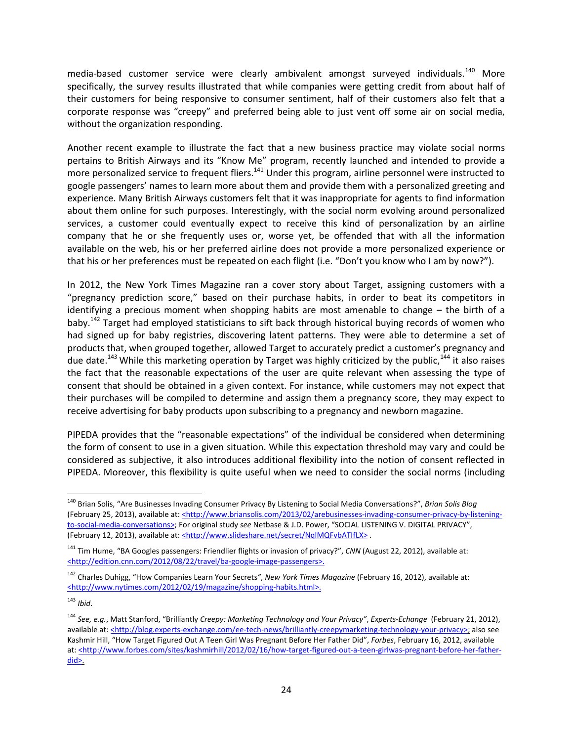media-based customer service were clearly ambivalent amongst surveyed individuals.[140] More specifically, the survey results illustrated that while companies were getting credit from about half of their customers for being responsive to consumer sentiment, half of their customers also felt that a corporate response was "creepy" and preferred being able to just vent off some air on social media, without the organization responding.

Another recent example to illustrate the fact that a new business practice may violate social norms pertains to British Airways and its "Know Me" program, recently launched and intended to provide a more personalized service to frequent fliers.[141] Under this program, airline personnel were instructed to google passengers' names to learn more about them and provide them with a personalized greeting and experience. Many British Airways customers felt that it was inappropriate for agents to find information about them online for such purposes. Interestingly, with the social norm evolving around personalized services, a customer could eventually expect to receive this kind of personalization by an airline company that he or she frequently uses or, worse yet, be offended that with all the information available on the web, his or her preferred airline does not provide a more personalized experience or that his or her preferences must be repeated on each flight (i.e. "Don't you know who I am by now?").

In 2012, the New York Times Magazine ran a cover story about Target, assigning customers with a "pregnancy prediction score," based on their purchase habits, in order to beat its competitors in identifying a precious moment when shopping habits are most amenable to change – the birth of a baby.[142] Target had employed statisticians to sift back through historical buying records of women who had signed up for baby registries, discovering latent patterns. They were able to determine a set of products that, when grouped together, allowed Target to accurately predict a customer's pregnancy and due date.[143] While this marketing operation by Target was highly criticized by the public,[144] it also raises the fact that the reasonable expectations of the user are quite relevant when assessing the type of consent that should be obtained in a given context. For instance, while customers may not expect that their purchases will be compiled to determine and assign them a pregnancy score, they may expect to receive advertising for baby products upon subscribing to a pregnancy and newborn magazine.

PIPEDA provides that the "reasonable expectations" of the individual be considered when determining the form of consent to use in a given situation. While this expectation threshold may vary and could be considered as subjective, it also introduces additional flexibility into the notion of consent reflected in PIPEDA. Moreover, this flexibility is quite useful when we need to consider the social norms (including

---

[140] Brian Solis, "Are Businesses Invading Consumer Privacy By Listening to Social Media Conversations?", *Brian Solis Blog* (February 25, 2013), available at: <http://www.briansolis.com/2013/02/arebusinesses-invading-consumer-privacy-by-listening-to-social-media-conversations>; For original study *see* Netbase & J.D. Power, "SOCIAL LISTENING V. DIGITAL PRIVACY", (February 12, 2013), available at: <http://www.slideshare.net/secret/NqlMQFvbATlfLX> .

[141] Tim Hume, "BA Googles passengers: Friendlier flights or invasion of privacy?", *CNN* (August 22, 2012), available at: <http://edition.cnn.com/2012/08/22/travel/ba-google-image-passengers>.

[142] Charles Duhigg, "How Companies Learn Your Secrets", *New York Times Magazine* (February 16, 2012), available at: <http://www.nytimes.com/2012/02/19/magazine/shopping-habits.html>.

[143] *Ibid*.

[144] *See, e.g.*, Matt Stanford, "Brilliantly *Creepy: Marketing Technology and Your Privacy"*, *Experts-Echange* (February 21, 2012), available at: <http://blog.experts-exchange.com/ee-tech-news/brilliantly-creepymarketing-technology-your-privacy>; also see Kashmir Hill, "How Target Figured Out A Teen Girl Was Pregnant Before Her Father Did", *Forbes*, February 16, 2012, available at: <http://www.forbes.com/sites/kashmirhill/2012/02/16/how-target-figured-out-a-teen-girlwas-pregnant-before-her-father-did>.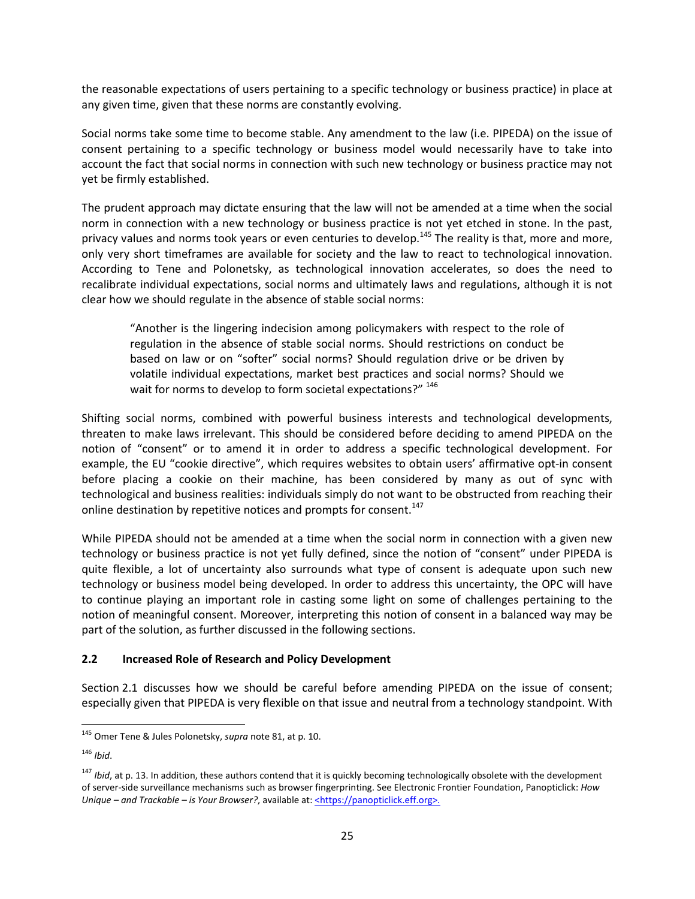the reasonable expectations of users pertaining to a specific technology or business practice) in place at any given time, given that these norms are constantly evolving.

Social norms take some time to become stable. Any amendment to the law (i.e. PIPEDA) on the issue of consent pertaining to a specific technology or business model would necessarily have to take into account the fact that social norms in connection with such new technology or business practice may not yet be firmly established.

The prudent approach may dictate ensuring that the law will not be amended at a time when the social norm in connection with a new technology or business practice is not yet etched in stone. In the past, privacy values and norms took years or even centuries to develop.[145] The reality is that, more and more, only very short timeframes are available for society and the law to react to technological innovation. According to Tene and Polonetsky, as technological innovation accelerates, so does the need to recalibrate individual expectations, social norms and ultimately laws and regulations, although it is not clear how we should regulate in the absence of stable social norms:

> "Another is the lingering indecision among policymakers with respect to the role of regulation in the absence of stable social norms. Should restrictions on conduct be based on law or on "softer" social norms? Should regulation drive or be driven by volatile individual expectations, market best practices and social norms? Should we wait for norms to develop to form societal expectations?" [146]

Shifting social norms, combined with powerful business interests and technological developments, threaten to make laws irrelevant. This should be considered before deciding to amend PIPEDA on the notion of "consent" or to amend it in order to address a specific technological development. For example, the EU "cookie directive", which requires websites to obtain users' affirmative opt-in consent before placing a cookie on their machine, has been considered by many as out of sync with technological and business realities: individuals simply do not want to be obstructed from reaching their online destination by repetitive notices and prompts for consent.[147]

While PIPEDA should not be amended at a time when the social norm in connection with a given new technology or business practice is not yet fully defined, since the notion of "consent" under PIPEDA is quite flexible, a lot of uncertainty also surrounds what type of consent is adequate upon such new technology or business model being developed. In order to address this uncertainty, the OPC will have to continue playing an important role in casting some light on some of challenges pertaining to the notion of meaningful consent. Moreover, interpreting this notion of consent in a balanced way may be part of the solution, as further discussed in the following sections.

### 2.2 Increased Role of Research and Policy Development

Section 2.1 discusses how we should be careful before amending PIPEDA on the issue of consent; especially given that PIPEDA is very flexible on that issue and neutral from a technology standpoint. With

---

[145] Omer Tene & Jules Polonetsky, *supra* note 81, at p. 10.

[146] *Ibid*.

[147] *Ibid*, at p. 13. In addition, these authors contend that it is quickly becoming technologically obsolete with the development of server-side surveillance mechanisms such as browser fingerprinting. See Electronic Frontier Foundation, Panopticlick: *How Unique – and Trackable – is Your Browser?*, available at: <https://panopticlick.eff.org>.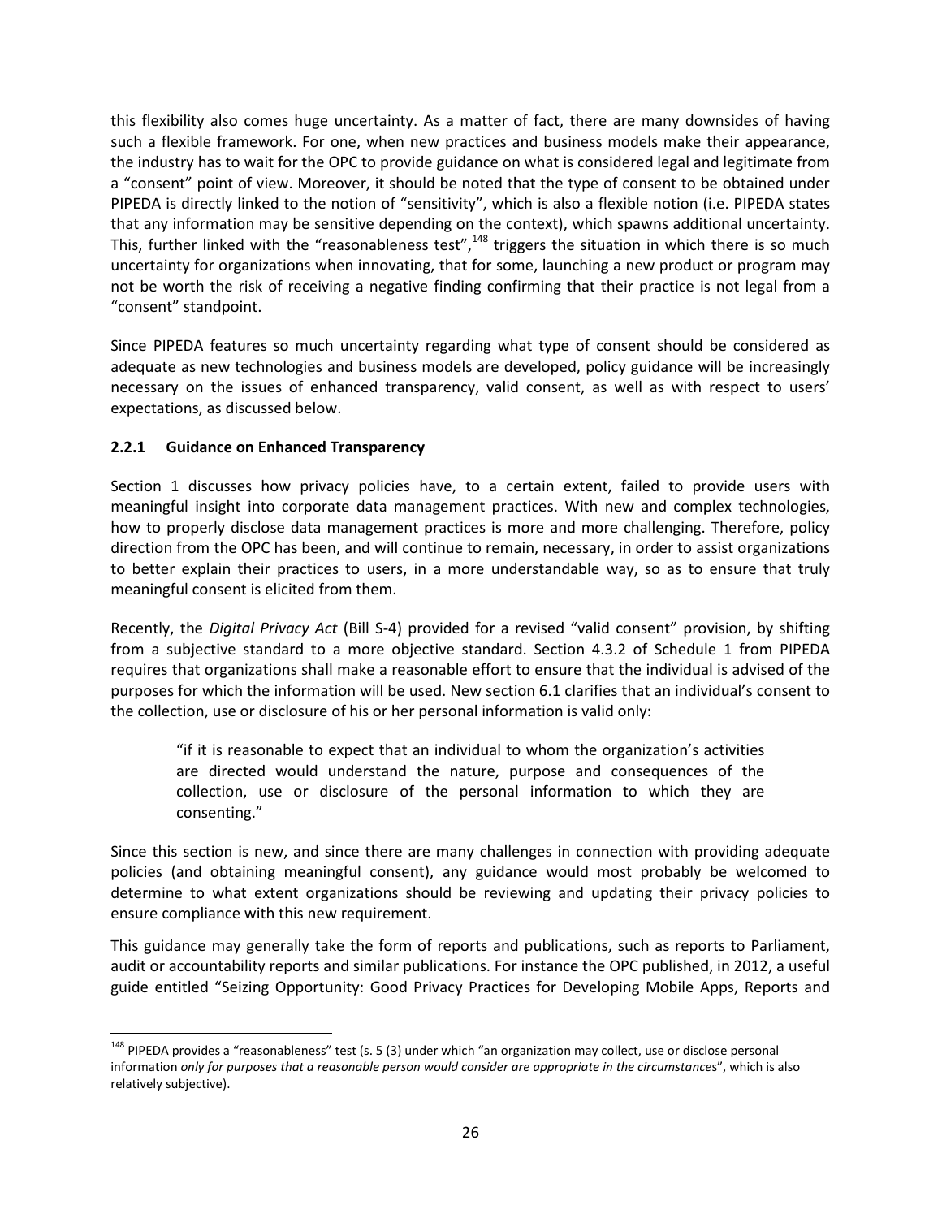this flexibility also comes huge uncertainty. As a matter of fact, there are many downsides of having such a flexible framework. For one, when new practices and business models make their appearance, the industry has to wait for the OPC to provide guidance on what is considered legal and legitimate from a "consent" point of view. Moreover, it should be noted that the type of consent to be obtained under PIPEDA is directly linked to the notion of "sensitivity", which is also a flexible notion (i.e. PIPEDA states that any information may be sensitive depending on the context), which spawns additional uncertainty. This, further linked with the "reasonableness test",[148] triggers the situation in which there is so much uncertainty for organizations when innovating, that for some, launching a new product or program may not be worth the risk of receiving a negative finding confirming that their practice is not legal from a "consent" standpoint.

Since PIPEDA features so much uncertainty regarding what type of consent should be considered as adequate as new technologies and business models are developed, policy guidance will be increasingly necessary on the issues of enhanced transparency, valid consent, as well as with respect to users' expectations, as discussed below.

### 2.2.1 Guidance on Enhanced Transparency

Section 1 discusses how privacy policies have, to a certain extent, failed to provide users with meaningful insight into corporate data management practices. With new and complex technologies, how to properly disclose data management practices is more and more challenging. Therefore, policy direction from the OPC has been, and will continue to remain, necessary, in order to assist organizations to better explain their practices to users, in a more understandable way, so as to ensure that truly meaningful consent is elicited from them.

Recently, the *Digital Privacy Act* (Bill S-4) provided for a revised "valid consent" provision, by shifting from a subjective standard to a more objective standard. Section 4.3.2 of Schedule 1 from PIPEDA requires that organizations shall make a reasonable effort to ensure that the individual is advised of the purposes for which the information will be used. New section 6.1 clarifies that an individual's consent to the collection, use or disclosure of his or her personal information is valid only:

> "if it is reasonable to expect that an individual to whom the organization's activities are directed would understand the nature, purpose and consequences of the collection, use or disclosure of the personal information to which they are consenting."

Since this section is new, and since there are many challenges in connection with providing adequate policies (and obtaining meaningful consent), any guidance would most probably be welcomed to determine to what extent organizations should be reviewing and updating their privacy policies to ensure compliance with this new requirement.

This guidance may generally take the form of reports and publications, such as reports to Parliament, audit or accountability reports and similar publications. For instance the OPC published, in 2012, a useful guide entitled "Seizing Opportunity: Good Privacy Practices for Developing Mobile Apps, Reports and

---

[148] PIPEDA provides a "reasonableness" test (s. 5 (3) under which "an organization may collect, use or disclose personal information *only for purposes that a reasonable person would consider are appropriate in the circumstances*", which is also relatively subjective).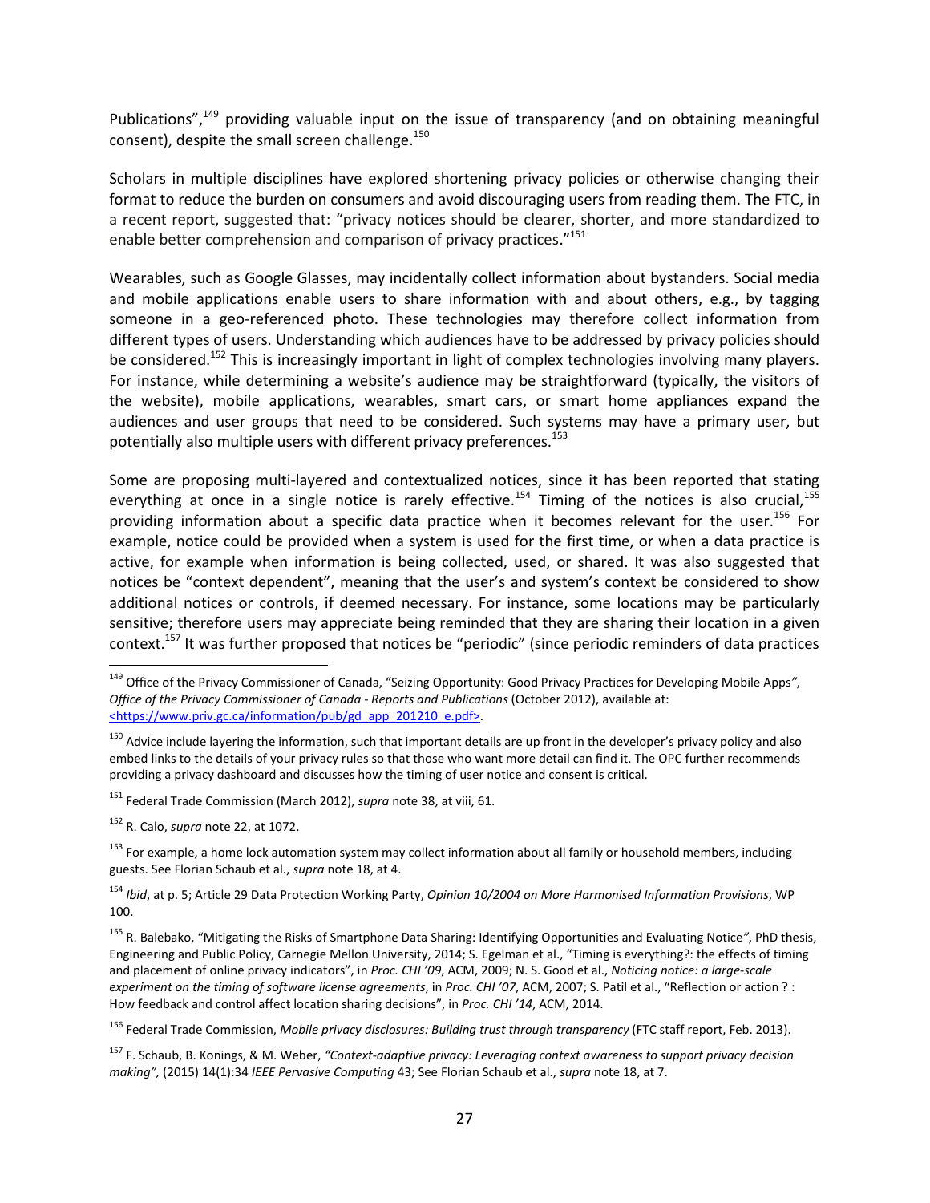Publications",[149] providing valuable input on the issue of transparency (and on obtaining meaningful consent), despite the small screen challenge.[150]

Scholars in multiple disciplines have explored shortening privacy policies or otherwise changing their format to reduce the burden on consumers and avoid discouraging users from reading them. The FTC, in a recent report, suggested that: "privacy notices should be clearer, shorter, and more standardized to enable better comprehension and comparison of privacy practices."[151]

Wearables, such as Google Glasses, may incidentally collect information about bystanders. Social media and mobile applications enable users to share information with and about others, e.g., by tagging someone in a geo-referenced photo. These technologies may therefore collect information from different types of users. Understanding which audiences have to be addressed by privacy policies should be considered.[152] This is increasingly important in light of complex technologies involving many players. For instance, while determining a website's audience may be straightforward (typically, the visitors of the website), mobile applications, wearables, smart cars, or smart home appliances expand the audiences and user groups that need to be considered. Such systems may have a primary user, but potentially also multiple users with different privacy preferences.[153]

Some are proposing multi-layered and contextualized notices, since it has been reported that stating everything at once in a single notice is rarely effective.[154] Timing of the notices is also crucial,[155] providing information about a specific data practice when it becomes relevant for the user.[156] For example, notice could be provided when a system is used for the first time, or when a data practice is active, for example when information is being collected, used, or shared. It was also suggested that notices be "context dependent", meaning that the user's and system's context be considered to show additional notices or controls, if deemed necessary. For instance, some locations may be particularly sensitive; therefore users may appreciate being reminded that they are sharing their location in a given context.[157] It was further proposed that notices be "periodic" (since periodic reminders of data practices

---

[149] Office of the Privacy Commissioner of Canada, "Seizing Opportunity: Good Privacy Practices for Developing Mobile Apps", *Office of the Privacy Commissioner of Canada - Reports and Publications* (October 2012), available at: <https://www.priv.gc.ca/information/pub/gd_app_201210_e.pdf>.

[150] Advice include layering the information, such that important details are up front in the developer's privacy policy and also embed links to the details of your privacy rules so that those who want more detail can find it. The OPC further recommends providing a privacy dashboard and discusses how the timing of user notice and consent is critical.

[151] Federal Trade Commission (March 2012), *supra* note 38, at viii, 61.

[152] R. Calo, *supra* note 22, at 1072.

[153] For example, a home lock automation system may collect information about all family or household members, including guests. See Florian Schaub et al., *supra* note 18, at 4.

[154] *Ibid*, at p. 5; Article 29 Data Protection Working Party, *Opinion 10/2004 on More Harmonised Information Provisions*, WP 100.

[155] R. Balebako, "Mitigating the Risks of Smartphone Data Sharing: Identifying Opportunities and Evaluating Notice", PhD thesis, Engineering and Public Policy, Carnegie Mellon University, 2014; S. Egelman et al., "Timing is everything?: the effects of timing and placement of online privacy indicators", in *Proc. CHI '09*, ACM, 2009; N. S. Good et al., *Noticing notice: a large-scale experiment on the timing of software license agreements*, in *Proc. CHI '07*, ACM, 2007; S. Patil et al., "Reflection or action ? : How feedback and control affect location sharing decisions", in *Proc. CHI '14*, ACM, 2014.

[156] Federal Trade Commission, *Mobile privacy disclosures: Building trust through transparency* (FTC staff report, Feb. 2013).

[157] F. Schaub, B. Konings, & M. Weber, *"Context-adaptive privacy: Leveraging context awareness to support privacy decision making",* (2015) 14(1):34 *IEEE Pervasive Computing* 43; See Florian Schaub et al., *supra* note 18, at 7.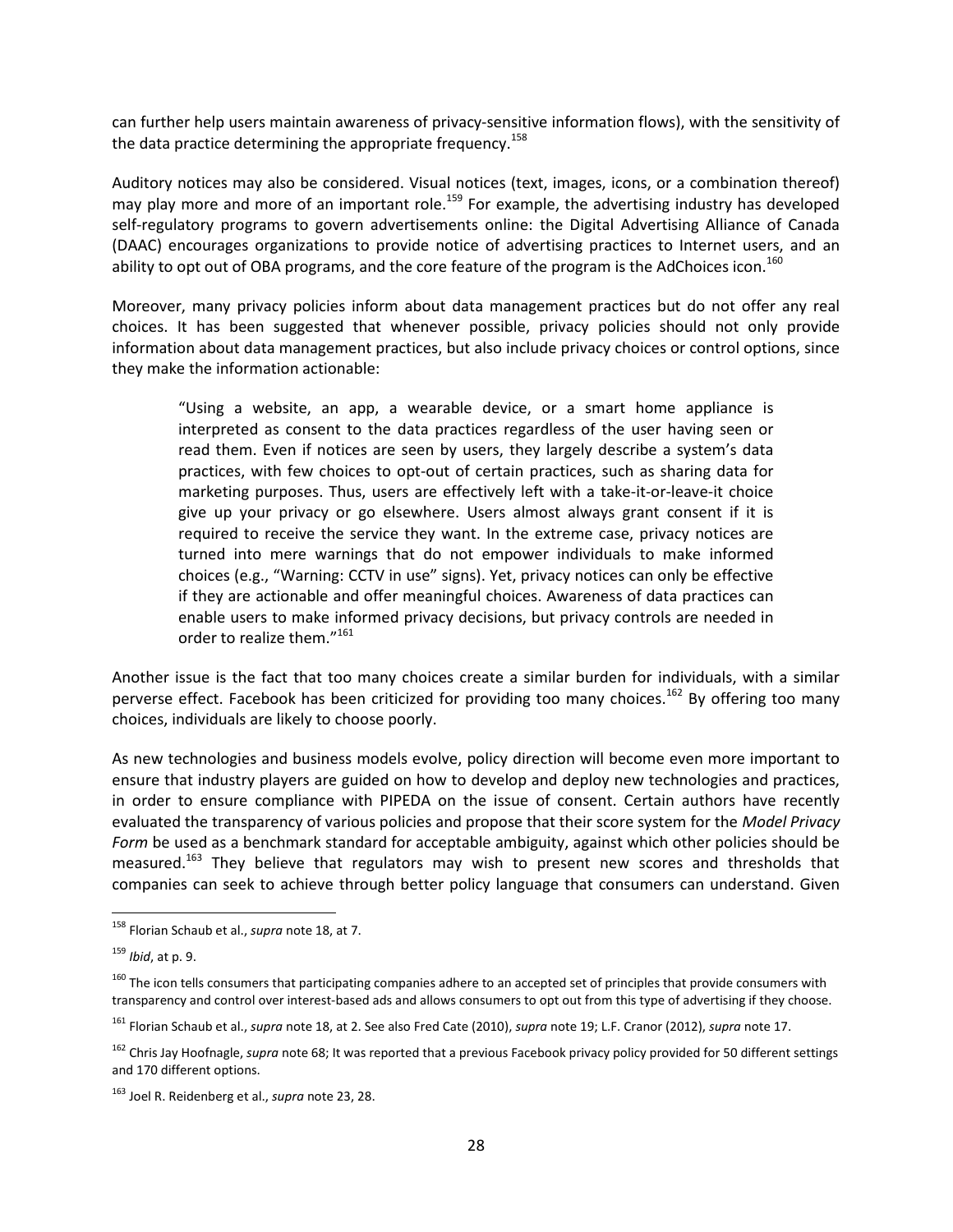can further help users maintain awareness of privacy-sensitive information flows), with the sensitivity of the data practice determining the appropriate frequency.[158]

Auditory notices may also be considered. Visual notices (text, images, icons, or a combination thereof) may play more and more of an important role.[159] For example, the advertising industry has developed self-regulatory programs to govern advertisements online: the Digital Advertising Alliance of Canada (DAAC) encourages organizations to provide notice of advertising practices to Internet users, and an ability to opt out of OBA programs, and the core feature of the program is the AdChoices icon.[160]

Moreover, many privacy policies inform about data management practices but do not offer any real choices. It has been suggested that whenever possible, privacy policies should not only provide information about data management practices, but also include privacy choices or control options, since they make the information actionable:

> "Using a website, an app, a wearable device, or a smart home appliance is interpreted as consent to the data practices regardless of the user having seen or read them. Even if notices are seen by users, they largely describe a system's data practices, with few choices to opt-out of certain practices, such as sharing data for marketing purposes. Thus, users are effectively left with a take-it-or-leave-it choice give up your privacy or go elsewhere. Users almost always grant consent if it is required to receive the service they want. In the extreme case, privacy notices are turned into mere warnings that do not empower individuals to make informed choices (e.g., "Warning: CCTV in use" signs). Yet, privacy notices can only be effective if they are actionable and offer meaningful choices. Awareness of data practices can enable users to make informed privacy decisions, but privacy controls are needed in order to realize them."[161]

Another issue is the fact that too many choices create a similar burden for individuals, with a similar perverse effect. Facebook has been criticized for providing too many choices.[162] By offering too many choices, individuals are likely to choose poorly.

As new technologies and business models evolve, policy direction will become even more important to ensure that industry players are guided on how to develop and deploy new technologies and practices, in order to ensure compliance with PIPEDA on the issue of consent. Certain authors have recently evaluated the transparency of various policies and propose that their score system for the *Model Privacy Form* be used as a benchmark standard for acceptable ambiguity, against which other policies should be measured.[163] They believe that regulators may wish to present new scores and thresholds that companies can seek to achieve through better policy language that consumers can understand. Given

---

[158] Florian Schaub et al., *supra* note 18, at 7.

[159] *Ibid*, at p. 9.

[160] The icon tells consumers that participating companies adhere to an accepted set of principles that provide consumers with transparency and control over interest-based ads and allows consumers to opt out from this type of advertising if they choose.

[161] Florian Schaub et al., *supra* note 18, at 2. See also Fred Cate (2010), *supra* note 19; L.F. Cranor (2012), *supra* note 17.

[162] Chris Jay Hoofnagle, *supra* note 68; It was reported that a previous Facebook privacy policy provided for 50 different settings and 170 different options.

[163] Joel R. Reidenberg et al., *supra* note 23, 28.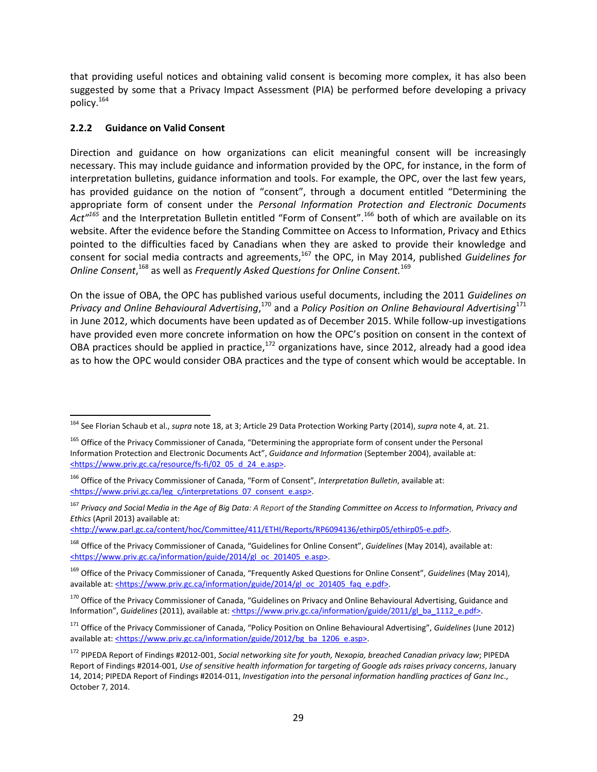that providing useful notices and obtaining valid consent is becoming more complex, it has also been suggested by some that a Privacy Impact Assessment (PIA) be performed before developing a privacy policy.[164]

### 2.2.2 Guidance on Valid Consent

Direction and guidance on how organizations can elicit meaningful consent will be increasingly necessary. This may include guidance and information provided by the OPC, for instance, in the form of interpretation bulletins, guidance information and tools. For example, the OPC, over the last few years, has provided guidance on the notion of "consent", through a document entitled "Determining the appropriate form of consent under the *Personal Information Protection and Electronic Documents Act*"[165] and the Interpretation Bulletin entitled "Form of Consent".[166] both of which are available on its website. After the evidence before the Standing Committee on Access to Information, Privacy and Ethics pointed to the difficulties faced by Canadians when they are asked to provide their knowledge and consent for social media contracts and agreements,[167] the OPC, in May 2014, published *Guidelines for Online Consent*,[168] as well as *Frequently Asked Questions for Online Consent.*[169]

On the issue of OBA, the OPC has published various useful documents, including the 2011 *Guidelines on Privacy and Online Behavioural Advertising*,[170] and a *Policy Position on Online Behavioural Advertising*[171] in June 2012, which documents have been updated as of December 2015. While follow-up investigations have provided even more concrete information on how the OPC's position on consent in the context of OBA practices should be applied in practice,[172] organizations have, since 2012, already had a good idea as to how the OPC would consider OBA practices and the type of consent which would be acceptable. In

---

[164] See Florian Schaub et al., *supra* note 18, at 3; Article 29 Data Protection Working Party (2014), *supra* note 4, at. 21.

[165] Office of the Privacy Commissioner of Canada, "Determining the appropriate form of consent under the Personal Information Protection and Electronic Documents Act", *Guidance and Information* (September 2004), available at: <https://www.priv.gc.ca/resource/fs-fi/02_05_d_24_e.asp>.

[166] Office of the Privacy Commissioner of Canada, "Form of Consent", *Interpretation Bulletin*, available at: <https://www.privi.gc.ca/leg_c/interpretations_07_consent_e.asp>.

[167] *Privacy and Social Media in the Age of Big Data: A Report of the Standing Committee on Access to Information, Privacy and Ethics* (April 2013) available at: <http://www.parl.gc.ca/content/hoc/Committee/411/ETHI/Reports/RP6094136/ethirp05/ethirp05-e.pdf>.

[168] Office of the Privacy Commissioner of Canada, "Guidelines for Online Consent", *Guidelines* (May 2014), available at: <https://www.priv.gc.ca/information/guide/2014/gl_oc_201405_e.asp>.

[169] Office of the Privacy Commissioner of Canada, "Frequently Asked Questions for Online Consent", *Guidelines* (May 2014), available at: <https://www.priv.gc.ca/information/guide/2014/gl_oc_201405_faq_e.pdf>.

[170] Office of the Privacy Commissioner of Canada, "Guidelines on Privacy and Online Behavioural Advertising, Guidance and Information", *Guidelines* (2011), available at: <https://www.priv.gc.ca/information/guide/2011/gl_ba_1112_e.pdf>.

[171] Office of the Privacy Commissioner of Canada, "Policy Position on Online Behavioural Advertising", *Guidelines* (June 2012) available at: <https://www.priv.gc.ca/information/guide/2012/bg_ba_1206_e.asp>.

[172] PIPEDA Report of Findings #2012-001, *Social networking site for youth, Nexopia, breached Canadian privacy law*; PIPEDA Report of Findings #2014-001, *Use of sensitive health information for targeting of Google ads raises privacy concerns*, January 14, 2014; PIPEDA Report of Findings #2014-011, *Investigation into the personal information handling practices of Ganz Inc.*, October 7, 2014.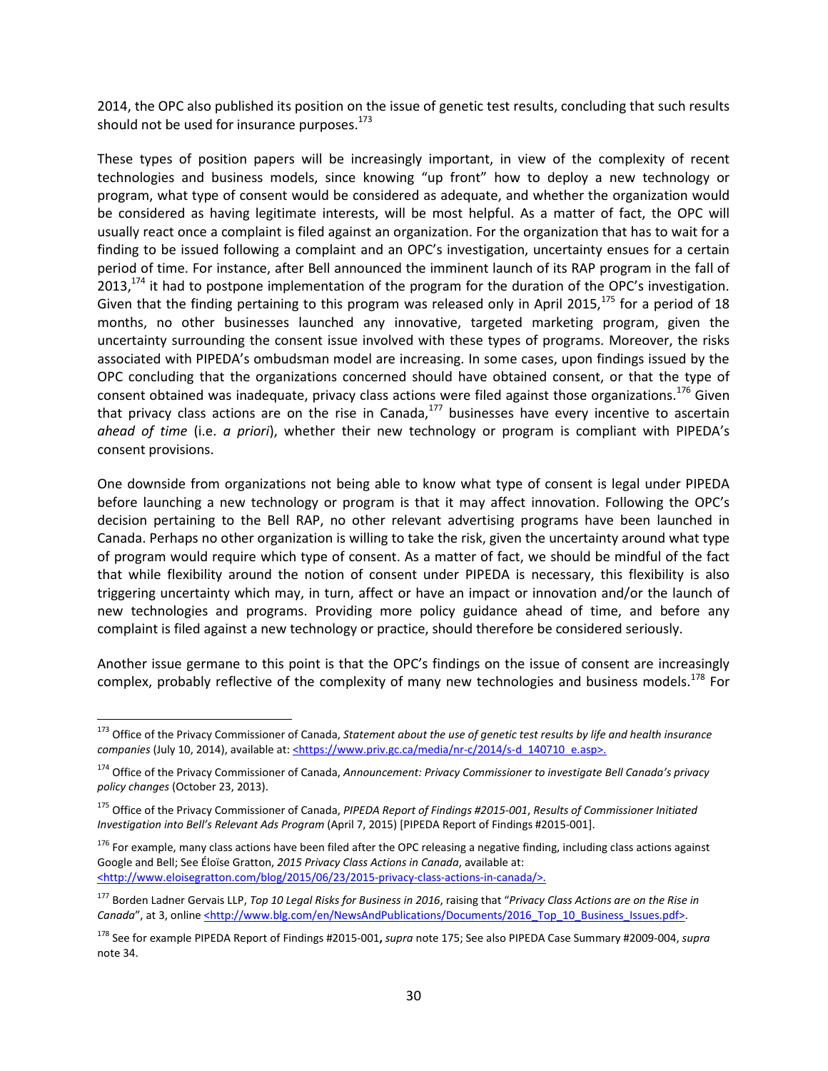2014, the OPC also published its position on the issue of genetic test results, concluding that such results should not be used for insurance purposes.[173]

These types of position papers will be increasingly important, in view of the complexity of recent technologies and business models, since knowing "up front" how to deploy a new technology or program, what type of consent would be considered as adequate, and whether the organization would be considered as having legitimate interests, will be most helpful. As a matter of fact, the OPC will usually react once a complaint is filed against an organization. For the organization that has to wait for a finding to be issued following a complaint and an OPC's investigation, uncertainty ensues for a certain period of time. For instance, after Bell announced the imminent launch of its RAP program in the fall of 2013,[174] it had to postpone implementation of the program for the duration of the OPC's investigation. Given that the finding pertaining to this program was released only in April 2015,[175] for a period of 18 months, no other businesses launched any innovative, targeted marketing program, given the uncertainty surrounding the consent issue involved with these types of programs. Moreover, the risks associated with PIPEDA's ombudsman model are increasing. In some cases, upon findings issued by the OPC concluding that the organizations concerned should have obtained consent, or that the type of consent obtained was inadequate, privacy class actions were filed against those organizations.[176] Given that privacy class actions are on the rise in Canada,[177] businesses have every incentive to ascertain *ahead of time* (i.e. *a priori*), whether their new technology or program is compliant with PIPEDA's consent provisions.

One downside from organizations not being able to know what type of consent is legal under PIPEDA before launching a new technology or program is that it may affect innovation. Following the OPC's decision pertaining to the Bell RAP, no other relevant advertising programs have been launched in Canada. Perhaps no other organization is willing to take the risk, given the uncertainty around what type of program would require which type of consent. As a matter of fact, we should be mindful of the fact that while flexibility around the notion of consent under PIPEDA is necessary, this flexibility is also triggering uncertainty which may, in turn, affect or have an impact or innovation and/or the launch of new technologies and programs. Providing more policy guidance ahead of time, and before any complaint is filed against a new technology or practice, should therefore be considered seriously.

Another issue germane to this point is that the OPC's findings on the issue of consent are increasingly complex, probably reflective of the complexity of many new technologies and business models.[178] For

---

[173] Office of the Privacy Commissioner of Canada, *Statement about the use of genetic test results by life and health insurance companies* (July 10, 2014), available at: <https://www.priv.gc.ca/media/nr-c/2014/s-d_140710_e.asp>.

[174] Office of the Privacy Commissioner of Canada, *Announcement: Privacy Commissioner to investigate Bell Canada's privacy policy changes* (October 23, 2013).

[175] Office of the Privacy Commissioner of Canada, *PIPEDA Report of Findings #2015-001*, *Results of Commissioner Initiated Investigation into Bell's Relevant Ads Program* (April 7, 2015) [PIPEDA Report of Findings #2015-001].

[176] For example, many class actions have been filed after the OPC releasing a negative finding, including class actions against Google and Bell; See Éloïse Gratton, *2015 Privacy Class Actions in Canada*, available at: <http://www.eloisegratton.com/blog/2015/06/23/2015-privacy-class-actions-in-canada/>.

[177] Borden Ladner Gervais LLP, *Top 10 Legal Risks for Business in 2016*, raising that "*Privacy Class Actions are on the Rise in Canada*", at 3, online <http://www.blg.com/en/NewsAndPublications/Documents/2016_Top_10_Business_Issues.pdf>.

[178] See for example PIPEDA Report of Findings #2015-001**,** *supra* note 175; See also PIPEDA Case Summary #2009-004, *supra* note 34.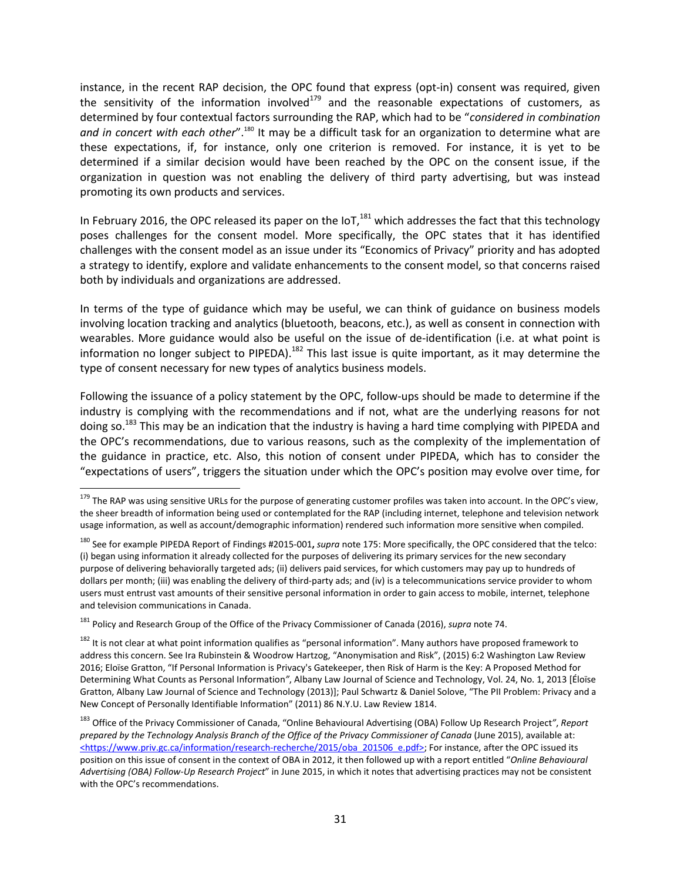instance, in the recent RAP decision, the OPC found that express (opt-in) consent was required, given the sensitivity of the information involved[179] and the reasonable expectations of customers, as determined by four contextual factors surrounding the RAP, which had to be "*considered in combination and in concert with each other*".[180] It may be a difficult task for an organization to determine what are these expectations, if, for instance, only one criterion is removed. For instance, it is yet to be determined if a similar decision would have been reached by the OPC on the consent issue, if the organization in question was not enabling the delivery of third party advertising, but was instead promoting its own products and services.

In February 2016, the OPC released its paper on the IoT,[181] which addresses the fact that this technology poses challenges for the consent model. More specifically, the OPC states that it has identified challenges with the consent model as an issue under its "Economics of Privacy" priority and has adopted a strategy to identify, explore and validate enhancements to the consent model, so that concerns raised both by individuals and organizations are addressed.

In terms of the type of guidance which may be useful, we can think of guidance on business models involving location tracking and analytics (bluetooth, beacons, etc.), as well as consent in connection with wearables. More guidance would also be useful on the issue of de-identification (i.e. at what point is information no longer subject to PIPEDA).[182] This last issue is quite important, as it may determine the type of consent necessary for new types of analytics business models.

Following the issuance of a policy statement by the OPC, follow-ups should be made to determine if the industry is complying with the recommendations and if not, what are the underlying reasons for not doing so.[183] This may be an indication that the industry is having a hard time complying with PIPEDA and the OPC's recommendations, due to various reasons, such as the complexity of the implementation of the guidance in practice, etc. Also, this notion of consent under PIPEDA, which has to consider the "expectations of users", triggers the situation under which the OPC's position may evolve over time, for

---

[179] The RAP was using sensitive URLs for the purpose of generating customer profiles was taken into account. In the OPC's view, the sheer breadth of information being used or contemplated for the RAP (including internet, telephone and television network usage information, as well as account/demographic information) rendered such information more sensitive when compiled.

[180] See for example PIPEDA Report of Findings #2015-001**,** *supra* note 175: More specifically, the OPC considered that the telco: (i) began using information it already collected for the purposes of delivering its primary services for the new secondary purpose of delivering behaviorally targeted ads; (ii) delivers paid services, for which customers may pay up to hundreds of dollars per month; (iii) was enabling the delivery of third-party ads; and (iv) is a telecommunications service provider to whom users must entrust vast amounts of their sensitive personal information in order to gain access to mobile, internet, telephone and television communications in Canada.

[181] Policy and Research Group of the Office of the Privacy Commissioner of Canada (2016), *supra* note 74.

[182] It is not clear at what point information qualifies as "personal information". Many authors have proposed framework to address this concern. See Ira Rubinstein & Woodrow Hartzog, "Anonymisation and Risk", (2015) 6:2 Washington Law Review 2016; Eloïse Gratton, "If Personal Information is Privacy's Gatekeeper, then Risk of Harm is the Key: A Proposed Method for Determining What Counts as Personal Information*"*, Albany Law Journal of Science and Technology, Vol. 24, No. 1, 2013 [Éloïse Gratton, Albany Law Journal of Science and Technology (2013)]; Paul Schwartz & Daniel Solove, "The PII Problem: Privacy and a New Concept of Personally Identifiable Information" (2011) 86 N.Y.U. Law Review 1814.

[183] Office of the Privacy Commissioner of Canada, "Online Behavioural Advertising (OBA) Follow Up Research Project*"*, *Report prepared by the Technology Analysis Branch of the Office of the Privacy Commissioner of Canada* (June 2015), available at: <https://www.priv.gc.ca/information/research-recherche/2015/oba_201506_e.pdf>; For instance, after the OPC issued its position on this issue of consent in the context of OBA in 2012, it then followed up with a report entitled "*Online Behavioural Advertising (OBA) Follow-Up Research Project*" in June 2015, in which it notes that advertising practices may not be consistent with the OPC's recommendations.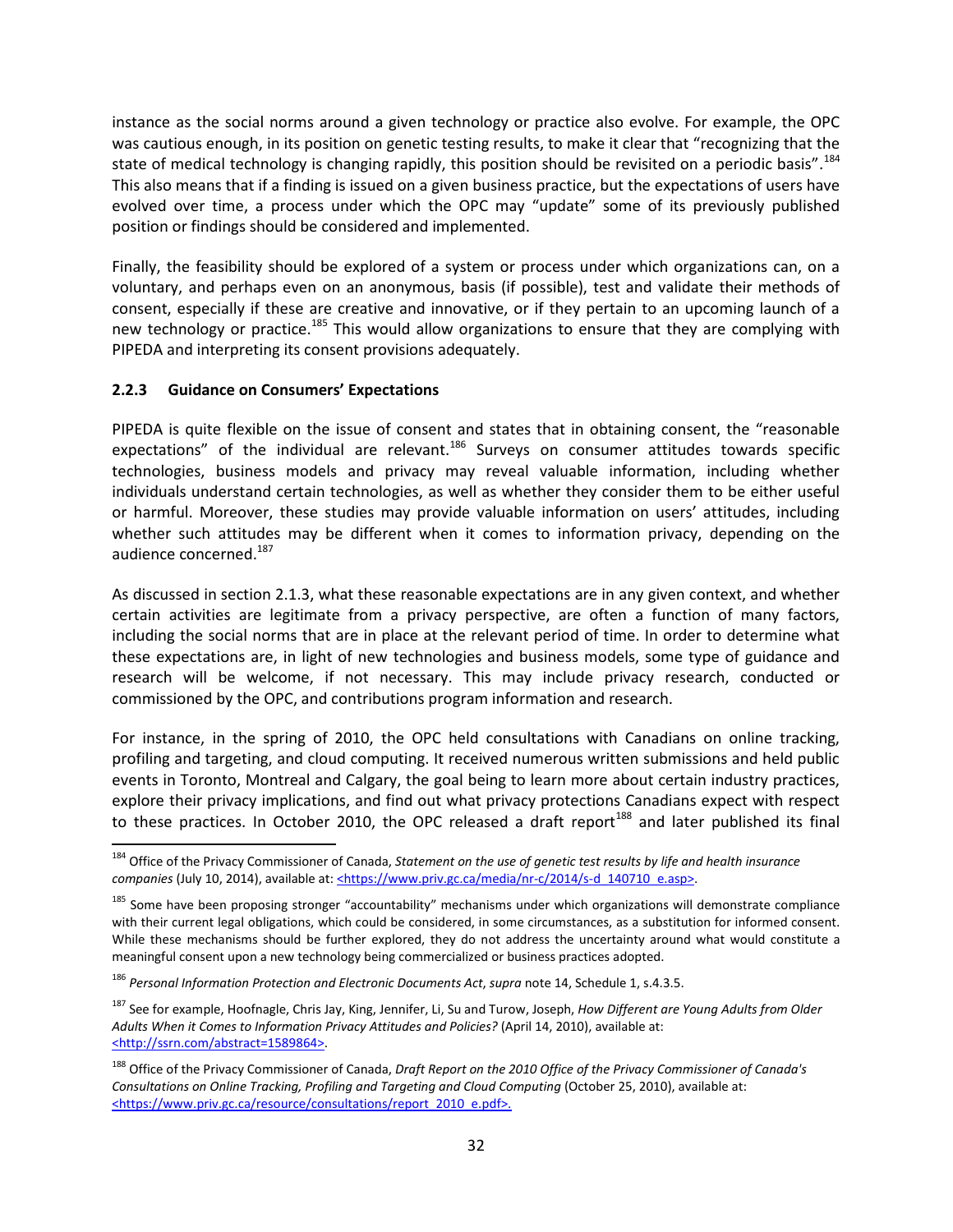instance as the social norms around a given technology or practice also evolve. For example, the OPC was cautious enough, in its position on genetic testing results, to make it clear that "recognizing that the state of medical technology is changing rapidly, this position should be revisited on a periodic basis".[184] This also means that if a finding is issued on a given business practice, but the expectations of users have evolved over time, a process under which the OPC may "update" some of its previously published position or findings should be considered and implemented.

Finally, the feasibility should be explored of a system or process under which organizations can, on a voluntary, and perhaps even on an anonymous, basis (if possible), test and validate their methods of consent, especially if these are creative and innovative, or if they pertain to an upcoming launch of a new technology or practice.[185] This would allow organizations to ensure that they are complying with PIPEDA and interpreting its consent provisions adequately.

### 2.2.3 Guidance on Consumers' Expectations

PIPEDA is quite flexible on the issue of consent and states that in obtaining consent, the "reasonable expectations" of the individual are relevant.[186] Surveys on consumer attitudes towards specific technologies, business models and privacy may reveal valuable information, including whether individuals understand certain technologies, as well as whether they consider them to be either useful or harmful. Moreover, these studies may provide valuable information on users' attitudes, including whether such attitudes may be different when it comes to information privacy, depending on the audience concerned.[187]

As discussed in section 2.1.3, what these reasonable expectations are in any given context, and whether certain activities are legitimate from a privacy perspective, are often a function of many factors, including the social norms that are in place at the relevant period of time. In order to determine what these expectations are, in light of new technologies and business models, some type of guidance and research will be welcome, if not necessary. This may include privacy research, conducted or commissioned by the OPC, and contributions program information and research.

For instance, in the spring of 2010, the OPC held consultations with Canadians on online tracking, profiling and targeting, and cloud computing. It received numerous written submissions and held public events in Toronto, Montreal and Calgary, the goal being to learn more about certain industry practices, explore their privacy implications, and find out what privacy protections Canadians expect with respect to these practices. In October 2010, the OPC released a draft report[188] and later published its final

---

[184] Office of the Privacy Commissioner of Canada, *Statement on the use of genetic test results by life and health insurance companies* (July 10, 2014), available at: <https://www.priv.gc.ca/media/nr-c/2014/s-d_140710_e.asp>.

[185] Some have been proposing stronger "accountability" mechanisms under which organizations will demonstrate compliance with their current legal obligations, which could be considered, in some circumstances, as a substitution for informed consent. While these mechanisms should be further explored, they do not address the uncertainty around what would constitute a meaningful consent upon a new technology being commercialized or business practices adopted.

[186] *Personal Information Protection and Electronic Documents Act*, *supra* note 14, Schedule 1, s.4.3.5.

[187] See for example, Hoofnagle, Chris Jay, King, Jennifer, Li, Su and Turow, Joseph, *How Different are Young Adults from Older Adults When it Comes to Information Privacy Attitudes and Policies?* (April 14, 2010), available at: <http://ssrn.com/abstract=1589864>.

[188] Office of the Privacy Commissioner of Canada, *Draft Report on the 2010 Office of the Privacy Commissioner of Canada's Consultations on Online Tracking, Profiling and Targeting and Cloud Computing* (October 25, 2010), available at: <https://www.priv.gc.ca/resource/consultations/report_2010_e.pdf>.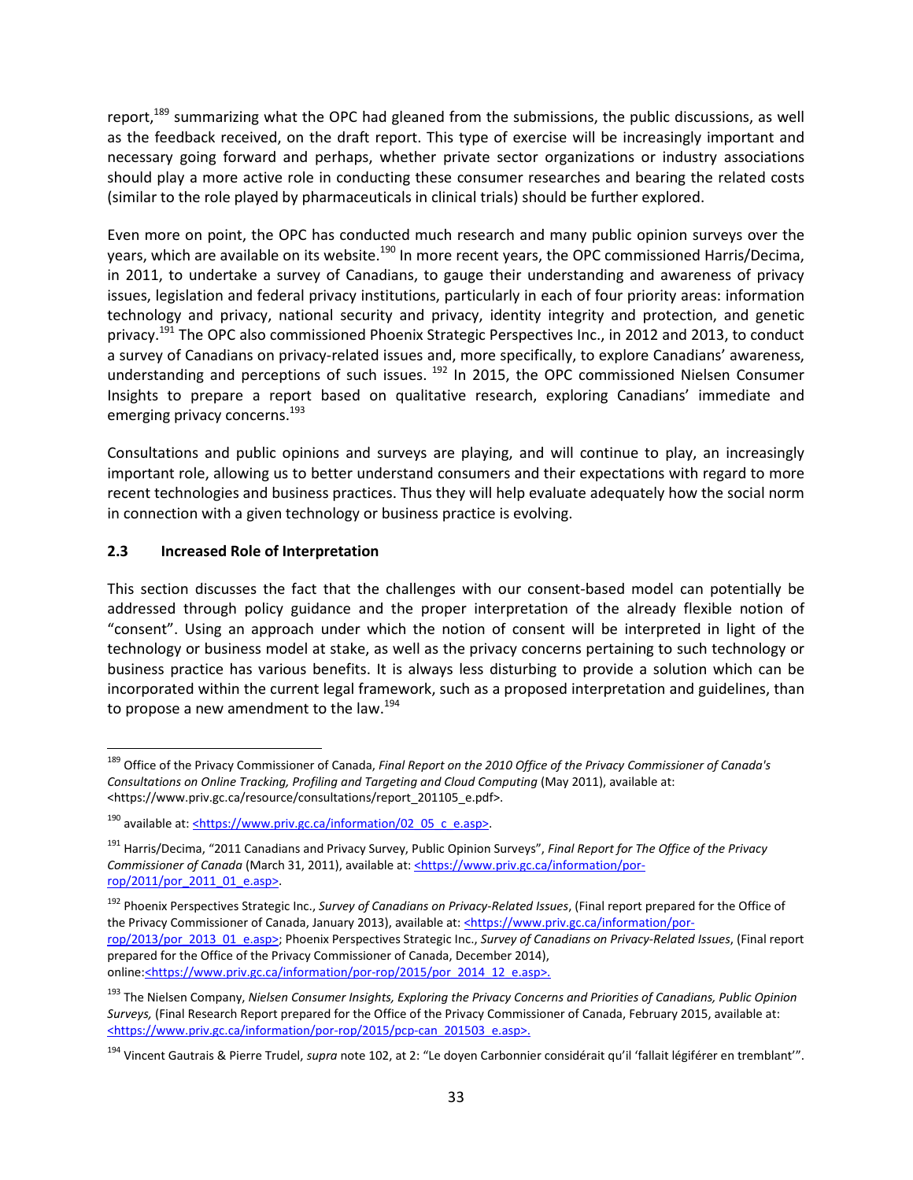report,[189] summarizing what the OPC had gleaned from the submissions, the public discussions, as well as the feedback received, on the draft report. This type of exercise will be increasingly important and necessary going forward and perhaps, whether private sector organizations or industry associations should play a more active role in conducting these consumer researches and bearing the related costs (similar to the role played by pharmaceuticals in clinical trials) should be further explored.

Even more on point, the OPC has conducted much research and many public opinion surveys over the years, which are available on its website.[190] In more recent years, the OPC commissioned Harris/Decima, in 2011, to undertake a survey of Canadians, to gauge their understanding and awareness of privacy issues, legislation and federal privacy institutions, particularly in each of four priority areas: information technology and privacy, national security and privacy, identity integrity and protection, and genetic privacy.[191] The OPC also commissioned Phoenix Strategic Perspectives Inc., in 2012 and 2013, to conduct a survey of Canadians on privacy-related issues and, more specifically, to explore Canadians' awareness, understanding and perceptions of such issues. [192] In 2015, the OPC commissioned Nielsen Consumer Insights to prepare a report based on qualitative research, exploring Canadians' immediate and emerging privacy concerns.[193]

Consultations and public opinions and surveys are playing, and will continue to play, an increasingly important role, allowing us to better understand consumers and their expectations with regard to more recent technologies and business practices. Thus they will help evaluate adequately how the social norm in connection with a given technology or business practice is evolving.

### 2.3 Increased Role of Interpretation

This section discusses the fact that the challenges with our consent-based model can potentially be addressed through policy guidance and the proper interpretation of the already flexible notion of "consent". Using an approach under which the notion of consent will be interpreted in light of the technology or business model at stake, as well as the privacy concerns pertaining to such technology or business practice has various benefits. It is always less disturbing to provide a solution which can be incorporated within the current legal framework, such as a proposed interpretation and guidelines, than to propose a new amendment to the law.[194]

---

[189] Office of the Privacy Commissioner of Canada, *Final Report on the 2010 Office of the Privacy Commissioner of Canada's Consultations on Online Tracking, Profiling and Targeting and Cloud Computing* (May 2011), available at: <https://www.priv.gc.ca/resource/consultations/report_201105_e.pdf>.

[190] available at: <https://www.priv.gc.ca/information/02_05_c_e.asp>.

[191] Harris/Decima, "2011 Canadians and Privacy Survey, Public Opinion Surveys", *Final Report for The Office of the Privacy Commissioner of Canada* (March 31, 2011), available at: <https://www.priv.gc.ca/information/por-rop/2011/por_2011_01_e.asp>.

[192] Phoenix Perspectives Strategic Inc., *Survey of Canadians on Privacy-Related Issues*, (Final report prepared for the Office of the Privacy Commissioner of Canada, January 2013), available at: <https://www.priv.gc.ca/information/por-rop/2013/por_2013_01_e.asp>; Phoenix Perspectives Strategic Inc., *Survey of Canadians on Privacy-Related Issues*, (Final report prepared for the Office of the Privacy Commissioner of Canada, December 2014), online:<https://www.priv.gc.ca/information/por-rop/2015/por_2014_12_e.asp>.

[193] The Nielsen Company, *Nielsen Consumer Insights, Exploring the Privacy Concerns and Priorities of Canadians, Public Opinion Surveys,* (Final Research Report prepared for the Office of the Privacy Commissioner of Canada, February 2015, available at: <https://www.priv.gc.ca/information/por-rop/2015/pcp-can_201503_e.asp>.

[194] Vincent Gautrais & Pierre Trudel, *supra* note 102, at 2: "Le doyen Carbonnier considérait qu'il 'fallait légiférer en tremblant'".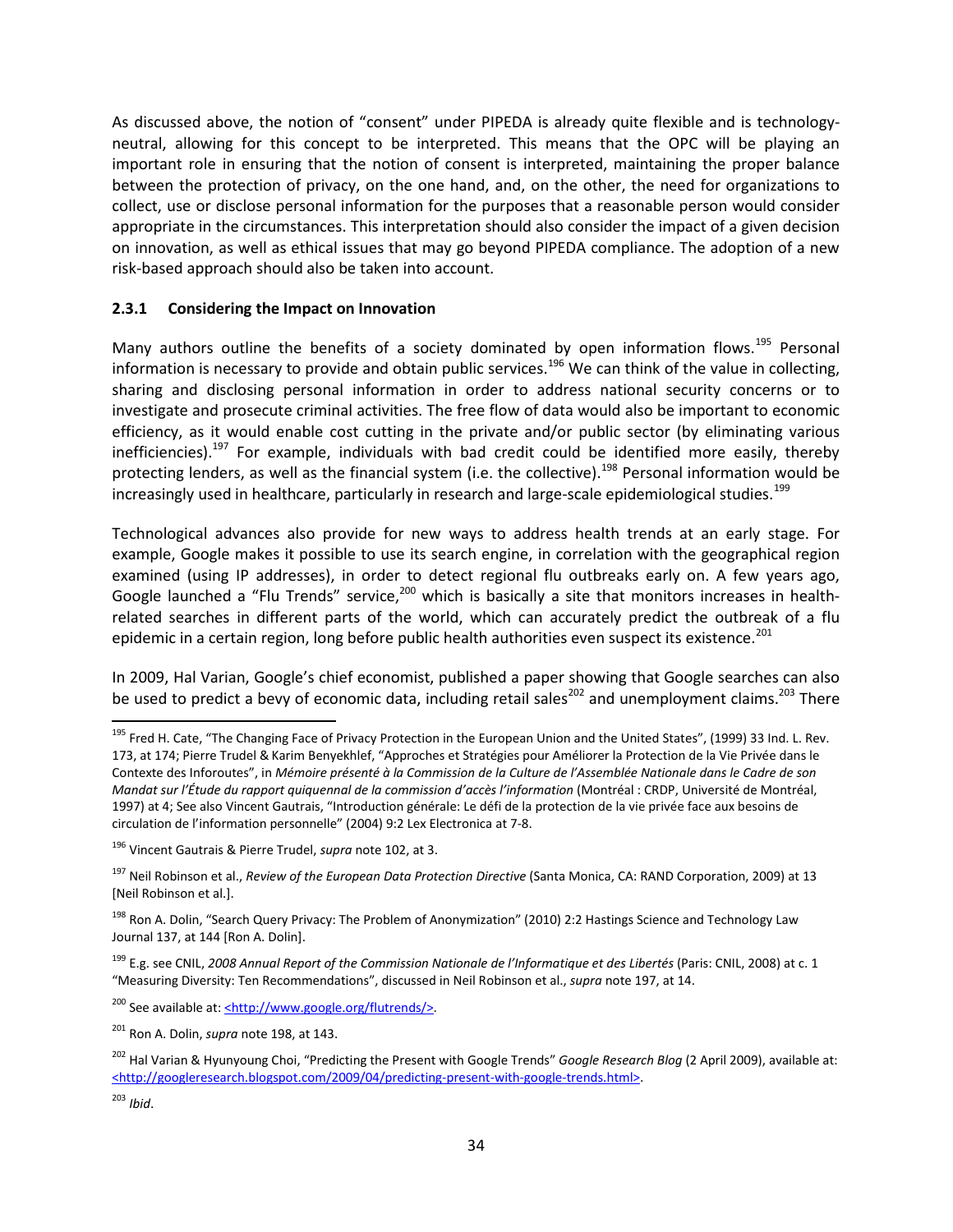As discussed above, the notion of "consent" under PIPEDA is already quite flexible and is technology-neutral, allowing for this concept to be interpreted. This means that the OPC will be playing an important role in ensuring that the notion of consent is interpreted, maintaining the proper balance between the protection of privacy, on the one hand, and, on the other, the need for organizations to collect, use or disclose personal information for the purposes that a reasonable person would consider appropriate in the circumstances. This interpretation should also consider the impact of a given decision on innovation, as well as ethical issues that may go beyond PIPEDA compliance. The adoption of a new risk-based approach should also be taken into account.

### 2.3.1 Considering the Impact on Innovation

Many authors outline the benefits of a society dominated by open information flows.[195] Personal information is necessary to provide and obtain public services.[196] We can think of the value in collecting, sharing and disclosing personal information in order to address national security concerns or to investigate and prosecute criminal activities. The free flow of data would also be important to economic efficiency, as it would enable cost cutting in the private and/or public sector (by eliminating various inefficiencies).[197] For example, individuals with bad credit could be identified more easily, thereby protecting lenders, as well as the financial system (i.e. the collective).[198] Personal information would be increasingly used in healthcare, particularly in research and large-scale epidemiological studies.[199]

Technological advances also provide for new ways to address health trends at an early stage. For example, Google makes it possible to use its search engine, in correlation with the geographical region examined (using IP addresses), in order to detect regional flu outbreaks early on. A few years ago, Google launched a "Flu Trends" service,[200] which is basically a site that monitors increases in health-related searches in different parts of the world, which can accurately predict the outbreak of a flu epidemic in a certain region, long before public health authorities even suspect its existence.[201]

In 2009, Hal Varian, Google's chief economist, published a paper showing that Google searches can also be used to predict a bevy of economic data, including retail sales[202] and unemployment claims.[203] There

---

[195] Fred H. Cate, "The Changing Face of Privacy Protection in the European Union and the United States", (1999) 33 Ind. L. Rev. 173, at 174; Pierre Trudel & Karim Benyekhlef, "Approches et Stratégies pour Améliorer la Protection de la Vie Privée dans le Contexte des Inforoutes", in *Mémoire présenté à la Commission de la Culture de l'Assemblée Nationale dans le Cadre de son Mandat sur l'Étude du rapport quiquennal de la commission d'accès l'information* (Montréal : CRDP, Université de Montréal, 1997) at 4; See also Vincent Gautrais, "Introduction générale: Le défi de la protection de la vie privée face aux besoins de circulation de l'information personnelle" (2004) 9:2 Lex Electronica at 7-8.

[196] Vincent Gautrais & Pierre Trudel, *supra* note 102, at 3.

[197] Neil Robinson et al., *Review of the European Data Protection Directive* (Santa Monica, CA: RAND Corporation, 2009) at 13 [Neil Robinson et al.].

[198] Ron A. Dolin, "Search Query Privacy: The Problem of Anonymization" (2010) 2:2 Hastings Science and Technology Law Journal 137, at 144 [Ron A. Dolin].

[199] E.g. see CNIL, *2008 Annual Report of the Commission Nationale de l'Informatique et des Libertés* (Paris: CNIL, 2008) at c. 1 "Measuring Diversity: Ten Recommendations", discussed in Neil Robinson et al., *supra* note 197, at 14.

[200] See available at: <http://www.google.org/flutrends/>.

[201] Ron A. Dolin, *supra* note 198, at 143.

[202] Hal Varian & Hyunyoung Choi, "Predicting the Present with Google Trends" *Google Research Blog* (2 April 2009), available at: <http://googleresearch.blogspot.com/2009/04/predicting-present-with-google-trends.html>.

[203] *Ibid*.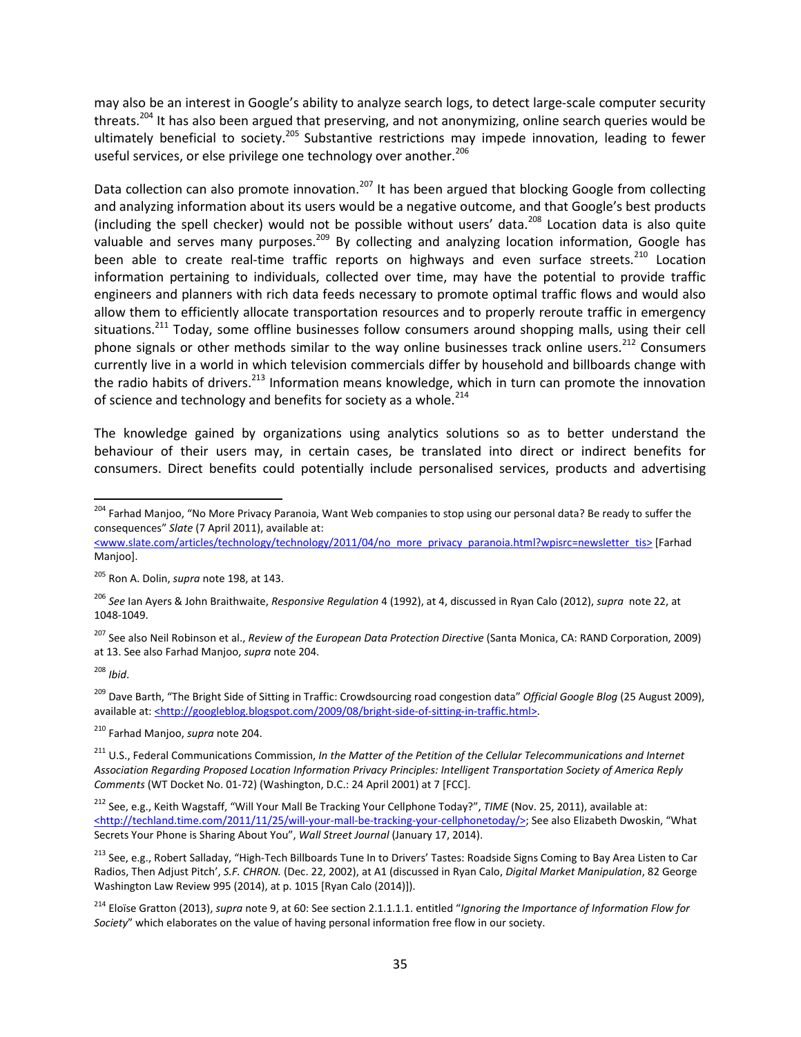may also be an interest in Google's ability to analyze search logs, to detect large-scale computer security threats.[204] It has also been argued that preserving, and not anonymizing, online search queries would be ultimately beneficial to society.[205] Substantive restrictions may impede innovation, leading to fewer useful services, or else privilege one technology over another.[206]

Data collection can also promote innovation.[207] It has been argued that blocking Google from collecting and analyzing information about its users would be a negative outcome, and that Google's best products (including the spell checker) would not be possible without users' data.[208] Location data is also quite valuable and serves many purposes.[209] By collecting and analyzing location information, Google has been able to create real-time traffic reports on highways and even surface streets.[210] Location information pertaining to individuals, collected over time, may have the potential to provide traffic engineers and planners with rich data feeds necessary to promote optimal traffic flows and would also allow them to efficiently allocate transportation resources and to properly reroute traffic in emergency situations.[211] Today, some offline businesses follow consumers around shopping malls, using their cell phone signals or other methods similar to the way online businesses track online users.[212] Consumers currently live in a world in which television commercials differ by household and billboards change with the radio habits of drivers.[213] Information means knowledge, which in turn can promote the innovation of science and technology and benefits for society as a whole.[214]

The knowledge gained by organizations using analytics solutions so as to better understand the behaviour of their users may, in certain cases, be translated into direct or indirect benefits for consumers. Direct benefits could potentially include personalised services, products and advertising

---

[204] Farhad Manjoo, "No More Privacy Paranoia, Want Web companies to stop using our personal data? Be ready to suffer the consequences" *Slate* (7 April 2011), available at: <www.slate.com/articles/technology/technology/2011/04/no_more_privacy_paranoia.html?wpisrc=newsletter_tis> [Farhad Manjoo].

[205] Ron A. Dolin, *supra* note 198, at 143.

[206] *See* Ian Ayers & John Braithwaite, *Responsive Regulation* 4 (1992), at 4, discussed in Ryan Calo (2012), *supra* note 22, at 1048-1049.

[207] See also Neil Robinson et al., *Review of the European Data Protection Directive* (Santa Monica, CA: RAND Corporation, 2009) at 13. See also Farhad Manjoo, *supra* note 204.

[208] *Ibid*.

[209] Dave Barth, "The Bright Side of Sitting in Traffic: Crowdsourcing road congestion data" *Official Google Blog* (25 August 2009), available at: <http://googleblog.blogspot.com/2009/08/bright-side-of-sitting-in-traffic.html>.

[210] Farhad Manjoo, *supra* note 204.

[211] U.S., Federal Communications Commission, *In the Matter of the Petition of the Cellular Telecommunications and Internet Association Regarding Proposed Location Information Privacy Principles: Intelligent Transportation Society of America Reply Comments* (WT Docket No. 01-72) (Washington, D.C.: 24 April 2001) at 7 [FCC].

[212] See, e.g., Keith Wagstaff, "Will Your Mall Be Tracking Your Cellphone Today?", *TIME* (Nov. 25, 2011), available at: <http://techland.time.com/2011/11/25/will-your-mall-be-tracking-your-cellphonetoday/>; See also Elizabeth Dwoskin, "What Secrets Your Phone is Sharing About You", *Wall Street Journal* (January 17, 2014).

[213] See, e.g., Robert Salladay, "High-Tech Billboards Tune In to Drivers' Tastes: Roadside Signs Coming to Bay Area Listen to Car Radios, Then Adjust Pitch', *S.F. CHRON.* (Dec. 22, 2002), at A1 (discussed in Ryan Calo, *Digital Market Manipulation*, 82 George Washington Law Review 995 (2014), at p. 1015 [Ryan Calo (2014)]).

[214] Eloïse Gratton (2013), *supra* note 9, at 60: See section 2.1.1.1.1. entitled "*Ignoring the Importance of Information Flow for Society*" which elaborates on the value of having personal information free flow in our society.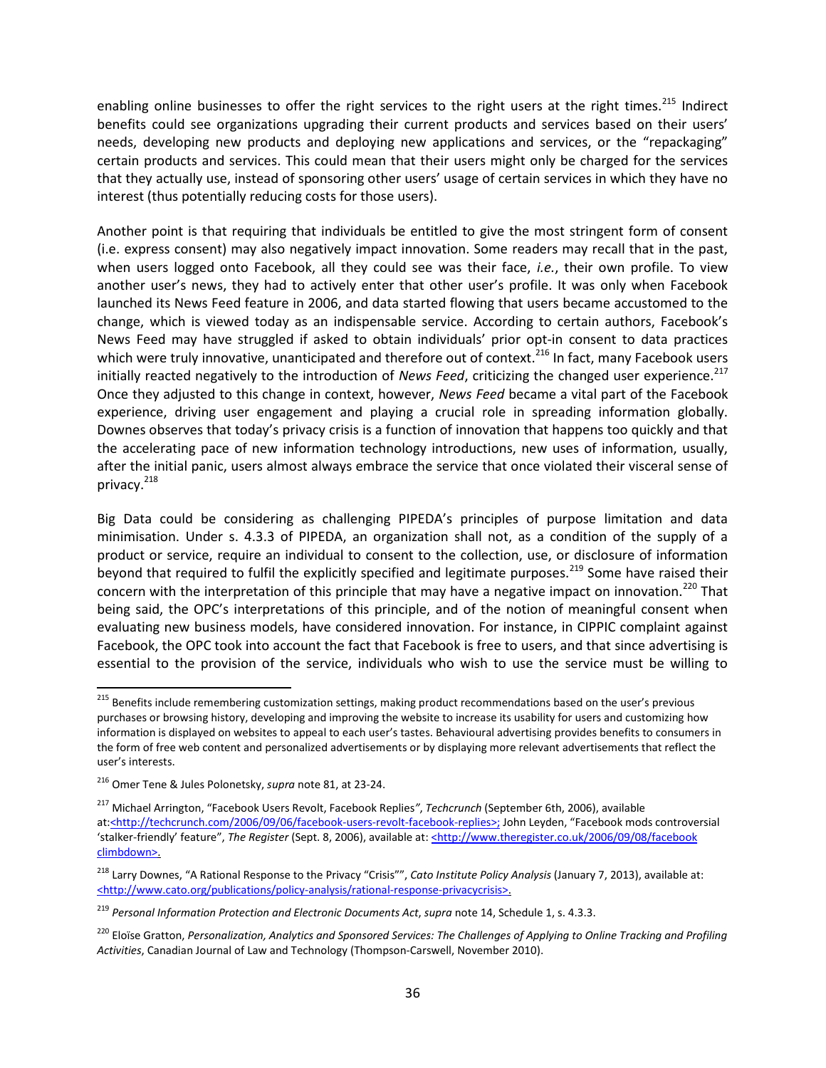enabling online businesses to offer the right services to the right users at the right times.[215] Indirect benefits could see organizations upgrading their current products and services based on their users' needs, developing new products and deploying new applications and services, or the "repackaging" certain products and services. This could mean that their users might only be charged for the services that they actually use, instead of sponsoring other users' usage of certain services in which they have no interest (thus potentially reducing costs for those users).

Another point is that requiring that individuals be entitled to give the most stringent form of consent (i.e. express consent) may also negatively impact innovation. Some readers may recall that in the past, when users logged onto Facebook, all they could see was their face, *i.e.*, their own profile. To view another user's news, they had to actively enter that other user's profile. It was only when Facebook launched its News Feed feature in 2006, and data started flowing that users became accustomed to the change, which is viewed today as an indispensable service. According to certain authors, Facebook's News Feed may have struggled if asked to obtain individuals' prior opt-in consent to data practices which were truly innovative, unanticipated and therefore out of context.[216] In fact, many Facebook users initially reacted negatively to the introduction of *News Feed*, criticizing the changed user experience.[217] Once they adjusted to this change in context, however, *News Feed* became a vital part of the Facebook experience, driving user engagement and playing a crucial role in spreading information globally. Downes observes that today's privacy crisis is a function of innovation that happens too quickly and that the accelerating pace of new information technology introductions, new uses of information, usually, after the initial panic, users almost always embrace the service that once violated their visceral sense of privacy.[218]

Big Data could be considering as challenging PIPEDA's principles of purpose limitation and data minimisation. Under s. 4.3.3 of PIPEDA, an organization shall not, as a condition of the supply of a product or service, require an individual to consent to the collection, use, or disclosure of information beyond that required to fulfil the explicitly specified and legitimate purposes.[219] Some have raised their concern with the interpretation of this principle that may have a negative impact on innovation.[220] That being said, the OPC's interpretations of this principle, and of the notion of meaningful consent when evaluating new business models, have considered innovation. For instance, in CIPPIC complaint against Facebook, the OPC took into account the fact that Facebook is free to users, and that since advertising is essential to the provision of the service, individuals who wish to use the service must be willing to

---

[215] Benefits include remembering customization settings, making product recommendations based on the user's previous purchases or browsing history, developing and improving the website to increase its usability for users and customizing how information is displayed on websites to appeal to each user's tastes. Behavioural advertising provides benefits to consumers in the form of free web content and personalized advertisements or by displaying more relevant advertisements that reflect the user's interests.

[216] Omer Tene & Jules Polonetsky, *supra* note 81, at 23-24.

[217] Michael Arrington, "Facebook Users Revolt, Facebook Replies", *Techcrunch* (September 6th, 2006), available at:<http://techcrunch.com/2006/09/06/facebook-users-revolt-facebook-replies>; John Leyden, "Facebook mods controversial 'stalker-friendly' feature", *The Register* (Sept. 8, 2006), available at: <http://www.theregister.co.uk/2006/09/08/facebook climbdown>.

[218] Larry Downes, "A Rational Response to the Privacy "Crisis"", *Cato Institute Policy Analysis* (January 7, 2013), available at: <http://www.cato.org/publications/policy-analysis/rational-response-privacycrisis>.

[219] *Personal Information Protection and Electronic Documents Act*, *supra* note 14, Schedule 1, s. 4.3.3.

[220] Eloïse Gratton, *Personalization, Analytics and Sponsored Services: The Challenges of Applying to Online Tracking and Profiling Activities*, Canadian Journal of Law and Technology (Thompson-Carswell, November 2010).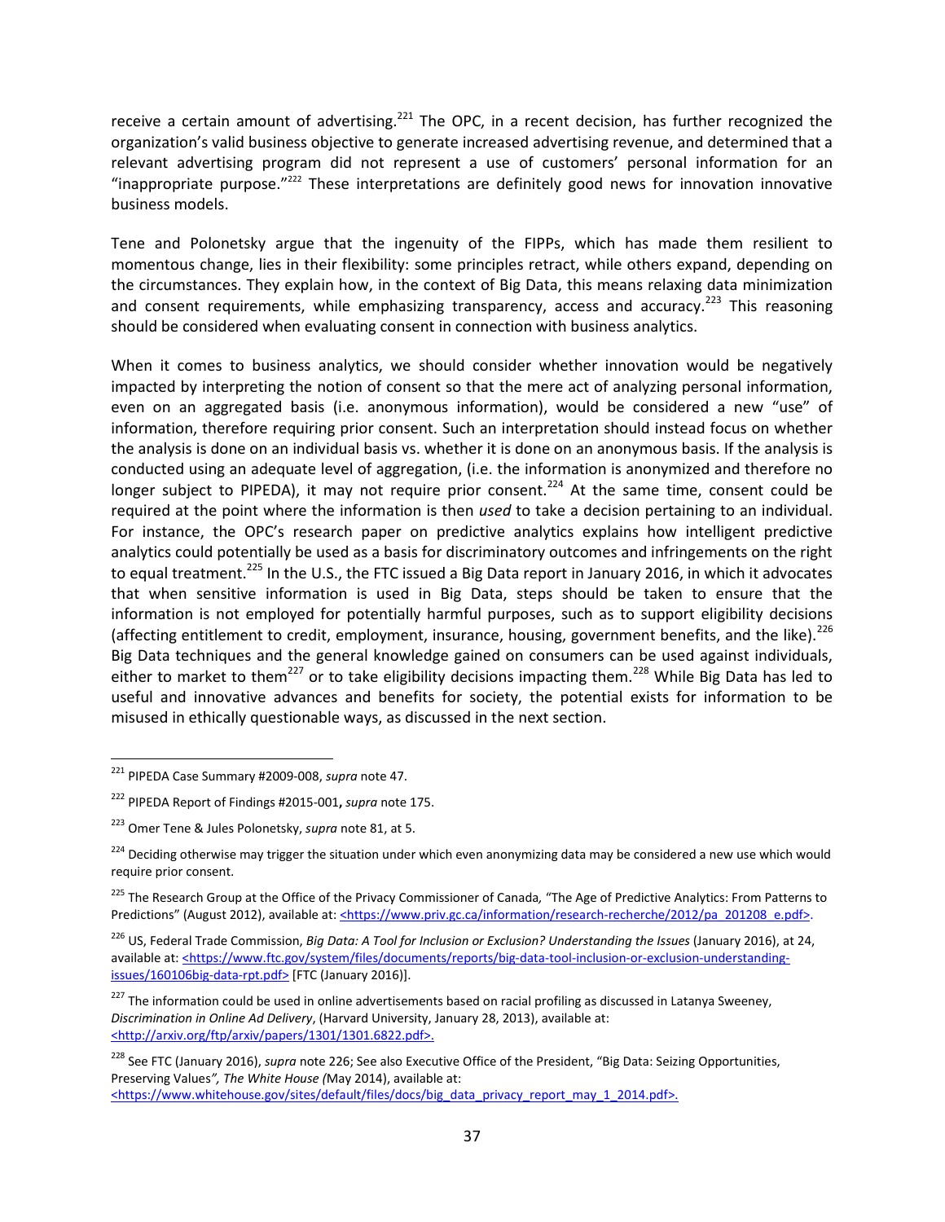receive a certain amount of advertising.[221] The OPC, in a recent decision, has further recognized the organization's valid business objective to generate increased advertising revenue, and determined that a relevant advertising program did not represent a use of customers' personal information for an "inappropriate purpose."[222] These interpretations are definitely good news for innovation innovative business models.

Tene and Polonetsky argue that the ingenuity of the FIPPs, which has made them resilient to momentous change, lies in their flexibility: some principles retract, while others expand, depending on the circumstances. They explain how, in the context of Big Data, this means relaxing data minimization and consent requirements, while emphasizing transparency, access and accuracy.[223] This reasoning should be considered when evaluating consent in connection with business analytics.

When it comes to business analytics, we should consider whether innovation would be negatively impacted by interpreting the notion of consent so that the mere act of analyzing personal information, even on an aggregated basis (i.e. anonymous information), would be considered a new "use" of information, therefore requiring prior consent. Such an interpretation should instead focus on whether the analysis is done on an individual basis vs. whether it is done on an anonymous basis. If the analysis is conducted using an adequate level of aggregation, (i.e. the information is anonymized and therefore no longer subject to PIPEDA), it may not require prior consent.[224] At the same time, consent could be required at the point where the information is then *used* to take a decision pertaining to an individual. For instance, the OPC's research paper on predictive analytics explains how intelligent predictive analytics could potentially be used as a basis for discriminatory outcomes and infringements on the right to equal treatment.[225] In the U.S., the FTC issued a Big Data report in January 2016, in which it advocates that when sensitive information is used in Big Data, steps should be taken to ensure that the information is not employed for potentially harmful purposes, such as to support eligibility decisions (affecting entitlement to credit, employment, insurance, housing, government benefits, and the like).[226] Big Data techniques and the general knowledge gained on consumers can be used against individuals, either to market to them[227] or to take eligibility decisions impacting them.[228] While Big Data has led to useful and innovative advances and benefits for society, the potential exists for information to be misused in ethically questionable ways, as discussed in the next section.

---

[221] PIPEDA Case Summary #2009-008, *supra* note 47.

[222] PIPEDA Report of Findings #2015-001**,** *supra* note 175.

[223] Omer Tene & Jules Polonetsky, *supra* note 81, at 5.

[224] Deciding otherwise may trigger the situation under which even anonymizing data may be considered a new use which would require prior consent.

[225] The Research Group at the Office of the Privacy Commissioner of Canada*,* "The Age of Predictive Analytics: From Patterns to Predictions" (August 2012), available at: <https://www.priv.gc.ca/information/research-recherche/2012/pa_201208_e.pdf>.

[226] US, Federal Trade Commission, *Big Data: A Tool for Inclusion or Exclusion? Understanding the Issues* (January 2016), at 24, available at: <https://www.ftc.gov/system/files/documents/reports/big-data-tool-inclusion-or-exclusion-understanding-issues/160106big-data-rpt.pdf> [FTC (January 2016)].

[227] The information could be used in online advertisements based on racial profiling as discussed in Latanya Sweeney, *Discrimination in Online Ad Delivery*, (Harvard University, January 28, 2013), available at: <http://arxiv.org/ftp/arxiv/papers/1301/1301.6822.pdf>.

[228] See FTC (January 2016), *supra* note 226; See also Executive Office of the President, "Big Data: Seizing Opportunities, Preserving Values*", The White House (*May 2014), available at: <https://www.whitehouse.gov/sites/default/files/docs/big_data_privacy_report_may_1_2014.pdf>.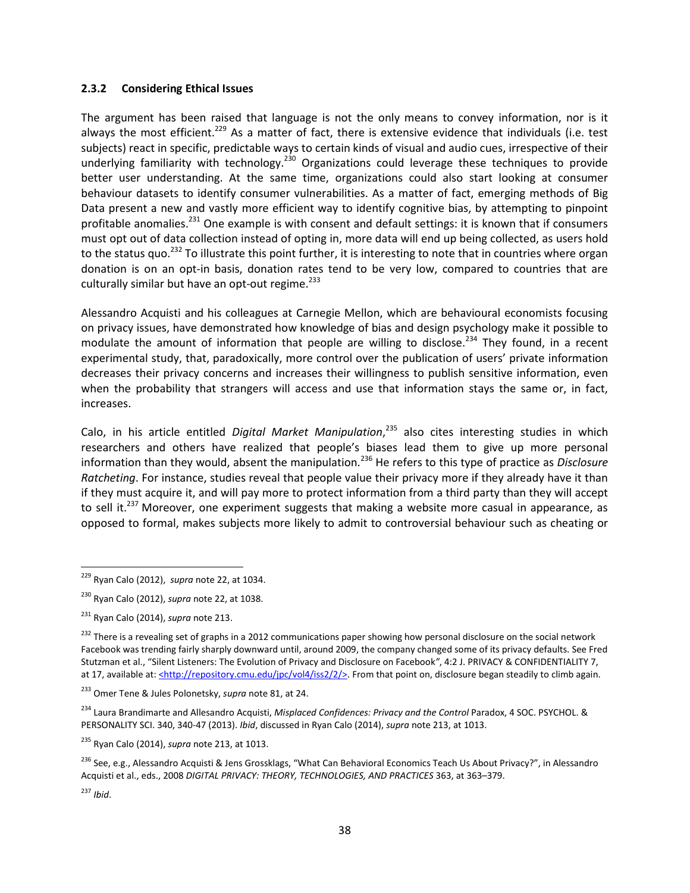### 2.3.2 Considering Ethical Issues

The argument has been raised that language is not the only means to convey information, nor is it always the most efficient.[229] As a matter of fact, there is extensive evidence that individuals (i.e. test subjects) react in specific, predictable ways to certain kinds of visual and audio cues, irrespective of their underlying familiarity with technology.[230] Organizations could leverage these techniques to provide better user understanding. At the same time, organizations could also start looking at consumer behaviour datasets to identify consumer vulnerabilities. As a matter of fact, emerging methods of Big Data present a new and vastly more efficient way to identify cognitive bias, by attempting to pinpoint profitable anomalies.[231] One example is with consent and default settings: it is known that if consumers must opt out of data collection instead of opting in, more data will end up being collected, as users hold to the status quo.[232] To illustrate this point further, it is interesting to note that in countries where organ donation is on an opt-in basis, donation rates tend to be very low, compared to countries that are culturally similar but have an opt-out regime.[233]

Alessandro Acquisti and his colleagues at Carnegie Mellon, which are behavioural economists focusing on privacy issues, have demonstrated how knowledge of bias and design psychology make it possible to modulate the amount of information that people are willing to disclose.[234] They found, in a recent experimental study, that, paradoxically, more control over the publication of users' private information decreases their privacy concerns and increases their willingness to publish sensitive information, even when the probability that strangers will access and use that information stays the same or, in fact, increases.

Calo, in his article entitled *Digital Market Manipulation*,[235] also cites interesting studies in which researchers and others have realized that people's biases lead them to give up more personal information than they would, absent the manipulation.[236] He refers to this type of practice as *Disclosure Ratcheting*. For instance, studies reveal that people value their privacy more if they already have it than if they must acquire it, and will pay more to protect information from a third party than they will accept to sell it.[237] Moreover, one experiment suggests that making a website more casual in appearance, as opposed to formal, makes subjects more likely to admit to controversial behaviour such as cheating or

---

[229] Ryan Calo (2012), *supra* note 22, at 1034.

[230] Ryan Calo (2012), *supra* note 22, at 1038.

[231] Ryan Calo (2014), *supra* note 213.

[232] There is a revealing set of graphs in a 2012 communications paper showing how personal disclosure on the social network Facebook was trending fairly sharply downward until, around 2009, the company changed some of its privacy defaults. See Fred Stutzman et al., "Silent Listeners: The Evolution of Privacy and Disclosure on Facebook", 4:2 J. PRIVACY & CONFIDENTIALITY 7, at 17, available at: <http://repository.cmu.edu/jpc/vol4/iss2/2/>. From that point on, disclosure began steadily to climb again.

[233] Omer Tene & Jules Polonetsky, *supra* note 81, at 24.

[234] Laura Brandimarte and Allesandro Acquisti, *Misplaced Confidences: Privacy and the Control* Paradox, 4 SOC. PSYCHOL. & PERSONALITY SCI. 340, 340-47 (2013). *Ibid*, discussed in Ryan Calo (2014), *supra* note 213, at 1013.

[235] Ryan Calo (2014), *supra* note 213, at 1013.

[236] See, e.g., Alessandro Acquisti & Jens Grossklags, "What Can Behavioral Economics Teach Us About Privacy?", in Alessandro Acquisti et al., eds., 2008 *DIGITAL PRIVACY: THEORY, TECHNOLOGIES, AND PRACTICES* 363, at 363–379.

[237] *Ibid*.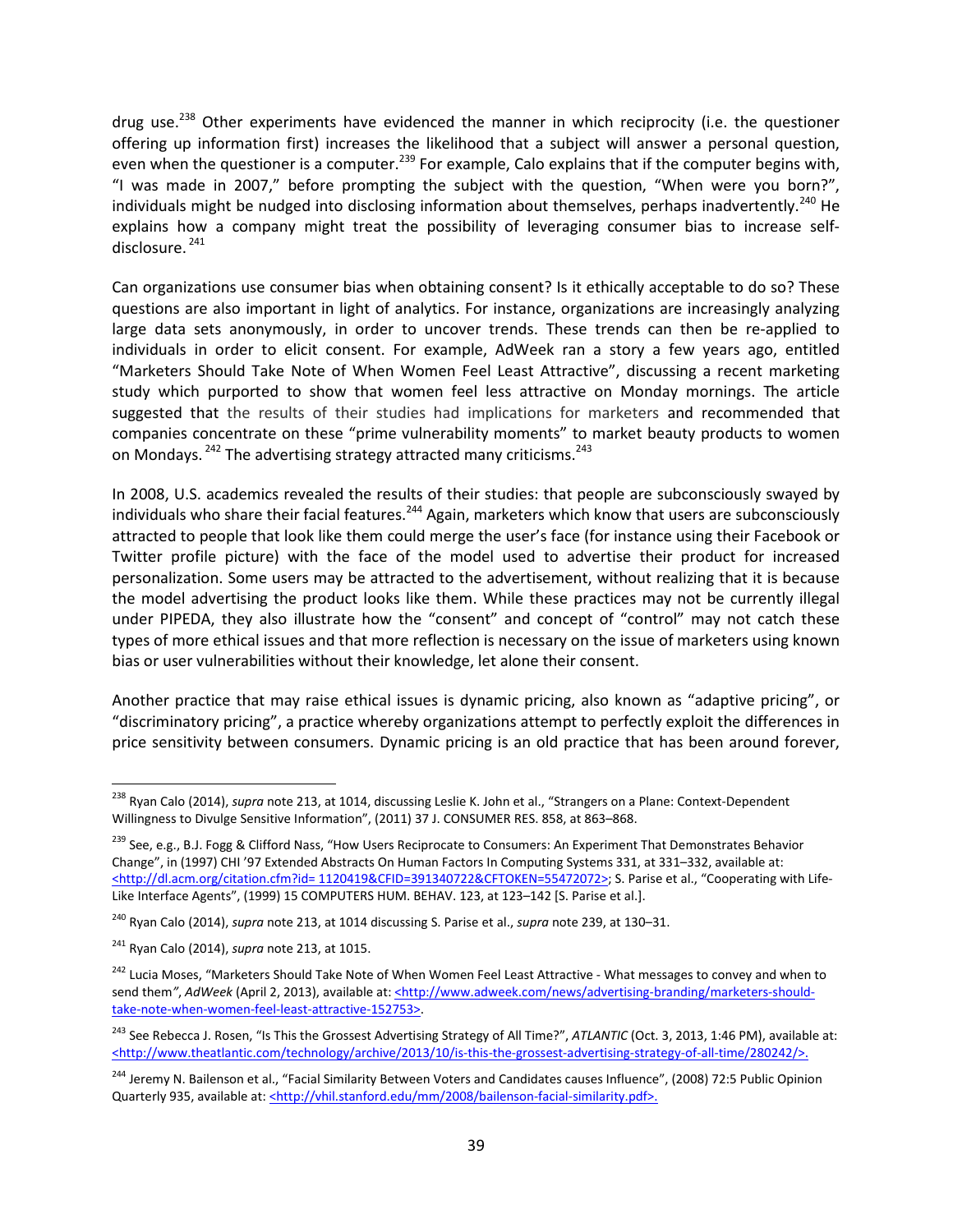drug use.[238] Other experiments have evidenced the manner in which reciprocity (i.e. the questioner offering up information first) increases the likelihood that a subject will answer a personal question, even when the questioner is a computer.[239] For example, Calo explains that if the computer begins with, "I was made in 2007," before prompting the subject with the question, "When were you born?", individuals might be nudged into disclosing information about themselves, perhaps inadvertently.[240] He explains how a company might treat the possibility of leveraging consumer bias to increase self-disclosure.[241]

Can organizations use consumer bias when obtaining consent? Is it ethically acceptable to do so? These questions are also important in light of analytics. For instance, organizations are increasingly analyzing large data sets anonymously, in order to uncover trends. These trends can then be re-applied to individuals in order to elicit consent. For example, AdWeek ran a story a few years ago, entitled "Marketers Should Take Note of When Women Feel Least Attractive", discussing a recent marketing study which purported to show that women feel less attractive on Monday mornings. The article suggested that the results of their studies had implications for marketers and recommended that companies concentrate on these "prime vulnerability moments" to market beauty products to women on Mondays.[242] The advertising strategy attracted many criticisms.[243]

In 2008, U.S. academics revealed the results of their studies: that people are subconsciously swayed by individuals who share their facial features.[244] Again, marketers which know that users are subconsciously attracted to people that look like them could merge the user's face (for instance using their Facebook or Twitter profile picture) with the face of the model used to advertise their product for increased personalization. Some users may be attracted to the advertisement, without realizing that it is because the model advertising the product looks like them. While these practices may not be currently illegal under PIPEDA, they also illustrate how the "consent" and concept of "control" may not catch these types of more ethical issues and that more reflection is necessary on the issue of marketers using known bias or user vulnerabilities without their knowledge, let alone their consent.

Another practice that may raise ethical issues is dynamic pricing, also known as "adaptive pricing", or "discriminatory pricing", a practice whereby organizations attempt to perfectly exploit the differences in price sensitivity between consumers. Dynamic pricing is an old practice that has been around forever,

---

[238] Ryan Calo (2014), *supra* note 213, at 1014, discussing Leslie K. John et al., "Strangers on a Plane: Context-Dependent Willingness to Divulge Sensitive Information", (2011) 37 J. CONSUMER RES. 858, at 863–868.

[239] See, e.g., B.J. Fogg & Clifford Nass, "How Users Reciprocate to Consumers: An Experiment That Demonstrates Behavior Change", in (1997) CHI '97 Extended Abstracts On Human Factors In Computing Systems 331, at 331–332, available at: <http://dl.acm.org/citation.cfm?id= 1120419&CFID=391340722&CFTOKEN=55472072>; S. Parise et al., "Cooperating with Life-Like Interface Agents", (1999) 15 COMPUTERS HUM. BEHAV. 123, at 123–142 [S. Parise et al.].

[240] Ryan Calo (2014), *supra* note 213, at 1014 discussing S. Parise et al., *supra* note 239, at 130–31.

[241] Ryan Calo (2014), *supra* note 213, at 1015.

[242] Lucia Moses, "Marketers Should Take Note of When Women Feel Least Attractive - What messages to convey and when to send them", *AdWeek* (April 2, 2013), available at: <http://www.adweek.com/news/advertising-branding/marketers-should-take-note-when-women-feel-least-attractive-152753>.

[243] See Rebecca J. Rosen, "Is This the Grossest Advertising Strategy of All Time?", *ATLANTIC* (Oct. 3, 2013, 1:46 PM), available at: <http://www.theatlantic.com/technology/archive/2013/10/is-this-the-grossest-advertising-strategy-of-all-time/280242/>.

[244] Jeremy N. Bailenson et al., "Facial Similarity Between Voters and Candidates causes Influence", (2008) 72:5 Public Opinion Quarterly 935, available at: <http://vhil.stanford.edu/mm/2008/bailenson-facial-similarity.pdf>.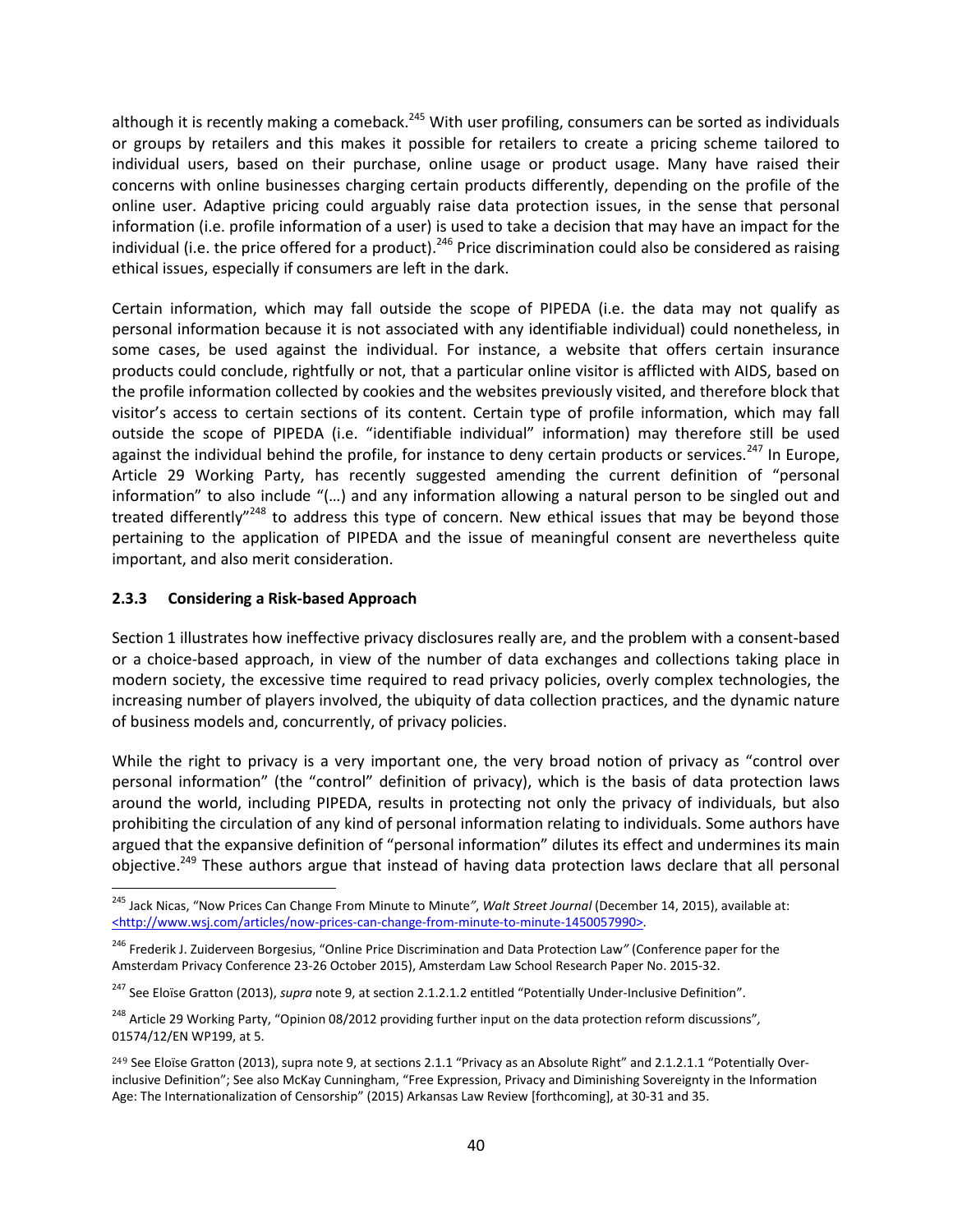although it is recently making a comeback.[245] With user profiling, consumers can be sorted as individuals or groups by retailers and this makes it possible for retailers to create a pricing scheme tailored to individual users, based on their purchase, online usage or product usage. Many have raised their concerns with online businesses charging certain products differently, depending on the profile of the online user. Adaptive pricing could arguably raise data protection issues, in the sense that personal information (i.e. profile information of a user) is used to take a decision that may have an impact for the individual (i.e. the price offered for a product).[246] Price discrimination could also be considered as raising ethical issues, especially if consumers are left in the dark.

Certain information, which may fall outside the scope of PIPEDA (i.e. the data may not qualify as personal information because it is not associated with any identifiable individual) could nonetheless, in some cases, be used against the individual. For instance, a website that offers certain insurance products could conclude, rightfully or not, that a particular online visitor is afflicted with AIDS, based on the profile information collected by cookies and the websites previously visited, and therefore block that visitor's access to certain sections of its content. Certain type of profile information, which may fall outside the scope of PIPEDA (i.e. "identifiable individual" information) may therefore still be used against the individual behind the profile, for instance to deny certain products or services.[247] In Europe, Article 29 Working Party, has recently suggested amending the current definition of "personal information" to also include "(…) and any information allowing a natural person to be singled out and treated differently"[248] to address this type of concern. New ethical issues that may be beyond those pertaining to the application of PIPEDA and the issue of meaningful consent are nevertheless quite important, and also merit consideration.

### 2.3.3 Considering a Risk-based Approach

Section 1 illustrates how ineffective privacy disclosures really are, and the problem with a consent-based or a choice-based approach, in view of the number of data exchanges and collections taking place in modern society, the excessive time required to read privacy policies, overly complex technologies, the increasing number of players involved, the ubiquity of data collection practices, and the dynamic nature of business models and, concurrently, of privacy policies.

While the right to privacy is a very important one, the very broad notion of privacy as "control over personal information" (the "control" definition of privacy), which is the basis of data protection laws around the world, including PIPEDA, results in protecting not only the privacy of individuals, but also prohibiting the circulation of any kind of personal information relating to individuals. Some authors have argued that the expansive definition of "personal information" dilutes its effect and undermines its main objective.[249] These authors argue that instead of having data protection laws declare that all personal

---

[245] Jack Nicas, "Now Prices Can Change From Minute to Minute", *Walt Street Journal* (December 14, 2015), available at: <http://www.wsj.com/articles/now-prices-can-change-from-minute-to-minute-1450057990>.

[246] Frederik J. Zuiderveen Borgesius, "Online Price Discrimination and Data Protection Law" (Conference paper for the Amsterdam Privacy Conference 23-26 October 2015), Amsterdam Law School Research Paper No. 2015-32.

[247] See Eloïse Gratton (2013), *supra* note 9, at section 2.1.2.1.2 entitled "Potentially Under-Inclusive Definition".

[248] Article 29 Working Party, "Opinion 08/2012 providing further input on the data protection reform discussions", 01574/12/EN WP199, at 5.

[249] See Eloïse Gratton (2013), supra note 9, at sections 2.1.1 "Privacy as an Absolute Right" and 2.1.2.1.1 "Potentially Over-inclusive Definition"; See also McKay Cunningham, "Free Expression, Privacy and Diminishing Sovereignty in the Information Age: The Internationalization of Censorship" (2015) Arkansas Law Review [forthcoming], at 30-31 and 35.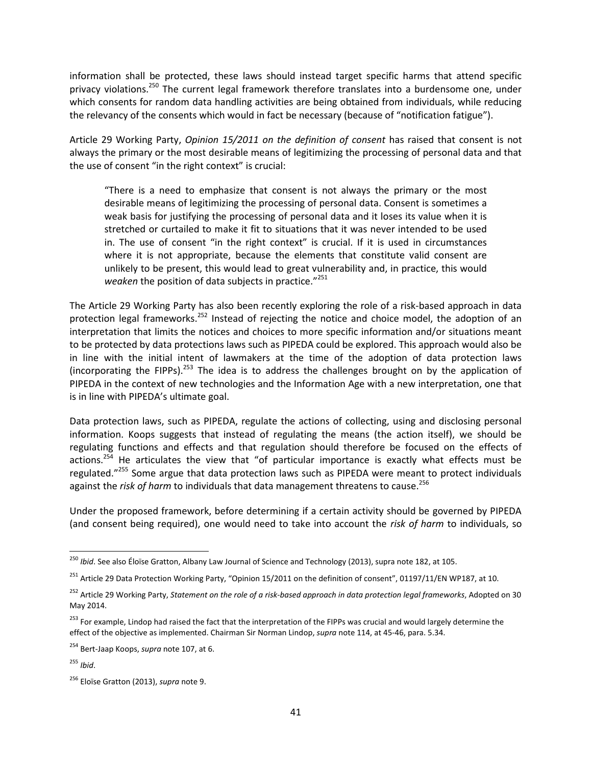information shall be protected, these laws should instead target specific harms that attend specific privacy violations.[250] The current legal framework therefore translates into a burdensome one, under which consents for random data handling activities are being obtained from individuals, while reducing the relevancy of the consents which would in fact be necessary (because of "notification fatigue").

Article 29 Working Party, *Opinion 15/2011 on the definition of consent* has raised that consent is not always the primary or the most desirable means of legitimizing the processing of personal data and that the use of consent "in the right context" is crucial:

> "There is a need to emphasize that consent is not always the primary or the most desirable means of legitimizing the processing of personal data. Consent is sometimes a weak basis for justifying the processing of personal data and it loses its value when it is stretched or curtailed to make it fit to situations that it was never intended to be used in. The use of consent "in the right context" is crucial. If it is used in circumstances where it is not appropriate, because the elements that constitute valid consent are unlikely to be present, this would lead to great vulnerability and, in practice, this would *weaken* the position of data subjects in practice."[251]

The Article 29 Working Party has also been recently exploring the role of a risk-based approach in data protection legal frameworks.[252] Instead of rejecting the notice and choice model, the adoption of an interpretation that limits the notices and choices to more specific information and/or situations meant to be protected by data protections laws such as PIPEDA could be explored. This approach would also be in line with the initial intent of lawmakers at the time of the adoption of data protection laws (incorporating the FIPPs).[253] The idea is to address the challenges brought on by the application of PIPEDA in the context of new technologies and the Information Age with a new interpretation, one that is in line with PIPEDA's ultimate goal.

Data protection laws, such as PIPEDA, regulate the actions of collecting, using and disclosing personal information. Koops suggests that instead of regulating the means (the action itself), we should be regulating functions and effects and that regulation should therefore be focused on the effects of actions.[254] He articulates the view that "of particular importance is exactly what effects must be regulated."[255] Some argue that data protection laws such as PIPEDA were meant to protect individuals against the *risk of harm* to individuals that data management threatens to cause.[256]

Under the proposed framework, before determining if a certain activity should be governed by PIPEDA (and consent being required), one would need to take into account the *risk of harm* to individuals, so

---

[250] *Ibid*. See also Éloïse Gratton, Albany Law Journal of Science and Technology (2013), supra note 182, at 105.

[251] Article 29 Data Protection Working Party, "Opinion 15/2011 on the definition of consent", 01197/11/EN WP187, at 10.

[252] Article 29 Working Party, *Statement on the role of a risk-based approach in data protection legal frameworks*, Adopted on 30 May 2014.

[253] For example, Lindop had raised the fact that the interpretation of the FIPPs was crucial and would largely determine the effect of the objective as implemented. Chairman Sir Norman Lindop, *supra* note 114, at 45-46, para. 5.34.

[254] Bert-Jaap Koops, *supra* note 107, at 6.

[255] *Ibid*.

[256] Eloïse Gratton (2013), *supra* note 9.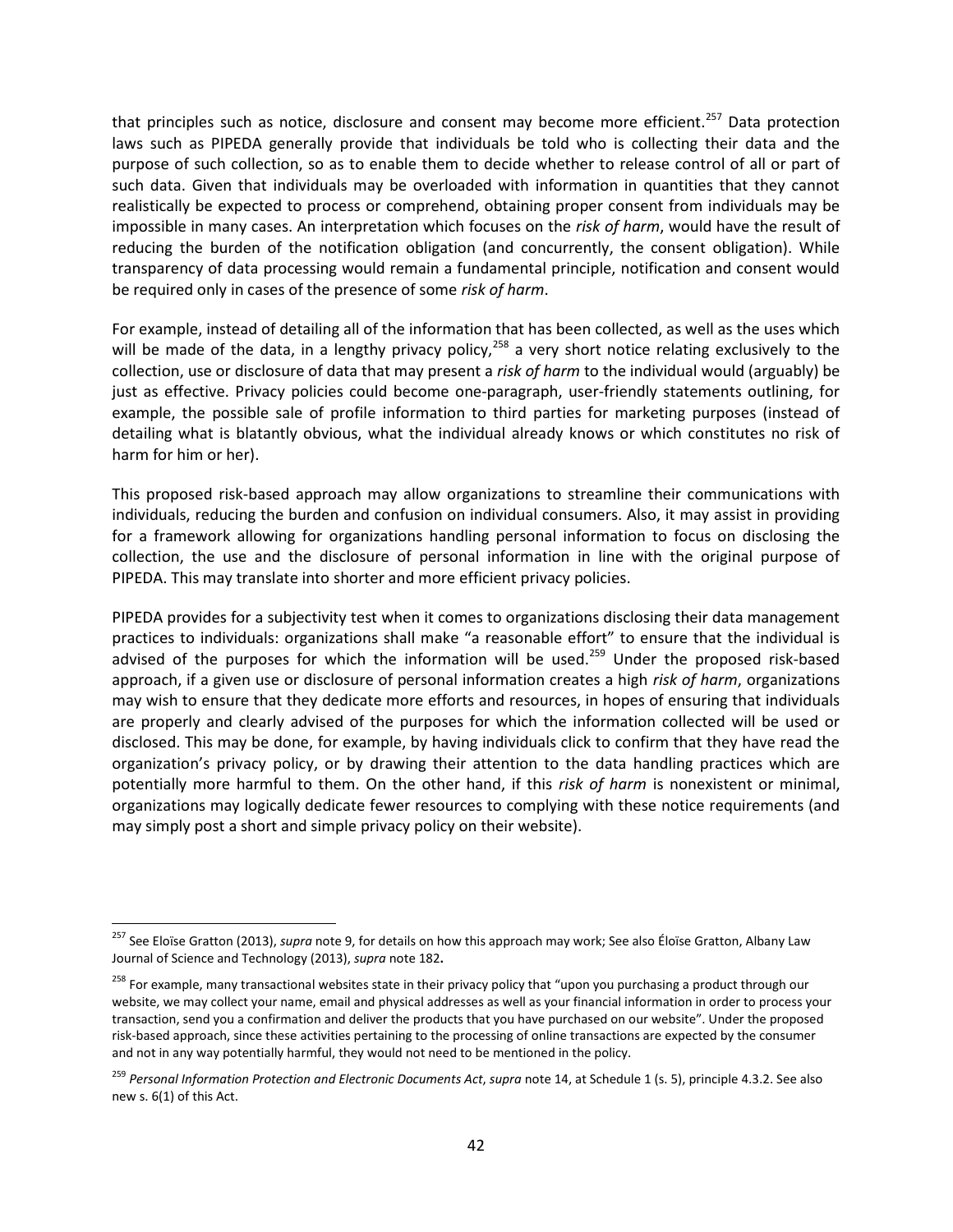that principles such as notice, disclosure and consent may become more efficient.[257] Data protection laws such as PIPEDA generally provide that individuals be told who is collecting their data and the purpose of such collection, so as to enable them to decide whether to release control of all or part of such data. Given that individuals may be overloaded with information in quantities that they cannot realistically be expected to process or comprehend, obtaining proper consent from individuals may be impossible in many cases. An interpretation which focuses on the *risk of harm*, would have the result of reducing the burden of the notification obligation (and concurrently, the consent obligation). While transparency of data processing would remain a fundamental principle, notification and consent would be required only in cases of the presence of some *risk of harm*.

For example, instead of detailing all of the information that has been collected, as well as the uses which will be made of the data, in a lengthy privacy policy,[258] a very short notice relating exclusively to the collection, use or disclosure of data that may present a *risk of harm* to the individual would (arguably) be just as effective. Privacy policies could become one-paragraph, user-friendly statements outlining, for example, the possible sale of profile information to third parties for marketing purposes (instead of detailing what is blatantly obvious, what the individual already knows or which constitutes no risk of harm for him or her).

This proposed risk-based approach may allow organizations to streamline their communications with individuals, reducing the burden and confusion on individual consumers. Also, it may assist in providing for a framework allowing for organizations handling personal information to focus on disclosing the collection, the use and the disclosure of personal information in line with the original purpose of PIPEDA. This may translate into shorter and more efficient privacy policies.

PIPEDA provides for a subjectivity test when it comes to organizations disclosing their data management practices to individuals: organizations shall make "a reasonable effort" to ensure that the individual is advised of the purposes for which the information will be used.[259] Under the proposed risk-based approach, if a given use or disclosure of personal information creates a high *risk of harm*, organizations may wish to ensure that they dedicate more efforts and resources, in hopes of ensuring that individuals are properly and clearly advised of the purposes for which the information collected will be used or disclosed. This may be done, for example, by having individuals click to confirm that they have read the organization's privacy policy, or by drawing their attention to the data handling practices which are potentially more harmful to them. On the other hand, if this *risk of harm* is nonexistent or minimal, organizations may logically dedicate fewer resources to complying with these notice requirements (and may simply post a short and simple privacy policy on their website).

---

[257] See Eloïse Gratton (2013), *supra* note 9, for details on how this approach may work; See also Éloïse Gratton, Albany Law Journal of Science and Technology (2013), *supra* note 182**.**

[258] For example, many transactional websites state in their privacy policy that "upon you purchasing a product through our website, we may collect your name, email and physical addresses as well as your financial information in order to process your transaction, send you a confirmation and deliver the products that you have purchased on our website". Under the proposed risk-based approach, since these activities pertaining to the processing of online transactions are expected by the consumer and not in any way potentially harmful, they would not need to be mentioned in the policy.

[259] *Personal Information Protection and Electronic Documents Act*, *supra* note 14, at Schedule 1 (s. 5), principle 4.3.2. See also new s. 6(1) of this Act.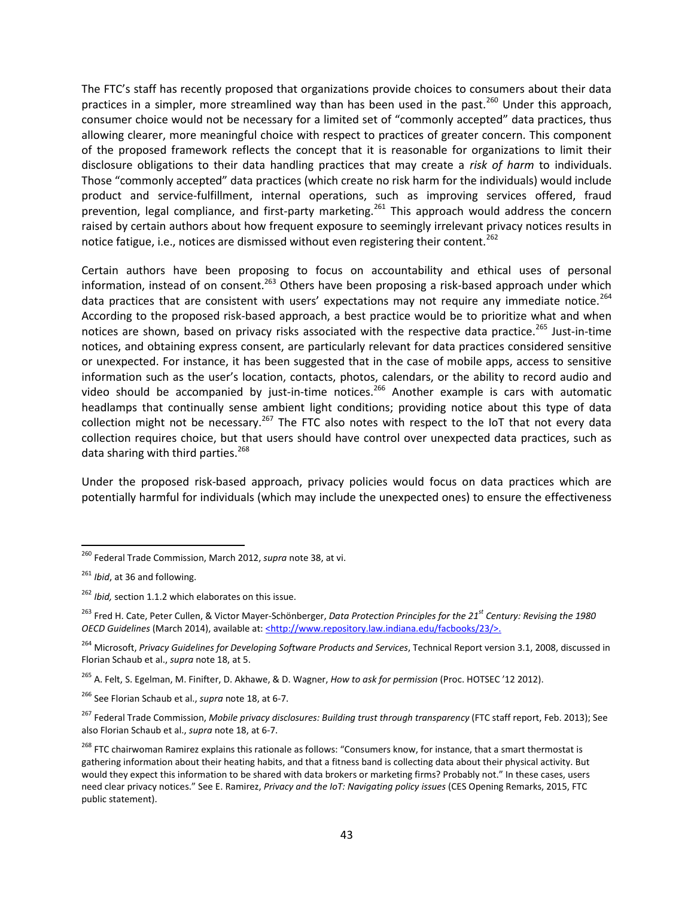The FTC's staff has recently proposed that organizations provide choices to consumers about their data practices in a simpler, more streamlined way than has been used in the past.[260] Under this approach, consumer choice would not be necessary for a limited set of "commonly accepted" data practices, thus allowing clearer, more meaningful choice with respect to practices of greater concern. This component of the proposed framework reflects the concept that it is reasonable for organizations to limit their disclosure obligations to their data handling practices that may create a *risk of harm* to individuals. Those "commonly accepted" data practices (which create no risk harm for the individuals) would include product and service-fulfillment, internal operations, such as improving services offered, fraud prevention, legal compliance, and first-party marketing.[261] This approach would address the concern raised by certain authors about how frequent exposure to seemingly irrelevant privacy notices results in notice fatigue, i.e., notices are dismissed without even registering their content.[262]

Certain authors have been proposing to focus on accountability and ethical uses of personal information, instead of on consent.[263] Others have been proposing a risk-based approach under which data practices that are consistent with users' expectations may not require any immediate notice.[264] According to the proposed risk-based approach, a best practice would be to prioritize what and when notices are shown, based on privacy risks associated with the respective data practice.[265] Just-in-time notices, and obtaining express consent, are particularly relevant for data practices considered sensitive or unexpected. For instance, it has been suggested that in the case of mobile apps, access to sensitive information such as the user's location, contacts, photos, calendars, or the ability to record audio and video should be accompanied by just-in-time notices.[266] Another example is cars with automatic headlamps that continually sense ambient light conditions; providing notice about this type of data collection might not be necessary.[267] The FTC also notes with respect to the IoT that not every data collection requires choice, but that users should have control over unexpected data practices, such as data sharing with third parties.[268]

Under the proposed risk-based approach, privacy policies would focus on data practices which are potentially harmful for individuals (which may include the unexpected ones) to ensure the effectiveness

---

[260] Federal Trade Commission, March 2012, *supra* note 38, at vi.

[261] *Ibid*, at 36 and following.

[262] *Ibid,* section 1.1.2 which elaborates on this issue.

[263] Fred H. Cate, Peter Cullen, & Victor Mayer-Schönberger, *Data Protection Principles for the 21st Century: Revising the 1980 OECD Guidelines* (March 2014), available at: <http://www.repository.law.indiana.edu/facbooks/23/>.

[264] Microsoft, *Privacy Guidelines for Developing Software Products and Services*, Technical Report version 3.1, 2008, discussed in Florian Schaub et al., *supra* note 18, at 5.

[265] A. Felt, S. Egelman, M. Finifter, D. Akhawe, & D. Wagner, *How to ask for permission* (Proc. HOTSEC '12 2012).

[266] See Florian Schaub et al., *supra* note 18, at 6-7.

[267] Federal Trade Commission, *Mobile privacy disclosures: Building trust through transparency* (FTC staff report, Feb. 2013); See also Florian Schaub et al., *supra* note 18, at 6-7.

[268] FTC chairwoman Ramirez explains this rationale as follows: "Consumers know, for instance, that a smart thermostat is gathering information about their heating habits, and that a fitness band is collecting data about their physical activity. But would they expect this information to be shared with data brokers or marketing firms? Probably not." In these cases, users need clear privacy notices." See E. Ramirez, *Privacy and the IoT: Navigating policy issues* (CES Opening Remarks, 2015, FTC public statement).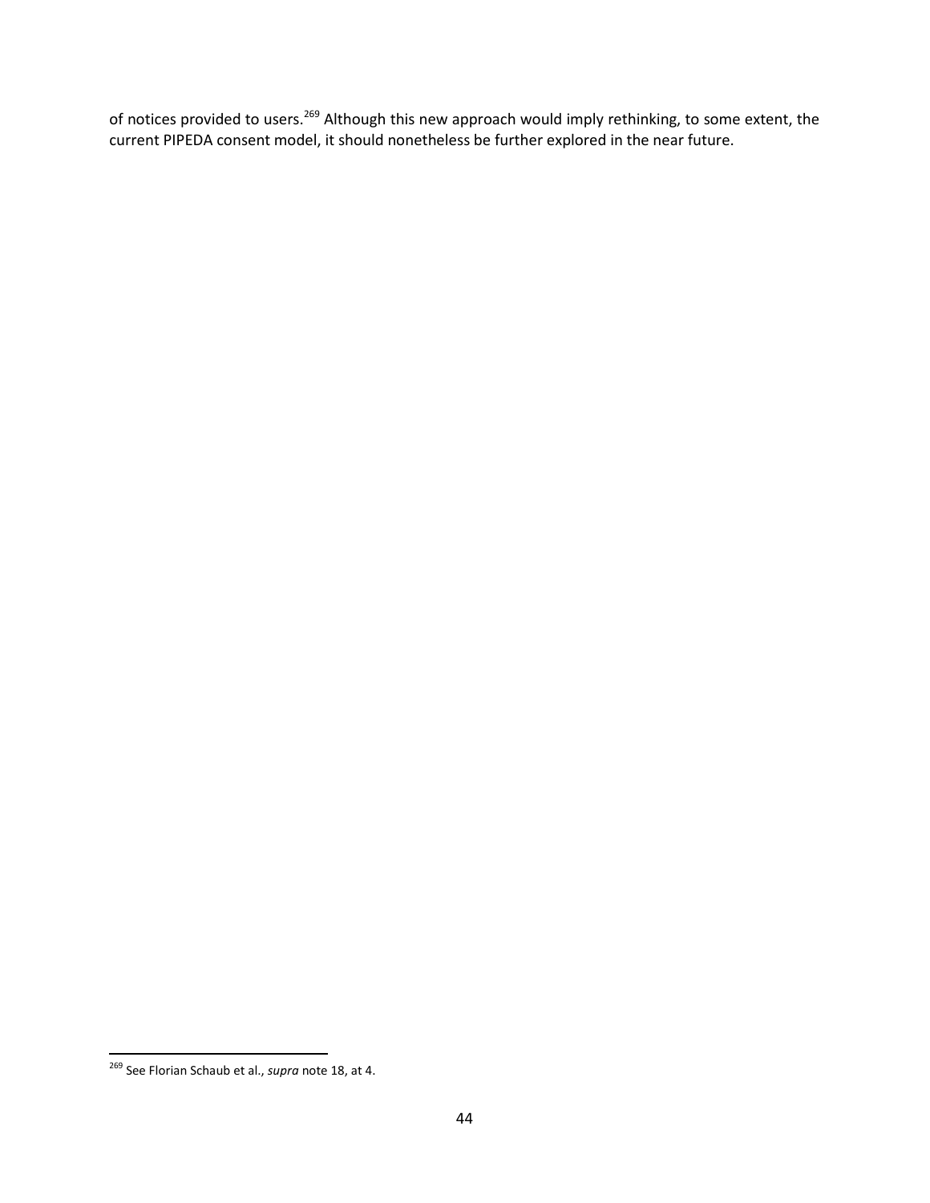of notices provided to users.[269] Although this new approach would imply rethinking, to some extent, the current PIPEDA consent model, it should nonetheless be further explored in the near future.

---

[269] See Florian Schaub et al., *supra* note 18, at 4.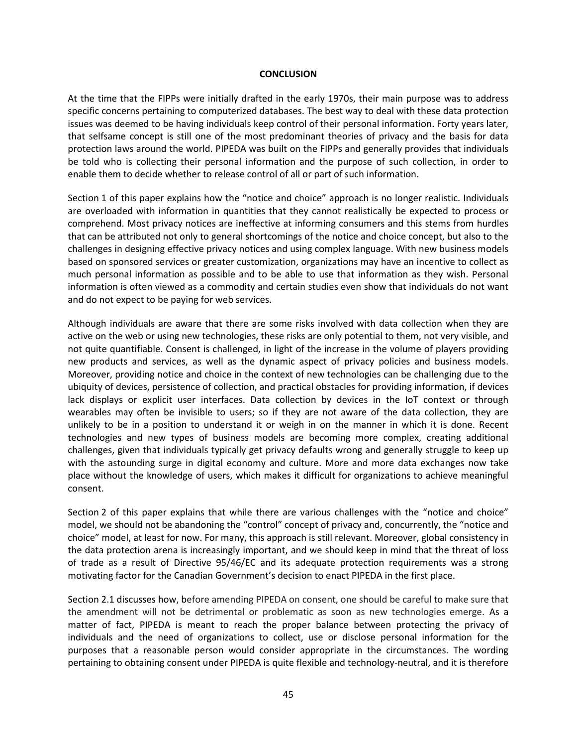**CONCLUSION**

At the time that the FIPPs were initially drafted in the early 1970s, their main purpose was to address specific concerns pertaining to computerized databases. The best way to deal with these data protection issues was deemed to be having individuals keep control of their personal information. Forty years later, that selfsame concept is still one of the most predominant theories of privacy and the basis for data protection laws around the world. PIPEDA was built on the FIPPs and generally provides that individuals be told who is collecting their personal information and the purpose of such collection, in order to enable them to decide whether to release control of all or part of such information.

Section 1 of this paper explains how the "notice and choice" approach is no longer realistic. Individuals are overloaded with information in quantities that they cannot realistically be expected to process or comprehend. Most privacy notices are ineffective at informing consumers and this stems from hurdles that can be attributed not only to general shortcomings of the notice and choice concept, but also to the challenges in designing effective privacy notices and using complex language. With new business models based on sponsored services or greater customization, organizations may have an incentive to collect as much personal information as possible and to be able to use that information as they wish. Personal information is often viewed as a commodity and certain studies even show that individuals do not want and do not expect to be paying for web services.

Although individuals are aware that there are some risks involved with data collection when they are active on the web or using new technologies, these risks are only potential to them, not very visible, and not quite quantifiable. Consent is challenged, in light of the increase in the volume of players providing new products and services, as well as the dynamic aspect of privacy policies and business models. Moreover, providing notice and choice in the context of new technologies can be challenging due to the ubiquity of devices, persistence of collection, and practical obstacles for providing information, if devices lack displays or explicit user interfaces. Data collection by devices in the IoT context or through wearables may often be invisible to users; so if they are not aware of the data collection, they are unlikely to be in a position to understand it or weigh in on the manner in which it is done. Recent technologies and new types of business models are becoming more complex, creating additional challenges, given that individuals typically get privacy defaults wrong and generally struggle to keep up with the astounding surge in digital economy and culture. More and more data exchanges now take place without the knowledge of users, which makes it difficult for organizations to achieve meaningful consent.

Section 2 of this paper explains that while there are various challenges with the "notice and choice" model, we should not be abandoning the "control" concept of privacy and, concurrently, the "notice and choice" model, at least for now. For many, this approach is still relevant. Moreover, global consistency in the data protection arena is increasingly important, and we should keep in mind that the threat of loss of trade as a result of Directive 95/46/EC and its adequate protection requirements was a strong motivating factor for the Canadian Government's decision to enact PIPEDA in the first place.

Section 2.1 discusses how, before amending PIPEDA on consent, one should be careful to make sure that the amendment will not be detrimental or problematic as soon as new technologies emerge. As a matter of fact, PIPEDA is meant to reach the proper balance between protecting the privacy of individuals and the need of organizations to collect, use or disclose personal information for the purposes that a reasonable person would consider appropriate in the circumstances. The wording pertaining to obtaining consent under PIPEDA is quite flexible and technology-neutral, and it is therefore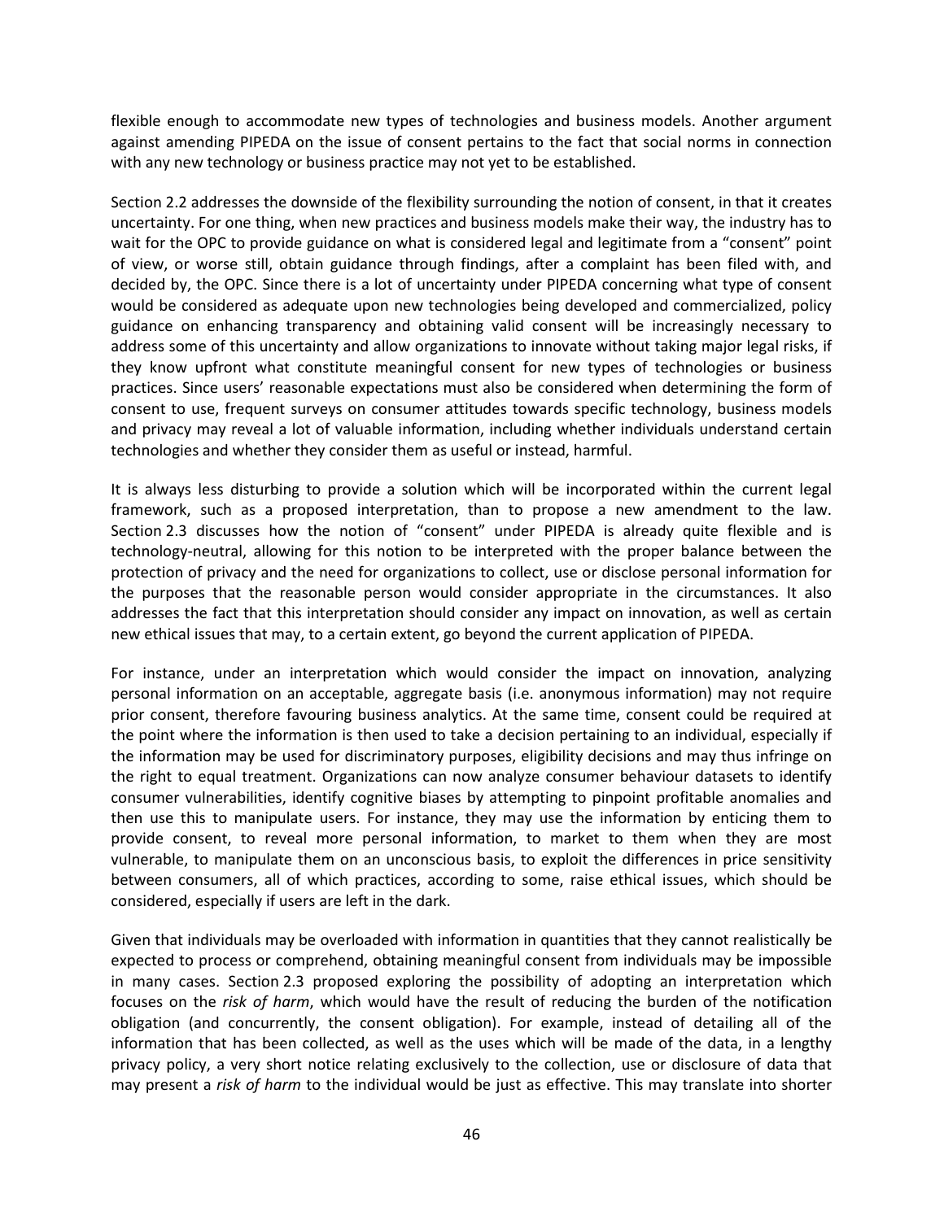flexible enough to accommodate new types of technologies and business models. Another argument against amending PIPEDA on the issue of consent pertains to the fact that social norms in connection with any new technology or business practice may not yet to be established.

Section 2.2 addresses the downside of the flexibility surrounding the notion of consent, in that it creates uncertainty. For one thing, when new practices and business models make their way, the industry has to wait for the OPC to provide guidance on what is considered legal and legitimate from a "consent" point of view, or worse still, obtain guidance through findings, after a complaint has been filed with, and decided by, the OPC. Since there is a lot of uncertainty under PIPEDA concerning what type of consent would be considered as adequate upon new technologies being developed and commercialized, policy guidance on enhancing transparency and obtaining valid consent will be increasingly necessary to address some of this uncertainty and allow organizations to innovate without taking major legal risks, if they know upfront what constitute meaningful consent for new types of technologies or business practices. Since users' reasonable expectations must also be considered when determining the form of consent to use, frequent surveys on consumer attitudes towards specific technology, business models and privacy may reveal a lot of valuable information, including whether individuals understand certain technologies and whether they consider them as useful or instead, harmful.

It is always less disturbing to provide a solution which will be incorporated within the current legal framework, such as a proposed interpretation, than to propose a new amendment to the law. Section 2.3 discusses how the notion of "consent" under PIPEDA is already quite flexible and is technology-neutral, allowing for this notion to be interpreted with the proper balance between the protection of privacy and the need for organizations to collect, use or disclose personal information for the purposes that the reasonable person would consider appropriate in the circumstances. It also addresses the fact that this interpretation should consider any impact on innovation, as well as certain new ethical issues that may, to a certain extent, go beyond the current application of PIPEDA.

For instance, under an interpretation which would consider the impact on innovation, analyzing personal information on an acceptable, aggregate basis (i.e. anonymous information) may not require prior consent, therefore favouring business analytics. At the same time, consent could be required at the point where the information is then used to take a decision pertaining to an individual, especially if the information may be used for discriminatory purposes, eligibility decisions and may thus infringe on the right to equal treatment. Organizations can now analyze consumer behaviour datasets to identify consumer vulnerabilities, identify cognitive biases by attempting to pinpoint profitable anomalies and then use this to manipulate users. For instance, they may use the information by enticing them to provide consent, to reveal more personal information, to market to them when they are most vulnerable, to manipulate them on an unconscious basis, to exploit the differences in price sensitivity between consumers, all of which practices, according to some, raise ethical issues, which should be considered, especially if users are left in the dark.

Given that individuals may be overloaded with information in quantities that they cannot realistically be expected to process or comprehend, obtaining meaningful consent from individuals may be impossible in many cases. Section 2.3 proposed exploring the possibility of adopting an interpretation which focuses on the *risk of harm*, which would have the result of reducing the burden of the notification obligation (and concurrently, the consent obligation). For example, instead of detailing all of the information that has been collected, as well as the uses which will be made of the data, in a lengthy privacy policy, a very short notice relating exclusively to the collection, use or disclosure of data that may present a *risk of harm* to the individual would be just as effective. This may translate into shorter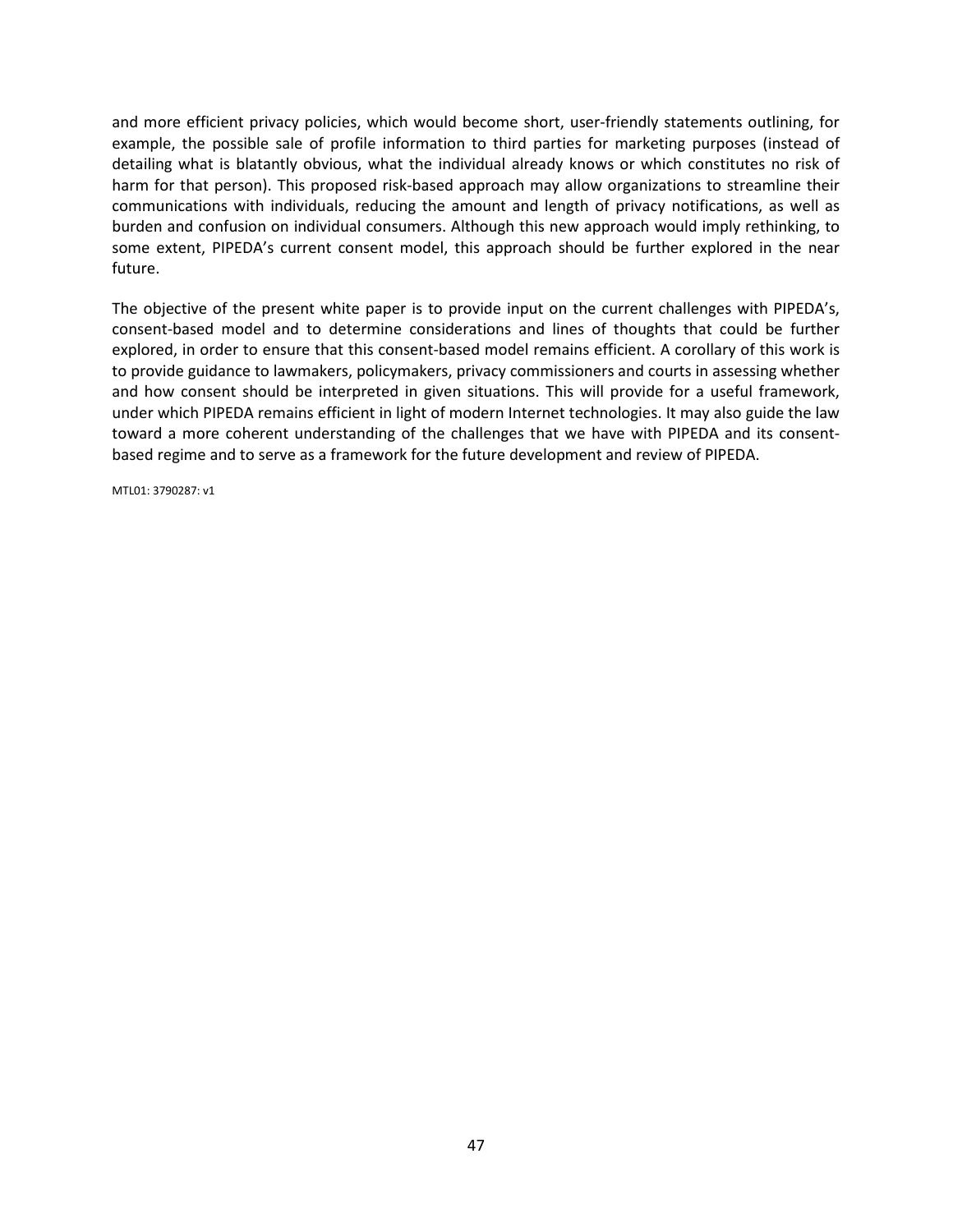and more efficient privacy policies, which would become short, user-friendly statements outlining, for example, the possible sale of profile information to third parties for marketing purposes (instead of detailing what is blatantly obvious, what the individual already knows or which constitutes no risk of harm for that person). This proposed risk-based approach may allow organizations to streamline their communications with individuals, reducing the amount and length of privacy notifications, as well as burden and confusion on individual consumers. Although this new approach would imply rethinking, to some extent, PIPEDA's current consent model, this approach should be further explored in the near future.

The objective of the present white paper is to provide input on the current challenges with PIPEDA's, consent-based model and to determine considerations and lines of thoughts that could be further explored, in order to ensure that this consent-based model remains efficient. A corollary of this work is to provide guidance to lawmakers, policymakers, privacy commissioners and courts in assessing whether and how consent should be interpreted in given situations. This will provide for a useful framework, under which PIPEDA remains efficient in light of modern Internet technologies. It may also guide the law toward a more coherent understanding of the challenges that we have with PIPEDA and its consent-based regime and to serve as a framework for the future development and review of PIPEDA.

MTL01: 3790287: v1